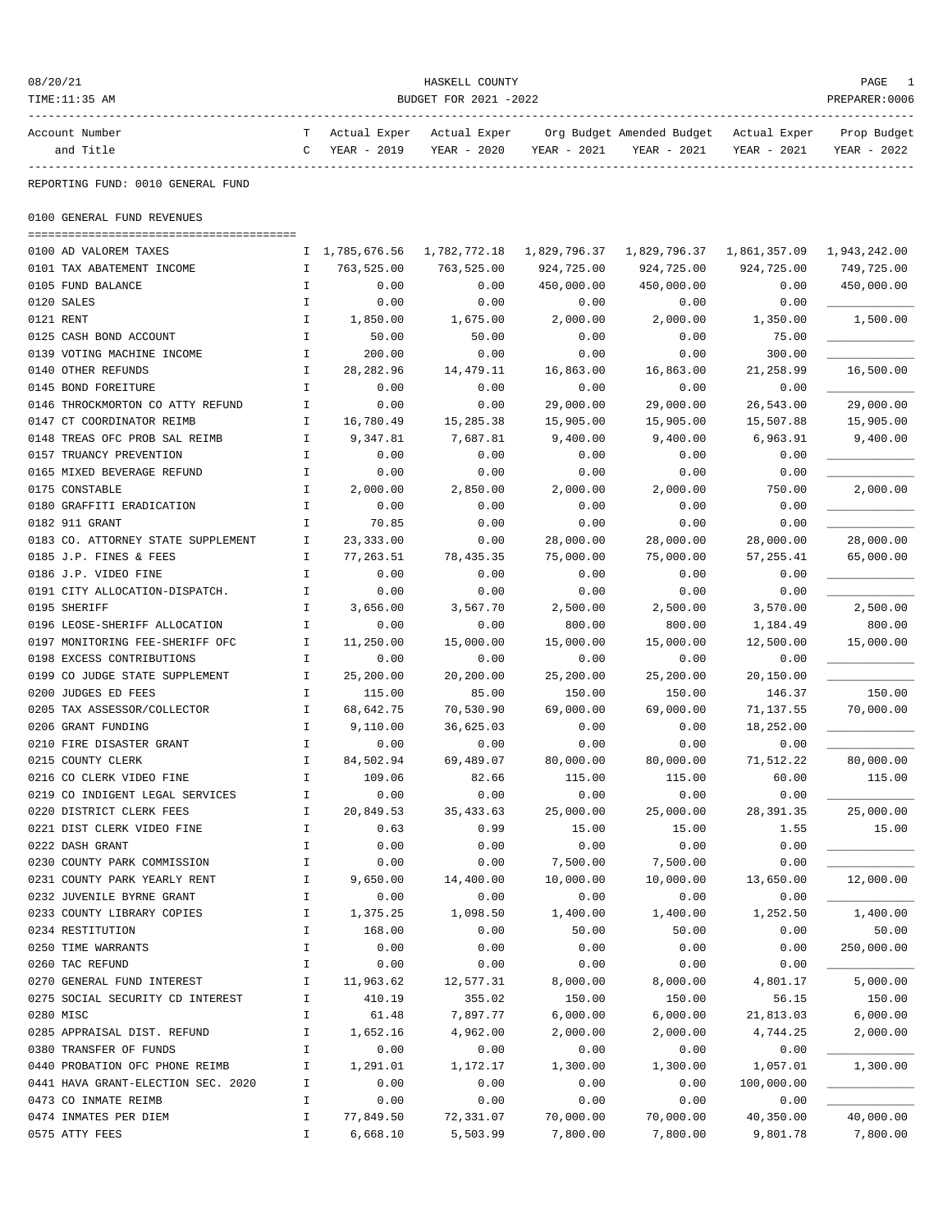08/20/21 HASKELL COUNTY
TIME:11:35 AM BUDGET FOR 2021 -2022 PREPARER:0006

REPORTING FUND: 0010 GENERAL FUND

0100 GENERAL FUND REVENUES

| Account Number and Title | TC | Actual Exper YEAR - 2019 | Actual Exper YEAR - 2020 | Org Budget YEAR - 2021 | Amended Budget YEAR - 2021 | Actual Exper YEAR - 2021 | Prop Budget YEAR - 2022 |
|---|---|---|---|---|---|---|---|
| 0100 AD VALOREM TAXES | I | 1,785,676.56 | 1,782,772.18 | 1,829,796.37 | 1,829,796.37 | 1,861,357.09 | 1,943,242.00 |
| 0101 TAX ABATEMENT INCOME | I | 763,525.00 | 763,525.00 | 924,725.00 | 924,725.00 | 924,725.00 | 749,725.00 |
| 0105 FUND BALANCE | I | 0.00 | 0.00 | 450,000.00 | 450,000.00 | 0.00 | 450,000.00 |
| 0120 SALES | I | 0.00 | 0.00 | 0.00 | 0.00 | 0.00 | ____________ |
| 0121 RENT | I | 1,850.00 | 1,675.00 | 2,000.00 | 2,000.00 | 1,350.00 | 1,500.00 |
| 0125 CASH BOND ACCOUNT | I | 50.00 | 50.00 | 0.00 | 0.00 | 75.00 | ____________ |
| 0139 VOTING MACHINE INCOME | I | 200.00 | 0.00 | 0.00 | 0.00 | 300.00 | ____________ |
| 0140 OTHER REFUNDS | I | 28,282.96 | 14,479.11 | 16,863.00 | 16,863.00 | 21,258.99 | 16,500.00 |
| 0145 BOND FOREITURE | I | 0.00 | 0.00 | 0.00 | 0.00 | 0.00 | ____________ |
| 0146 THROCKMORTON CO ATTY REFUND | I | 0.00 | 0.00 | 29,000.00 | 29,000.00 | 26,543.00 | 29,000.00 |
| 0147 CT COORDINATOR REIMB | I | 16,780.49 | 15,285.38 | 15,905.00 | 15,905.00 | 15,507.88 | 15,905.00 |
| 0148 TREAS OFC PROB SAL REIMB | I | 9,347.81 | 7,687.81 | 9,400.00 | 9,400.00 | 6,963.91 | 9,400.00 |
| 0157 TRUANCY PREVENTION | I | 0.00 | 0.00 | 0.00 | 0.00 | 0.00 | ____________ |
| 0165 MIXED BEVERAGE REFUND | I | 0.00 | 0.00 | 0.00 | 0.00 | 0.00 | ____________ |
| 0175 CONSTABLE | I | 2,000.00 | 2,850.00 | 2,000.00 | 2,000.00 | 750.00 | 2,000.00 |
| 0180 GRAFFITI ERADICATION | I | 0.00 | 0.00 | 0.00 | 0.00 | 0.00 | ____________ |
| 0182 911 GRANT | I | 70.85 | 0.00 | 0.00 | 0.00 | 0.00 | ____________ |
| 0183 CO. ATTORNEY STATE SUPPLEMENT | I | 23,333.00 | 0.00 | 28,000.00 | 28,000.00 | 28,000.00 | 28,000.00 |
| 0185 J.P. FINES & FEES | I | 77,263.51 | 78,435.35 | 75,000.00 | 75,000.00 | 57,255.41 | 65,000.00 |
| 0186 J.P. VIDEO FINE | I | 0.00 | 0.00 | 0.00 | 0.00 | 0.00 | ____________ |
| 0191 CITY ALLOCATION-DISPATCH. | I | 0.00 | 0.00 | 0.00 | 0.00 | 0.00 | ____________ |
| 0195 SHERIFF | I | 3,656.00 | 3,567.70 | 2,500.00 | 2,500.00 | 3,570.00 | 2,500.00 |
| 0196 LEOSE-SHERIFF ALLOCATION | I | 0.00 | 0.00 | 800.00 | 800.00 | 1,184.49 | 800.00 |
| 0197 MONITORING FEE-SHERIFF OFC | I | 11,250.00 | 15,000.00 | 15,000.00 | 15,000.00 | 12,500.00 | 15,000.00 |
| 0198 EXCESS CONTRIBUTIONS | I | 0.00 | 0.00 | 0.00 | 0.00 | 0.00 | ____________ |
| 0199 CO JUDGE STATE SUPPLEMENT | I | 25,200.00 | 20,200.00 | 25,200.00 | 25,200.00 | 20,150.00 | ____________ |
| 0200 JUDGES ED FEES | I | 115.00 | 85.00 | 150.00 | 150.00 | 146.37 | 150.00 |
| 0205 TAX ASSESSOR/COLLECTOR | I | 68,642.75 | 70,530.90 | 69,000.00 | 69,000.00 | 71,137.55 | 70,000.00 |
| 0206 GRANT FUNDING | I | 9,110.00 | 36,625.03 | 0.00 | 0.00 | 18,252.00 | ____________ |
| 0210 FIRE DISASTER GRANT | I | 0.00 | 0.00 | 0.00 | 0.00 | 0.00 | ____________ |
| 0215 COUNTY CLERK | I | 84,502.94 | 69,489.07 | 80,000.00 | 80,000.00 | 71,512.22 | 80,000.00 |
| 0216 CO CLERK VIDEO FINE | I | 109.06 | 82.66 | 115.00 | 115.00 | 60.00 | 115.00 |
| 0219 CO INDIGENT LEGAL SERVICES | I | 0.00 | 0.00 | 0.00 | 0.00 | 0.00 | ____________ |
| 0220 DISTRICT CLERK FEES | I | 20,849.53 | 35,433.63 | 25,000.00 | 25,000.00 | 28,391.35 | 25,000.00 |
| 0221 DIST CLERK VIDEO FINE | I | 0.63 | 0.99 | 15.00 | 15.00 | 1.55 | 15.00 |
| 0222 DASH GRANT | I | 0.00 | 0.00 | 0.00 | 0.00 | 0.00 | ____________ |
| 0230 COUNTY PARK COMMISSION | I | 0.00 | 0.00 | 7,500.00 | 7,500.00 | 0.00 | ____________ |
| 0231 COUNTY PARK YEARLY RENT | I | 9,650.00 | 14,400.00 | 10,000.00 | 10,000.00 | 13,650.00 | 12,000.00 |
| 0232 JUVENILE BYRNE GRANT | I | 0.00 | 0.00 | 0.00 | 0.00 | 0.00 | ____________ |
| 0233 COUNTY LIBRARY COPIES | I | 1,375.25 | 1,098.50 | 1,400.00 | 1,400.00 | 1,252.50 | 1,400.00 |
| 0234 RESTITUTION | I | 168.00 | 0.00 | 50.00 | 50.00 | 0.00 | 50.00 |
| 0250 TIME WARRANTS | I | 0.00 | 0.00 | 0.00 | 0.00 | 0.00 | 250,000.00 |
| 0260 TAC REFUND | I | 0.00 | 0.00 | 0.00 | 0.00 | 0.00 | ____________ |
| 0270 GENERAL FUND INTEREST | I | 11,963.62 | 12,577.31 | 8,000.00 | 8,000.00 | 4,801.17 | 5,000.00 |
| 0275 SOCIAL SECURITY CD INTEREST | I | 410.19 | 355.02 | 150.00 | 150.00 | 56.15 | 150.00 |
| 0280 MISC | I | 61.48 | 7,897.77 | 6,000.00 | 6,000.00 | 21,813.03 | 6,000.00 |
| 0285 APPRAISAL DIST. REFUND | I | 1,652.16 | 4,962.00 | 2,000.00 | 2,000.00 | 4,744.25 | 2,000.00 |
| 0380 TRANSFER OF FUNDS | I | 0.00 | 0.00 | 0.00 | 0.00 | 0.00 | ____________ |
| 0440 PROBATION OFC PHONE REIMB | I | 1,291.01 | 1,172.17 | 1,300.00 | 1,300.00 | 1,057.01 | 1,300.00 |
| 0441 HAVA GRANT-ELECTION SEC. 2020 | I | 0.00 | 0.00 | 0.00 | 0.00 | 100,000.00 | ____________ |
| 0473 CO INMATE REIMB | I | 0.00 | 0.00 | 0.00 | 0.00 | 0.00 | ____________ |
| 0474 INMATES PER DIEM | I | 77,849.50 | 72,331.07 | 70,000.00 | 70,000.00 | 40,350.00 | 40,000.00 |
| 0575 ATTY FEES | I | 6,668.10 | 5,503.99 | 7,800.00 | 7,800.00 | 9,801.78 | 7,800.00 |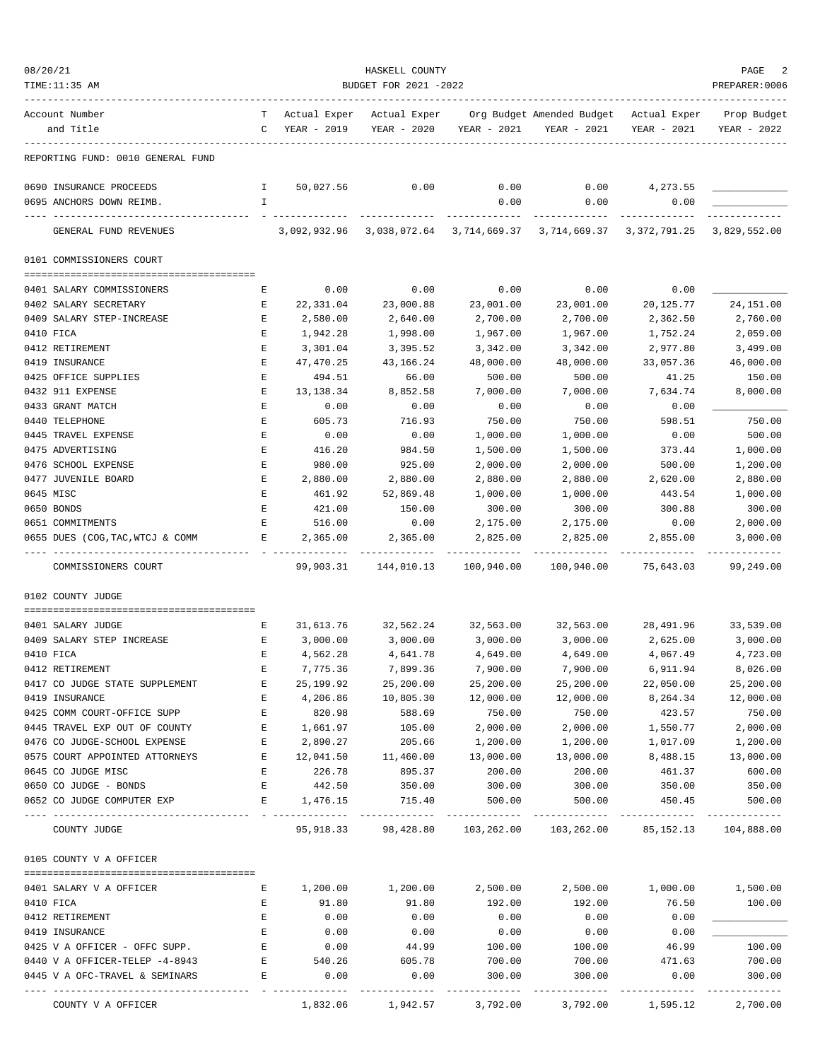HASKELL COUNTY

BUDGET FOR 2021 -2022

PREPARER:0006

| Account Number and Title | TC | Actual Exper YEAR - 2019 | Actual Exper YEAR - 2020 | Org Budget YEAR - 2021 | Amended Budget YEAR - 2021 | Actual Exper YEAR - 2021 | Prop Budget YEAR - 2022 |
|---|---|---|---|---|---|---|---|
| REPORTING FUND: 0010 GENERAL FUND | | | | | | | |
| 0690 INSURANCE PROCEEDS | I | 50,027.56 | 0.00 | 0.00 | 0.00 | 4,273.55 | |
| 0695 ANCHORS DOWN REIMB. | I | | | 0.00 | 0.00 | 0.00 | |
| GENERAL FUND REVENUES | | 3,092,932.96 | 3,038,072.64 | 3,714,669.37 | 3,714,669.37 | 3,372,791.25 | 3,829,552.00 |
| **0101 COMMISSIONERS COURT** | | | | | | | |
| 0401 SALARY COMMISSIONERS | E | 0.00 | 0.00 | 0.00 | 0.00 | 0.00 | |
| 0402 SALARY SECRETARY | E | 22,331.04 | 23,000.88 | 23,001.00 | 23,001.00 | 20,125.77 | 24,151.00 |
| 0409 SALARY STEP-INCREASE | E | 2,580.00 | 2,640.00 | 2,700.00 | 2,700.00 | 2,362.50 | 2,760.00 |
| 0410 FICA | E | 1,942.28 | 1,998.00 | 1,967.00 | 1,967.00 | 1,752.24 | 2,059.00 |
| 0412 RETIREMENT | E | 3,301.04 | 3,395.52 | 3,342.00 | 3,342.00 | 2,977.80 | 3,499.00 |
| 0419 INSURANCE | E | 47,470.25 | 43,166.24 | 48,000.00 | 48,000.00 | 33,057.36 | 46,000.00 |
| 0425 OFFICE SUPPLIES | E | 494.51 | 66.00 | 500.00 | 500.00 | 41.25 | 150.00 |
| 0432 911 EXPENSE | E | 13,138.34 | 8,852.58 | 7,000.00 | 7,000.00 | 7,634.74 | 8,000.00 |
| 0433 GRANT MATCH | E | 0.00 | 0.00 | 0.00 | 0.00 | 0.00 | |
| 0440 TELEPHONE | E | 605.73 | 716.93 | 750.00 | 750.00 | 598.51 | 750.00 |
| 0445 TRAVEL EXPENSE | E | 0.00 | 0.00 | 1,000.00 | 1,000.00 | 0.00 | 500.00 |
| 0475 ADVERTISING | E | 416.20 | 984.50 | 1,500.00 | 1,500.00 | 373.44 | 1,000.00 |
| 0476 SCHOOL EXPENSE | E | 980.00 | 925.00 | 2,000.00 | 2,000.00 | 500.00 | 1,200.00 |
| 0477 JUVENILE BOARD | E | 2,880.00 | 2,880.00 | 2,880.00 | 2,880.00 | 2,620.00 | 2,880.00 |
| 0645 MISC | E | 461.92 | 52,869.48 | 1,000.00 | 1,000.00 | 443.54 | 1,000.00 |
| 0650 BONDS | E | 421.00 | 150.00 | 300.00 | 300.00 | 300.88 | 300.00 |
| 0651 COMMITMENTS | E | 516.00 | 0.00 | 2,175.00 | 2,175.00 | 0.00 | 2,000.00 |
| 0655 DUES (COG,TAC,WTCJ & COMM | E | 2,365.00 | 2,365.00 | 2,825.00 | 2,825.00 | 2,855.00 | 3,000.00 |
| COMMISSIONERS COURT | | 99,903.31 | 144,010.13 | 100,940.00 | 100,940.00 | 75,643.03 | 99,249.00 |
| **0102 COUNTY JUDGE** | | | | | | | |
| 0401 SALARY JUDGE | E | 31,613.76 | 32,562.24 | 32,563.00 | 32,563.00 | 28,491.96 | 33,539.00 |
| 0409 SALARY STEP INCREASE | E | 3,000.00 | 3,000.00 | 3,000.00 | 3,000.00 | 2,625.00 | 3,000.00 |
| 0410 FICA | E | 4,562.28 | 4,641.78 | 4,649.00 | 4,649.00 | 4,067.49 | 4,723.00 |
| 0412 RETIREMENT | E | 7,775.36 | 7,899.36 | 7,900.00 | 7,900.00 | 6,911.94 | 8,026.00 |
| 0417 CO JUDGE STATE SUPPLEMENT | E | 25,199.92 | 25,200.00 | 25,200.00 | 25,200.00 | 22,050.00 | 25,200.00 |
| 0419 INSURANCE | E | 4,206.86 | 10,805.30 | 12,000.00 | 12,000.00 | 8,264.34 | 12,000.00 |
| 0425 COMM COURT-OFFICE SUPP | E | 820.98 | 588.69 | 750.00 | 750.00 | 423.57 | 750.00 |
| 0445 TRAVEL EXP OUT OF COUNTY | E | 1,661.97 | 105.00 | 2,000.00 | 2,000.00 | 1,550.77 | 2,000.00 |
| 0476 CO JUDGE-SCHOOL EXPENSE | E | 2,890.27 | 205.66 | 1,200.00 | 1,200.00 | 1,017.09 | 1,200.00 |
| 0575 COURT APPOINTED ATTORNEYS | E | 12,041.50 | 11,460.00 | 13,000.00 | 13,000.00 | 8,488.15 | 13,000.00 |
| 0645 CO JUDGE MISC | E | 226.78 | 895.37 | 200.00 | 200.00 | 461.37 | 600.00 |
| 0650 CO JUDGE - BONDS | E | 442.50 | 350.00 | 300.00 | 300.00 | 350.00 | 350.00 |
| 0652 CO JUDGE COMPUTER EXP | E | 1,476.15 | 715.40 | 500.00 | 500.00 | 450.45 | 500.00 |
| COUNTY JUDGE | | 95,918.33 | 98,428.80 | 103,262.00 | 103,262.00 | 85,152.13 | 104,888.00 |
| **0105 COUNTY V A OFFICER** | | | | | | | |
| 0401 SALARY V A OFFICER | E | 1,200.00 | 1,200.00 | 2,500.00 | 2,500.00 | 1,000.00 | 1,500.00 |
| 0410 FICA | E | 91.80 | 91.80 | 192.00 | 192.00 | 76.50 | 100.00 |
| 0412 RETIREMENT | E | 0.00 | 0.00 | 0.00 | 0.00 | 0.00 | |
| 0419 INSURANCE | E | 0.00 | 0.00 | 0.00 | 0.00 | 0.00 | |
| 0425 V A OFFICER - OFFC SUPP. | E | 0.00 | 44.99 | 100.00 | 100.00 | 46.99 | 100.00 |
| 0440 V A OFFICER-TELEP -4-8943 | E | 540.26 | 605.78 | 700.00 | 700.00 | 471.63 | 700.00 |
| 0445 V A OFC-TRAVEL & SEMINARS | E | 0.00 | 0.00 | 300.00 | 300.00 | 0.00 | 300.00 |
| COUNTY V A OFFICER | | 1,832.06 | 1,942.57 | 3,792.00 | 3,792.00 | 1,595.12 | 2,700.00 |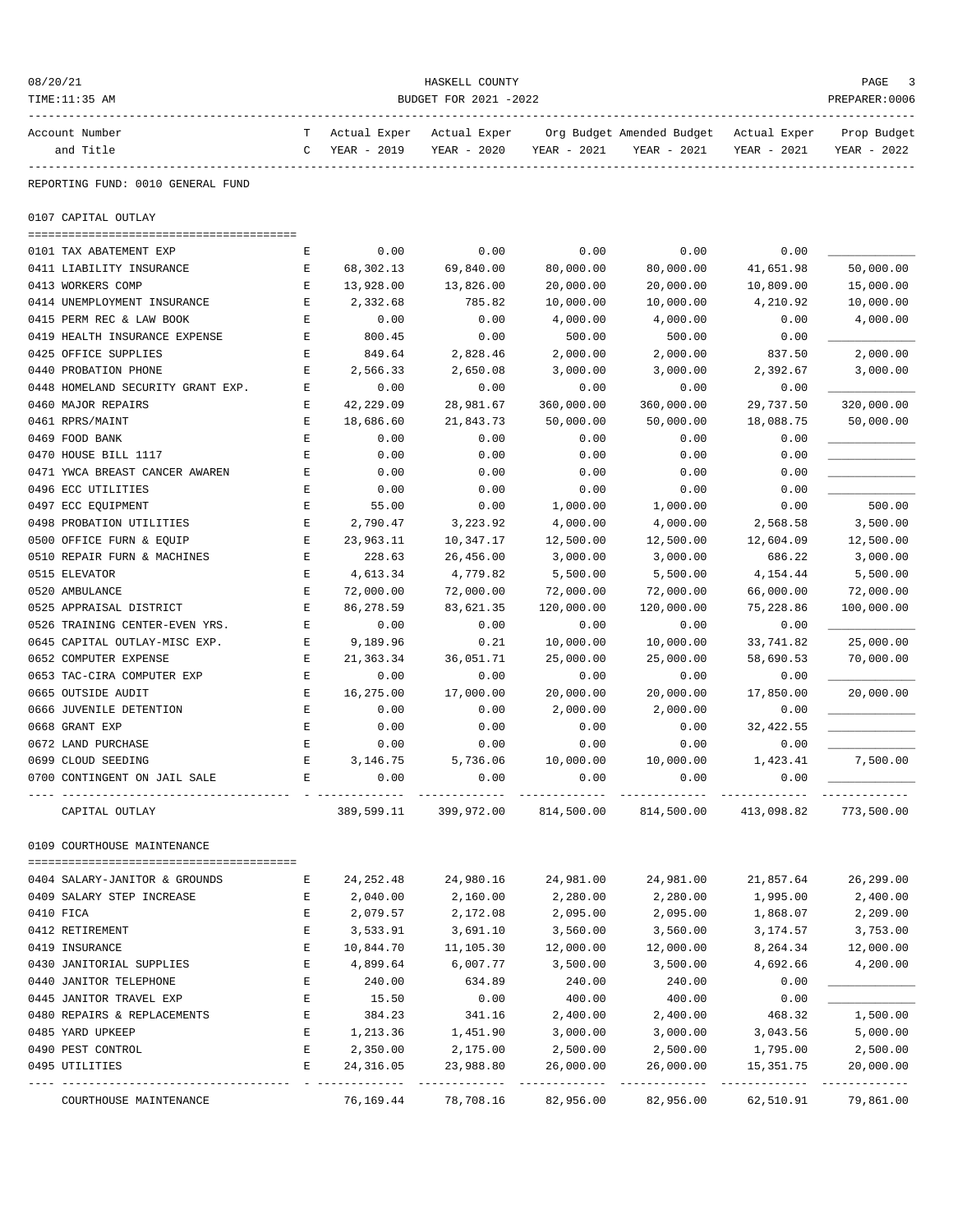HASKELL COUNTY

BUDGET FOR 2021 -2022

REPORTING FUND: 0010 GENERAL FUND

## 0107 CAPITAL OUTLAY

| Account Number and Title | TC | Actual Exper YEAR - 2019 | Actual Exper YEAR - 2020 | Org Budget YEAR - 2021 | Amended Budget YEAR - 2021 | Actual Exper YEAR - 2021 | Prop Budget YEAR - 2022 |
|---|---|---|---|---|---|---|---|
| 0101 TAX ABATEMENT EXP | E | 0.00 | 0.00 | 0.00 | 0.00 | 0.00 | ____________ |
| 0411 LIABILITY INSURANCE | E | 68,302.13 | 69,840.00 | 80,000.00 | 80,000.00 | 41,651.98 | 50,000.00 |
| 0413 WORKERS COMP | E | 13,928.00 | 13,826.00 | 20,000.00 | 20,000.00 | 10,809.00 | 15,000.00 |
| 0414 UNEMPLOYMENT INSURANCE | E | 2,332.68 | 785.82 | 10,000.00 | 10,000.00 | 4,210.92 | 10,000.00 |
| 0415 PERM REC & LAW BOOK | E | 0.00 | 0.00 | 4,000.00 | 4,000.00 | 0.00 | 4,000.00 |
| 0419 HEALTH INSURANCE EXPENSE | E | 800.45 | 0.00 | 500.00 | 500.00 | 0.00 | ____________ |
| 0425 OFFICE SUPPLIES | E | 849.64 | 2,828.46 | 2,000.00 | 2,000.00 | 837.50 | 2,000.00 |
| 0440 PROBATION PHONE | E | 2,566.33 | 2,650.08 | 3,000.00 | 3,000.00 | 2,392.67 | 3,000.00 |
| 0448 HOMELAND SECURITY GRANT EXP. | E | 0.00 | 0.00 | 0.00 | 0.00 | 0.00 | ____________ |
| 0460 MAJOR REPAIRS | E | 42,229.09 | 28,981.67 | 360,000.00 | 360,000.00 | 29,737.50 | 320,000.00 |
| 0461 RPRS/MAINT | E | 18,686.60 | 21,843.73 | 50,000.00 | 50,000.00 | 18,088.75 | 50,000.00 |
| 0469 FOOD BANK | E | 0.00 | 0.00 | 0.00 | 0.00 | 0.00 | ____________ |
| 0470 HOUSE BILL 1117 | E | 0.00 | 0.00 | 0.00 | 0.00 | 0.00 | ____________ |
| 0471 YWCA BREAST CANCER AWAREN | E | 0.00 | 0.00 | 0.00 | 0.00 | 0.00 | ____________ |
| 0496 ECC UTILITIES | E | 0.00 | 0.00 | 0.00 | 0.00 | 0.00 | ____________ |
| 0497 ECC EQUIPMENT | E | 55.00 | 0.00 | 1,000.00 | 1,000.00 | 0.00 | 500.00 |
| 0498 PROBATION UTILITIES | E | 2,790.47 | 3,223.92 | 4,000.00 | 4,000.00 | 2,568.58 | 3,500.00 |
| 0500 OFFICE FURN & EQUIP | E | 23,963.11 | 10,347.17 | 12,500.00 | 12,500.00 | 12,604.09 | 12,500.00 |
| 0510 REPAIR FURN & MACHINES | E | 228.63 | 26,456.00 | 3,000.00 | 3,000.00 | 686.22 | 3,000.00 |
| 0515 ELEVATOR | E | 4,613.34 | 4,779.82 | 5,500.00 | 5,500.00 | 4,154.44 | 5,500.00 |
| 0520 AMBULANCE | E | 72,000.00 | 72,000.00 | 72,000.00 | 72,000.00 | 66,000.00 | 72,000.00 |
| 0525 APPRAISAL DISTRICT | E | 86,278.59 | 83,621.35 | 120,000.00 | 120,000.00 | 75,228.86 | 100,000.00 |
| 0526 TRAINING CENTER-EVEN YRS. | E | 0.00 | 0.00 | 0.00 | 0.00 | 0.00 | ____________ |
| 0645 CAPITAL OUTLAY-MISC EXP. | E | 9,189.96 | 0.21 | 10,000.00 | 10,000.00 | 33,741.82 | 25,000.00 |
| 0652 COMPUTER EXPENSE | E | 21,363.34 | 36,051.71 | 25,000.00 | 25,000.00 | 58,690.53 | 70,000.00 |
| 0653 TAC-CIRA COMPUTER EXP | E | 0.00 | 0.00 | 0.00 | 0.00 | 0.00 | ____________ |
| 0665 OUTSIDE AUDIT | E | 16,275.00 | 17,000.00 | 20,000.00 | 20,000.00 | 17,850.00 | 20,000.00 |
| 0666 JUVENILE DETENTION | E | 0.00 | 0.00 | 2,000.00 | 2,000.00 | 0.00 | ____________ |
| 0668 GRANT EXP | E | 0.00 | 0.00 | 0.00 | 0.00 | 32,422.55 | ____________ |
| 0672 LAND PURCHASE | E | 0.00 | 0.00 | 0.00 | 0.00 | 0.00 | ____________ |
| 0699 CLOUD SEEDING | E | 3,146.75 | 5,736.06 | 10,000.00 | 10,000.00 | 1,423.41 | 7,500.00 |
| 0700 CONTINGENT ON JAIL SALE | E | 0.00 | 0.00 | 0.00 | 0.00 | 0.00 | ____________ |
| CAPITAL OUTLAY | | 389,599.11 | 399,972.00 | 814,500.00 | 814,500.00 | 413,098.82 | 773,500.00 |

## 0109 COURTHOUSE MAINTENANCE

| Account Number and Title | TC | Actual Exper YEAR - 2019 | Actual Exper YEAR - 2020 | Org Budget YEAR - 2021 | Amended Budget YEAR - 2021 | Actual Exper YEAR - 2021 | Prop Budget YEAR - 2022 |
|---|---|---|---|---|---|---|---|
| 0404 SALARY-JANITOR & GROUNDS | E | 24,252.48 | 24,980.16 | 24,981.00 | 24,981.00 | 21,857.64 | 26,299.00 |
| 0409 SALARY STEP INCREASE | E | 2,040.00 | 2,160.00 | 2,280.00 | 2,280.00 | 1,995.00 | 2,400.00 |
| 0410 FICA | E | 2,079.57 | 2,172.08 | 2,095.00 | 2,095.00 | 1,868.07 | 2,209.00 |
| 0412 RETIREMENT | E | 3,533.91 | 3,691.10 | 3,560.00 | 3,560.00 | 3,174.57 | 3,753.00 |
| 0419 INSURANCE | E | 10,844.70 | 11,105.30 | 12,000.00 | 12,000.00 | 8,264.34 | 12,000.00 |
| 0430 JANITORIAL SUPPLIES | E | 4,899.64 | 6,007.77 | 3,500.00 | 3,500.00 | 4,692.66 | 4,200.00 |
| 0440 JANITOR TELEPHONE | E | 240.00 | 634.89 | 240.00 | 240.00 | 0.00 | ____________ |
| 0445 JANITOR TRAVEL EXP | E | 15.50 | 0.00 | 400.00 | 400.00 | 0.00 | ____________ |
| 0480 REPAIRS & REPLACEMENTS | E | 384.23 | 341.16 | 2,400.00 | 2,400.00 | 468.32 | 1,500.00 |
| 0485 YARD UPKEEP | E | 1,213.36 | 1,451.90 | 3,000.00 | 3,000.00 | 3,043.56 | 5,000.00 |
| 0490 PEST CONTROL | E | 2,350.00 | 2,175.00 | 2,500.00 | 2,500.00 | 1,795.00 | 2,500.00 |
| 0495 UTILITIES | E | 24,316.05 | 23,988.80 | 26,000.00 | 26,000.00 | 15,351.75 | 20,000.00 |
| COURTHOUSE MAINTENANCE | | 76,169.44 | 78,708.16 | 82,956.00 | 82,956.00 | 62,510.91 | 79,861.00 |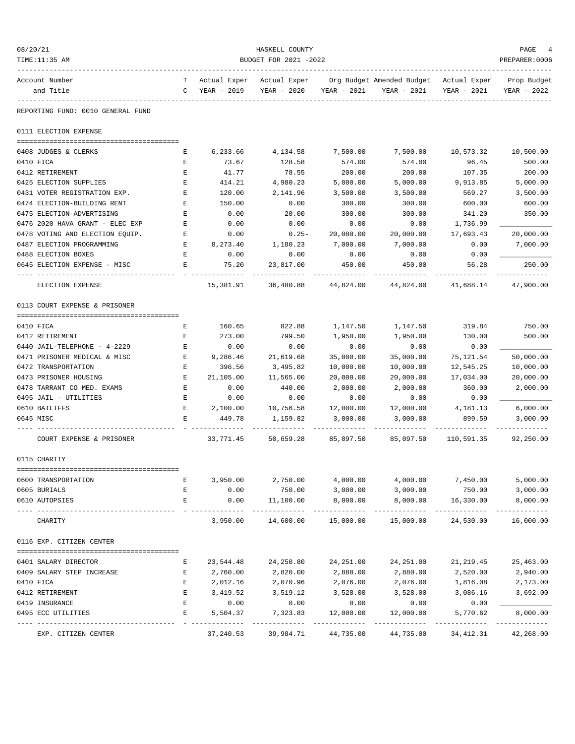REPORTING FUND: 0010 GENERAL FUND

## 0111 ELECTION EXPENSE

| Account Number and Title | TC | Actual Exper YEAR - 2019 | Actual Exper YEAR - 2020 | Org Budget YEAR - 2021 | Amended Budget YEAR - 2021 | Actual Exper YEAR - 2021 | Prop Budget YEAR - 2022 |
|---|---|---|---|---|---|---|---|
| 0408 JUDGES & CLERKS | E | 6,233.66 | 4,134.58 | 7,500.00 | 7,500.00 | 10,573.32 | 10,500.00 |
| 0410 FICA | E | 73.67 | 128.58 | 574.00 | 574.00 | 96.45 | 500.00 |
| 0412 RETIREMENT | E | 41.77 | 78.55 | 200.00 | 200.00 | 107.35 | 200.00 |
| 0425 ELECTION SUPPLIES | E | 414.21 | 4,980.23 | 5,000.00 | 5,000.00 | 9,913.85 | 5,000.00 |
| 0431 VOTER REGISTRATION EXP. | E | 120.00 | 2,141.96 | 3,500.00 | 3,500.00 | 569.27 | 3,500.00 |
| 0474 ELECTION-BUILDING RENT | E | 150.00 | 0.00 | 300.00 | 300.00 | 600.00 | 600.00 |
| 0475 ELECTION-ADVERTISING | E | 0.00 | 20.00 | 300.00 | 300.00 | 341.20 | 350.00 |
| 0476 2020 HAVA GRANT - ELEC EXP | E | 0.00 | 0.00 | 0.00 | 0.00 | 1,736.99 | ____________ |
| 0478 VOTING AND ELECTION EQUIP. | E | 0.00 | 0.25- | 20,000.00 | 20,000.00 | 17,693.43 | 20,000.00 |
| 0487 ELECTION PROGRAMMING | E | 8,273.40 | 1,180.23 | 7,000.00 | 7,000.00 | 0.00 | 7,000.00 |
| 0488 ELECTION BOXES | E | 0.00 | 0.00 | 0.00 | 0.00 | 0.00 | ____________ |
| 0645 ELECTION EXPENSE - MISC | E | 75.20 | 23,817.00 | 450.00 | 450.00 | 56.28 | 250.00 |
| ELECTION EXPENSE | | 15,381.91 | 36,480.88 | 44,824.00 | 44,824.00 | 41,688.14 | 47,900.00 |

## 0113 COURT EXPENSE & PRISONER

| Account Number and Title | TC | Actual Exper YEAR - 2019 | Actual Exper YEAR - 2020 | Org Budget YEAR - 2021 | Amended Budget YEAR - 2021 | Actual Exper YEAR - 2021 | Prop Budget YEAR - 2022 |
|---|---|---|---|---|---|---|---|
| 0410 FICA | E | 160.65 | 822.88 | 1,147.50 | 1,147.50 | 319.84 | 750.00 |
| 0412 RETIREMENT | E | 273.00 | 799.50 | 1,950.00 | 1,950.00 | 130.00 | 500.00 |
| 0440 JAIL-TELEPHONE - 4-2229 | E | 0.00 | 0.00 | 0.00 | 0.00 | 0.00 | ____________ |
| 0471 PRISONER MEDICAL & MISC | E | 9,286.46 | 21,619.68 | 35,000.00 | 35,000.00 | 75,121.54 | 50,000.00 |
| 0472 TRANSPORTATION | E | 396.56 | 3,495.82 | 10,000.00 | 10,000.00 | 12,545.25 | 10,000.00 |
| 0473 PRISONER HOUSING | E | 21,105.00 | 11,565.00 | 20,000.00 | 20,000.00 | 17,034.00 | 20,000.00 |
| 0478 TARRANT CO MED. EXAMS | E | 0.00 | 440.00 | 2,000.00 | 2,000.00 | 360.00 | 2,000.00 |
| 0495 JAIL - UTILITIES | E | 0.00 | 0.00 | 0.00 | 0.00 | 0.00 | ____________ |
| 0610 BAILIFFS | E | 2,100.00 | 10,756.58 | 12,000.00 | 12,000.00 | 4,181.13 | 6,000.00 |
| 0645 MISC | E | 449.78 | 1,159.82 | 3,000.00 | 3,000.00 | 899.59 | 3,000.00 |
| COURT EXPENSE & PRISONER | | 33,771.45 | 50,659.28 | 85,097.50 | 85,097.50 | 110,591.35 | 92,250.00 |

## 0115 CHARITY

| Account Number and Title | TC | Actual Exper YEAR - 2019 | Actual Exper YEAR - 2020 | Org Budget YEAR - 2021 | Amended Budget YEAR - 2021 | Actual Exper YEAR - 2021 | Prop Budget YEAR - 2022 |
|---|---|---|---|---|---|---|---|
| 0600 TRANSPORTATION | E | 3,950.00 | 2,750.00 | 4,000.00 | 4,000.00 | 7,450.00 | 5,000.00 |
| 0605 BURIALS | E | 0.00 | 750.00 | 3,000.00 | 3,000.00 | 750.00 | 3,000.00 |
| 0610 AUTOPSIES | E | 0.00 | 11,100.00 | 8,000.00 | 8,000.00 | 16,330.00 | 8,000.00 |
| CHARITY | | 3,950.00 | 14,600.00 | 15,000.00 | 15,000.00 | 24,530.00 | 16,000.00 |

## 0116 EXP. CITIZEN CENTER

| Account Number and Title | TC | Actual Exper YEAR - 2019 | Actual Exper YEAR - 2020 | Org Budget YEAR - 2021 | Amended Budget YEAR - 2021 | Actual Exper YEAR - 2021 | Prop Budget YEAR - 2022 |
|---|---|---|---|---|---|---|---|
| 0401 SALARY DIRECTOR | E | 23,544.48 | 24,250.80 | 24,251.00 | 24,251.00 | 21,219.45 | 25,463.00 |
| 0409 SALARY STEP INCREASE | E | 2,760.00 | 2,820.00 | 2,880.00 | 2,880.00 | 2,520.00 | 2,940.00 |
| 0410 FICA | E | 2,012.16 | 2,070.96 | 2,076.00 | 2,076.00 | 1,816.08 | 2,173.00 |
| 0412 RETIREMENT | E | 3,419.52 | 3,519.12 | 3,528.00 | 3,528.00 | 3,086.16 | 3,692.00 |
| 0419 INSURANCE | E | 0.00 | 0.00 | 0.00 | 0.00 | 0.00 | ____________ |
| 0495 ECC UTILITIES | E | 5,504.37 | 7,323.83 | 12,000.00 | 12,000.00 | 5,770.62 | 8,000.00 |
| EXP. CITIZEN CENTER | | 37,240.53 | 39,984.71 | 44,735.00 | 44,735.00 | 34,412.31 | 42,268.00 |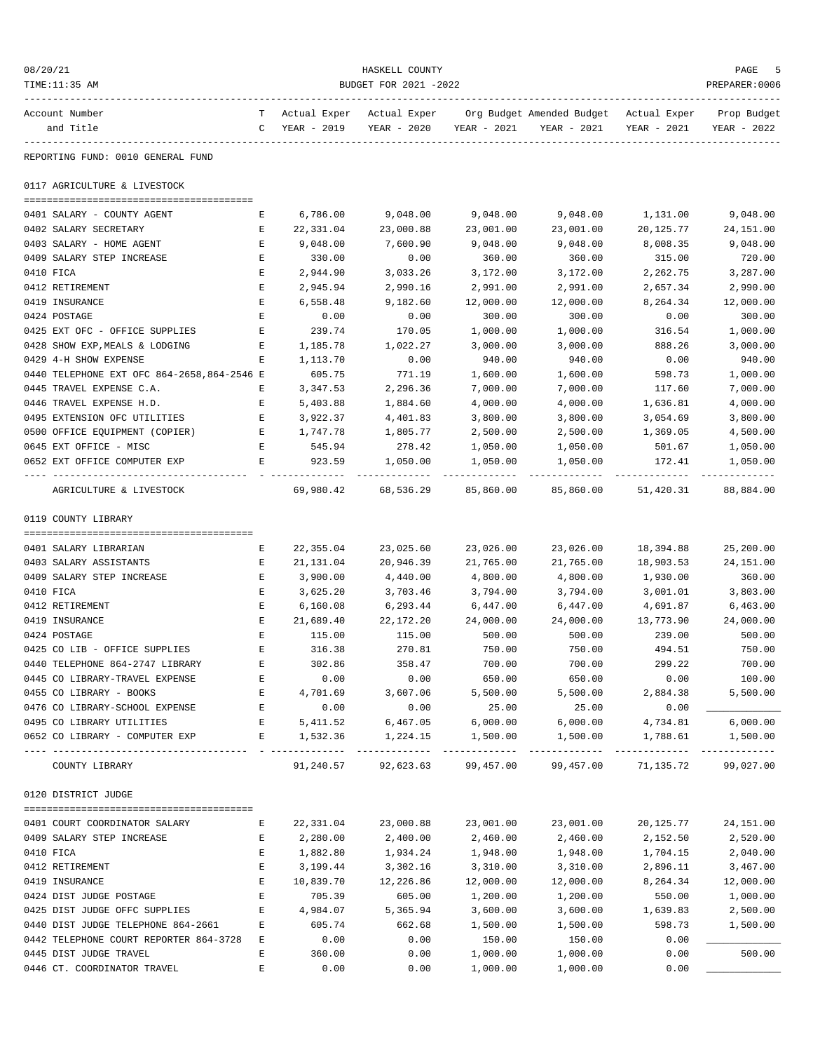REPORTING FUND: 0010 GENERAL FUND

## 0117 AGRICULTURE & LIVESTOCK

| Account Number and Title | TC | Actual Exper YEAR - 2019 | Actual Exper YEAR - 2020 | Org Budget YEAR - 2021 | Amended Budget YEAR - 2021 | Actual Exper YEAR - 2021 | Prop Budget YEAR - 2022 |
|---|---|---|---|---|---|---|---|
| 0401 SALARY - COUNTY AGENT | E | 6,786.00 | 9,048.00 | 9,048.00 | 9,048.00 | 1,131.00 | 9,048.00 |
| 0402 SALARY SECRETARY | E | 22,331.04 | 23,000.88 | 23,001.00 | 23,001.00 | 20,125.77 | 24,151.00 |
| 0403 SALARY - HOME AGENT | E | 9,048.00 | 7,600.90 | 9,048.00 | 9,048.00 | 8,008.35 | 9,048.00 |
| 0409 SALARY STEP INCREASE | E | 330.00 | 0.00 | 360.00 | 360.00 | 315.00 | 720.00 |
| 0410 FICA | E | 2,944.90 | 3,033.26 | 3,172.00 | 3,172.00 | 2,262.75 | 3,287.00 |
| 0412 RETIREMENT | E | 2,945.94 | 2,990.16 | 2,991.00 | 2,991.00 | 2,657.34 | 2,990.00 |
| 0419 INSURANCE | E | 6,558.48 | 9,182.60 | 12,000.00 | 12,000.00 | 8,264.34 | 12,000.00 |
| 0424 POSTAGE | E | 0.00 | 0.00 | 300.00 | 300.00 | 0.00 | 300.00 |
| 0425 EXT OFC - OFFICE SUPPLIES | E | 239.74 | 170.05 | 1,000.00 | 1,000.00 | 316.54 | 1,000.00 |
| 0428 SHOW EXP,MEALS & LODGING | E | 1,185.78 | 1,022.27 | 3,000.00 | 3,000.00 | 888.26 | 3,000.00 |
| 0429 4-H SHOW EXPENSE | E | 1,113.70 | 0.00 | 940.00 | 940.00 | 0.00 | 940.00 |
| 0440 TELEPHONE EXT OFC 864-2658,864-2546 | E | 605.75 | 771.19 | 1,600.00 | 1,600.00 | 598.73 | 1,000.00 |
| 0445 TRAVEL EXPENSE C.A. | E | 3,347.53 | 2,296.36 | 7,000.00 | 7,000.00 | 117.60 | 7,000.00 |
| 0446 TRAVEL EXPENSE H.D. | E | 5,403.88 | 1,884.60 | 4,000.00 | 4,000.00 | 1,636.81 | 4,000.00 |
| 0495 EXTENSION OFC UTILITIES | E | 3,922.37 | 4,401.83 | 3,800.00 | 3,800.00 | 3,054.69 | 3,800.00 |
| 0500 OFFICE EQUIPMENT (COPIER) | E | 1,747.78 | 1,805.77 | 2,500.00 | 2,500.00 | 1,369.05 | 4,500.00 |
| 0645 EXT OFFICE - MISC | E | 545.94 | 278.42 | 1,050.00 | 1,050.00 | 501.67 | 1,050.00 |
| 0652 EXT OFFICE COMPUTER EXP | E | 923.59 | 1,050.00 | 1,050.00 | 1,050.00 | 172.41 | 1,050.00 |
| AGRICULTURE & LIVESTOCK | | 69,980.42 | 68,536.29 | 85,860.00 | 85,860.00 | 51,420.31 | 88,884.00 |

## 0119 COUNTY LIBRARY

| Account Number and Title | TC | Actual Exper YEAR - 2019 | Actual Exper YEAR - 2020 | Org Budget YEAR - 2021 | Amended Budget YEAR - 2021 | Actual Exper YEAR - 2021 | Prop Budget YEAR - 2022 |
|---|---|---|---|---|---|---|---|
| 0401 SALARY LIBRARIAN | E | 22,355.04 | 23,025.60 | 23,026.00 | 23,026.00 | 18,394.88 | 25,200.00 |
| 0403 SALARY ASSISTANTS | E | 21,131.04 | 20,946.39 | 21,765.00 | 21,765.00 | 18,903.53 | 24,151.00 |
| 0409 SALARY STEP INCREASE | E | 3,900.00 | 4,440.00 | 4,800.00 | 4,800.00 | 1,930.00 | 360.00 |
| 0410 FICA | E | 3,625.20 | 3,703.46 | 3,794.00 | 3,794.00 | 3,001.01 | 3,803.00 |
| 0412 RETIREMENT | E | 6,160.08 | 6,293.44 | 6,447.00 | 6,447.00 | 4,691.87 | 6,463.00 |
| 0419 INSURANCE | E | 21,689.40 | 22,172.20 | 24,000.00 | 24,000.00 | 13,773.90 | 24,000.00 |
| 0424 POSTAGE | E | 115.00 | 115.00 | 500.00 | 500.00 | 239.00 | 500.00 |
| 0425 CO LIB - OFFICE SUPPLIES | E | 316.38 | 270.81 | 750.00 | 750.00 | 494.51 | 750.00 |
| 0440 TELEPHONE 864-2747 LIBRARY | E | 302.86 | 358.47 | 700.00 | 700.00 | 299.22 | 700.00 |
| 0445 CO LIBRARY-TRAVEL EXPENSE | E | 0.00 | 0.00 | 650.00 | 650.00 | 0.00 | 100.00 |
| 0455 CO LIBRARY - BOOKS | E | 4,701.69 | 3,607.06 | 5,500.00 | 5,500.00 | 2,884.38 | 5,500.00 |
| 0476 CO LIBRARY-SCHOOL EXPENSE | E | 0.00 | 0.00 | 25.00 | 25.00 | 0.00 | |
| 0495 CO LIBRARY UTILITIES | E | 5,411.52 | 6,467.05 | 6,000.00 | 6,000.00 | 4,734.81 | 6,000.00 |
| 0652 CO LIBRARY - COMPUTER EXP | E | 1,532.36 | 1,224.15 | 1,500.00 | 1,500.00 | 1,788.61 | 1,500.00 |
| COUNTY LIBRARY | | 91,240.57 | 92,623.63 | 99,457.00 | 99,457.00 | 71,135.72 | 99,027.00 |

## 0120 DISTRICT JUDGE

| Account Number and Title | TC | Actual Exper YEAR - 2019 | Actual Exper YEAR - 2020 | Org Budget YEAR - 2021 | Amended Budget YEAR - 2021 | Actual Exper YEAR - 2021 | Prop Budget YEAR - 2022 |
|---|---|---|---|---|---|---|---|
| 0401 COURT COORDINATOR SALARY | E | 22,331.04 | 23,000.88 | 23,001.00 | 23,001.00 | 20,125.77 | 24,151.00 |
| 0409 SALARY STEP INCREASE | E | 2,280.00 | 2,400.00 | 2,460.00 | 2,460.00 | 2,152.50 | 2,520.00 |
| 0410 FICA | E | 1,882.80 | 1,934.24 | 1,948.00 | 1,948.00 | 1,704.15 | 2,040.00 |
| 0412 RETIREMENT | E | 3,199.44 | 3,302.16 | 3,310.00 | 3,310.00 | 2,896.11 | 3,467.00 |
| 0419 INSURANCE | E | 10,839.70 | 12,226.86 | 12,000.00 | 12,000.00 | 8,264.34 | 12,000.00 |
| 0424 DIST JUDGE POSTAGE | E | 705.39 | 605.00 | 1,200.00 | 1,200.00 | 550.00 | 1,000.00 |
| 0425 DIST JUDGE OFFC SUPPLIES | E | 4,984.07 | 5,365.94 | 3,600.00 | 3,600.00 | 1,639.83 | 2,500.00 |
| 0440 DIST JUDGE TELEPHONE 864-2661 | E | 605.74 | 662.68 | 1,500.00 | 1,500.00 | 598.73 | 1,500.00 |
| 0442 TELEPHONE COURT REPORTER 864-3728 | E | 0.00 | 0.00 | 150.00 | 150.00 | 0.00 | |
| 0445 DIST JUDGE TRAVEL | E | 360.00 | 0.00 | 1,000.00 | 1,000.00 | 0.00 | 500.00 |
| 0446 CT. COORDINATOR TRAVEL | E | 0.00 | 0.00 | 1,000.00 | 1,000.00 | 0.00 | |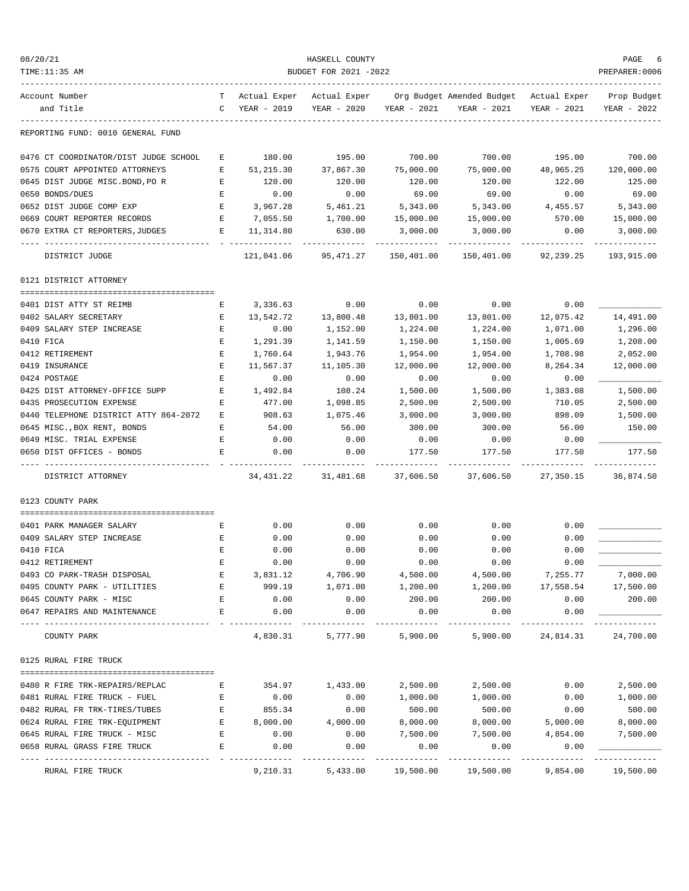REPORTING FUND: 0010 GENERAL FUND

| Account Number and Title | TC | Actual Exper YEAR - 2019 | Actual Exper YEAR - 2020 | Org Budget YEAR - 2021 | Amended Budget YEAR - 2021 | Actual Exper YEAR - 2021 | Prop Budget YEAR - 2022 |
|---|---|---|---|---|---|---|---|
| 0476 CT COORDINATOR/DIST JUDGE SCHOOL | E | 180.00 | 195.00 | 700.00 | 700.00 | 195.00 | 700.00 |
| 0575 COURT APPOINTED ATTORNEYS | E | 51,215.30 | 37,867.30 | 75,000.00 | 75,000.00 | 48,965.25 | 120,000.00 |
| 0645 DIST JUDGE MISC.BOND,PO R | E | 120.00 | 120.00 | 120.00 | 120.00 | 122.00 | 125.00 |
| 0650 BONDS/DUES | E | 0.00 | 0.00 | 69.00 | 69.00 | 0.00 | 69.00 |
| 0652 DIST JUDGE COMP EXP | E | 3,967.28 | 5,461.21 | 5,343.00 | 5,343.00 | 4,455.57 | 5,343.00 |
| 0669 COURT REPORTER RECORDS | E | 7,055.50 | 1,700.00 | 15,000.00 | 15,000.00 | 570.00 | 15,000.00 |
| 0670 EXTRA CT REPORTERS,JUDGES | E | 11,314.80 | 630.00 | 3,000.00 | 3,000.00 | 0.00 | 3,000.00 |
| DISTRICT JUDGE | | 121,041.06 | 95,471.27 | 150,401.00 | 150,401.00 | 92,239.25 | 193,915.00 |
| **0121 DISTRICT ATTORNEY** | | | | | | | |
| 0401 DIST ATTY ST REIMB | E | 3,336.63 | 0.00 | 0.00 | 0.00 | 0.00 | |
| 0402 SALARY SECRETARY | E | 13,542.72 | 13,800.48 | 13,801.00 | 13,801.00 | 12,075.42 | 14,491.00 |
| 0409 SALARY STEP INCREASE | E | 0.00 | 1,152.00 | 1,224.00 | 1,224.00 | 1,071.00 | 1,296.00 |
| 0410 FICA | E | 1,291.39 | 1,141.59 | 1,150.00 | 1,150.00 | 1,005.69 | 1,208.00 |
| 0412 RETIREMENT | E | 1,760.64 | 1,943.76 | 1,954.00 | 1,954.00 | 1,708.98 | 2,052.00 |
| 0419 INSURANCE | E | 11,567.37 | 11,105.30 | 12,000.00 | 12,000.00 | 8,264.34 | 12,000.00 |
| 0424 POSTAGE | E | 0.00 | 0.00 | 0.00 | 0.00 | 0.00 | |
| 0425 DIST ATTORNEY-OFFICE SUPP | E | 1,492.84 | 108.24 | 1,500.00 | 1,500.00 | 1,383.08 | 1,500.00 |
| 0435 PROSECUTION EXPENSE | E | 477.00 | 1,098.85 | 2,500.00 | 2,500.00 | 710.05 | 2,500.00 |
| 0440 TELEPHONE DISTRICT ATTY 864-2072 | E | 908.63 | 1,075.46 | 3,000.00 | 3,000.00 | 898.09 | 1,500.00 |
| 0645 MISC.,BOX RENT, BONDS | E | 54.00 | 56.00 | 300.00 | 300.00 | 56.00 | 150.00 |
| 0649 MISC. TRIAL EXPENSE | E | 0.00 | 0.00 | 0.00 | 0.00 | 0.00 | |
| 0650 DIST OFFICES - BONDS | E | 0.00 | 0.00 | 177.50 | 177.50 | 177.50 | 177.50 |
| DISTRICT ATTORNEY | | 34,431.22 | 31,481.68 | 37,606.50 | 37,606.50 | 27,350.15 | 36,874.50 |
| **0123 COUNTY PARK** | | | | | | | |
| 0401 PARK MANAGER SALARY | E | 0.00 | 0.00 | 0.00 | 0.00 | 0.00 | |
| 0409 SALARY STEP INCREASE | E | 0.00 | 0.00 | 0.00 | 0.00 | 0.00 | |
| 0410 FICA | E | 0.00 | 0.00 | 0.00 | 0.00 | 0.00 | |
| 0412 RETIREMENT | E | 0.00 | 0.00 | 0.00 | 0.00 | 0.00 | |
| 0493 CO PARK-TRASH DISPOSAL | E | 3,831.12 | 4,706.90 | 4,500.00 | 4,500.00 | 7,255.77 | 7,000.00 |
| 0495 COUNTY PARK - UTILITIES | E | 999.19 | 1,071.00 | 1,200.00 | 1,200.00 | 17,558.54 | 17,500.00 |
| 0645 COUNTY PARK - MISC | E | 0.00 | 0.00 | 200.00 | 200.00 | 0.00 | 200.00 |
| 0647 REPAIRS AND MAINTENANCE | E | 0.00 | 0.00 | 0.00 | 0.00 | 0.00 | |
| COUNTY PARK | | 4,830.31 | 5,777.90 | 5,900.00 | 5,900.00 | 24,814.31 | 24,700.00 |
| **0125 RURAL FIRE TRUCK** | | | | | | | |
| 0480 R FIRE TRK-REPAIRS/REPLAC | E | 354.97 | 1,433.00 | 2,500.00 | 2,500.00 | 0.00 | 2,500.00 |
| 0481 RURAL FIRE TRUCK - FUEL | E | 0.00 | 0.00 | 1,000.00 | 1,000.00 | 0.00 | 1,000.00 |
| 0482 RURAL FR TRK-TIRES/TUBES | E | 855.34 | 0.00 | 500.00 | 500.00 | 0.00 | 500.00 |
| 0624 RURAL FIRE TRK-EQUIPMENT | E | 8,000.00 | 4,000.00 | 8,000.00 | 8,000.00 | 5,000.00 | 8,000.00 |
| 0645 RURAL FIRE TRUCK - MISC | E | 0.00 | 0.00 | 7,500.00 | 7,500.00 | 4,854.00 | 7,500.00 |
| 0658 RURAL GRASS FIRE TRUCK | E | 0.00 | 0.00 | 0.00 | 0.00 | 0.00 | |
| RURAL FIRE TRUCK | | 9,210.31 | 5,433.00 | 19,500.00 | 19,500.00 | 9,854.00 | 19,500.00 |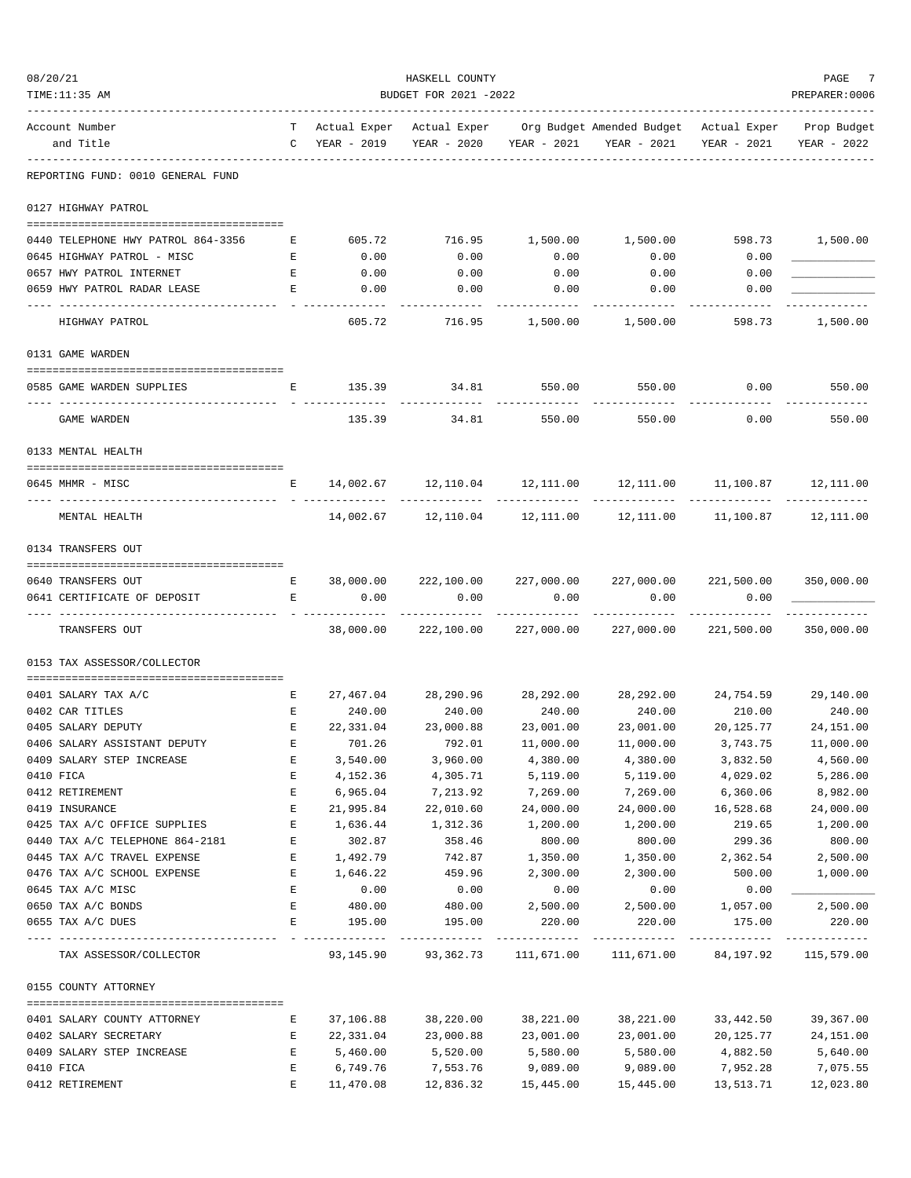08/20/21 HASKELL COUNTY
TIME:11:35 AM BUDGET FOR 2021 -2022 PREPARER:0006

REPORTING FUND: 0010 GENERAL FUND

| Account Number and Title | TC | Actual Exper YEAR - 2019 | Actual Exper YEAR - 2020 | Org Budget YEAR - 2021 | Amended Budget YEAR - 2021 | Actual Exper YEAR - 2021 | Prop Budget YEAR - 2022 |
|---|---|---|---|---|---|---|---|
| **0127 HIGHWAY PATROL** | | | | | | | |
| 0440 TELEPHONE HWY PATROL 864-3356 | E | 605.72 | 716.95 | 1,500.00 | 1,500.00 | 598.73 | 1,500.00 |
| 0645 HIGHWAY PATROL - MISC | E | 0.00 | 0.00 | 0.00 | 0.00 | 0.00 | ____________ |
| 0657 HWY PATROL INTERNET | E | 0.00 | 0.00 | 0.00 | 0.00 | 0.00 | ____________ |
| 0659 HWY PATROL RADAR LEASE | E | 0.00 | 0.00 | 0.00 | 0.00 | 0.00 | ____________ |
| HIGHWAY PATROL | | 605.72 | 716.95 | 1,500.00 | 1,500.00 | 598.73 | 1,500.00 |
| **0131 GAME WARDEN** | | | | | | | |
| 0585 GAME WARDEN SUPPLIES | E | 135.39 | 34.81 | 550.00 | 550.00 | 0.00 | 550.00 |
| GAME WARDEN | | 135.39 | 34.81 | 550.00 | 550.00 | 0.00 | 550.00 |
| **0133 MENTAL HEALTH** | | | | | | | |
| 0645 MHMR - MISC | E | 14,002.67 | 12,110.04 | 12,111.00 | 12,111.00 | 11,100.87 | 12,111.00 |
| MENTAL HEALTH | | 14,002.67 | 12,110.04 | 12,111.00 | 12,111.00 | 11,100.87 | 12,111.00 |
| **0134 TRANSFERS OUT** | | | | | | | |
| 0640 TRANSFERS OUT | E | 38,000.00 | 222,100.00 | 227,000.00 | 227,000.00 | 221,500.00 | 350,000.00 |
| 0641 CERTIFICATE OF DEPOSIT | E | 0.00 | 0.00 | 0.00 | 0.00 | 0.00 | ____________ |
| TRANSFERS OUT | | 38,000.00 | 222,100.00 | 227,000.00 | 227,000.00 | 221,500.00 | 350,000.00 |
| **0153 TAX ASSESSOR/COLLECTOR** | | | | | | | |
| 0401 SALARY TAX A/C | E | 27,467.04 | 28,290.96 | 28,292.00 | 28,292.00 | 24,754.59 | 29,140.00 |
| 0402 CAR TITLES | E | 240.00 | 240.00 | 240.00 | 240.00 | 210.00 | 240.00 |
| 0405 SALARY DEPUTY | E | 22,331.04 | 23,000.88 | 23,001.00 | 23,001.00 | 20,125.77 | 24,151.00 |
| 0406 SALARY ASSISTANT DEPUTY | E | 701.26 | 792.01 | 11,000.00 | 11,000.00 | 3,743.75 | 11,000.00 |
| 0409 SALARY STEP INCREASE | E | 3,540.00 | 3,960.00 | 4,380.00 | 4,380.00 | 3,832.50 | 4,560.00 |
| 0410 FICA | E | 4,152.36 | 4,305.71 | 5,119.00 | 5,119.00 | 4,029.02 | 5,286.00 |
| 0412 RETIREMENT | E | 6,965.04 | 7,213.92 | 7,269.00 | 7,269.00 | 6,360.06 | 8,982.00 |
| 0419 INSURANCE | E | 21,995.84 | 22,010.60 | 24,000.00 | 24,000.00 | 16,528.68 | 24,000.00 |
| 0425 TAX A/C OFFICE SUPPLIES | E | 1,636.44 | 1,312.36 | 1,200.00 | 1,200.00 | 219.65 | 1,200.00 |
| 0440 TAX A/C TELEPHONE 864-2181 | E | 302.87 | 358.46 | 800.00 | 800.00 | 299.36 | 800.00 |
| 0445 TAX A/C TRAVEL EXPENSE | E | 1,492.79 | 742.87 | 1,350.00 | 1,350.00 | 2,362.54 | 2,500.00 |
| 0476 TAX A/C SCHOOL EXPENSE | E | 1,646.22 | 459.96 | 2,300.00 | 2,300.00 | 500.00 | 1,000.00 |
| 0645 TAX A/C MISC | E | 0.00 | 0.00 | 0.00 | 0.00 | 0.00 | ____________ |
| 0650 TAX A/C BONDS | E | 480.00 | 480.00 | 2,500.00 | 2,500.00 | 1,057.00 | 2,500.00 |
| 0655 TAX A/C DUES | E | 195.00 | 195.00 | 220.00 | 220.00 | 175.00 | 220.00 |
| TAX ASSESSOR/COLLECTOR | | 93,145.90 | 93,362.73 | 111,671.00 | 111,671.00 | 84,197.92 | 115,579.00 |
| **0155 COUNTY ATTORNEY** | | | | | | | |
| 0401 SALARY COUNTY ATTORNEY | E | 37,106.88 | 38,220.00 | 38,221.00 | 38,221.00 | 33,442.50 | 39,367.00 |
| 0402 SALARY SECRETARY | E | 22,331.04 | 23,000.88 | 23,001.00 | 23,001.00 | 20,125.77 | 24,151.00 |
| 0409 SALARY STEP INCREASE | E | 5,460.00 | 5,520.00 | 5,580.00 | 5,580.00 | 4,882.50 | 5,640.00 |
| 0410 FICA | E | 6,749.76 | 7,553.76 | 9,089.00 | 9,089.00 | 7,952.28 | 7,075.55 |
| 0412 RETIREMENT | E | 11,470.08 | 12,836.32 | 15,445.00 | 15,445.00 | 13,513.71 | 12,023.80 |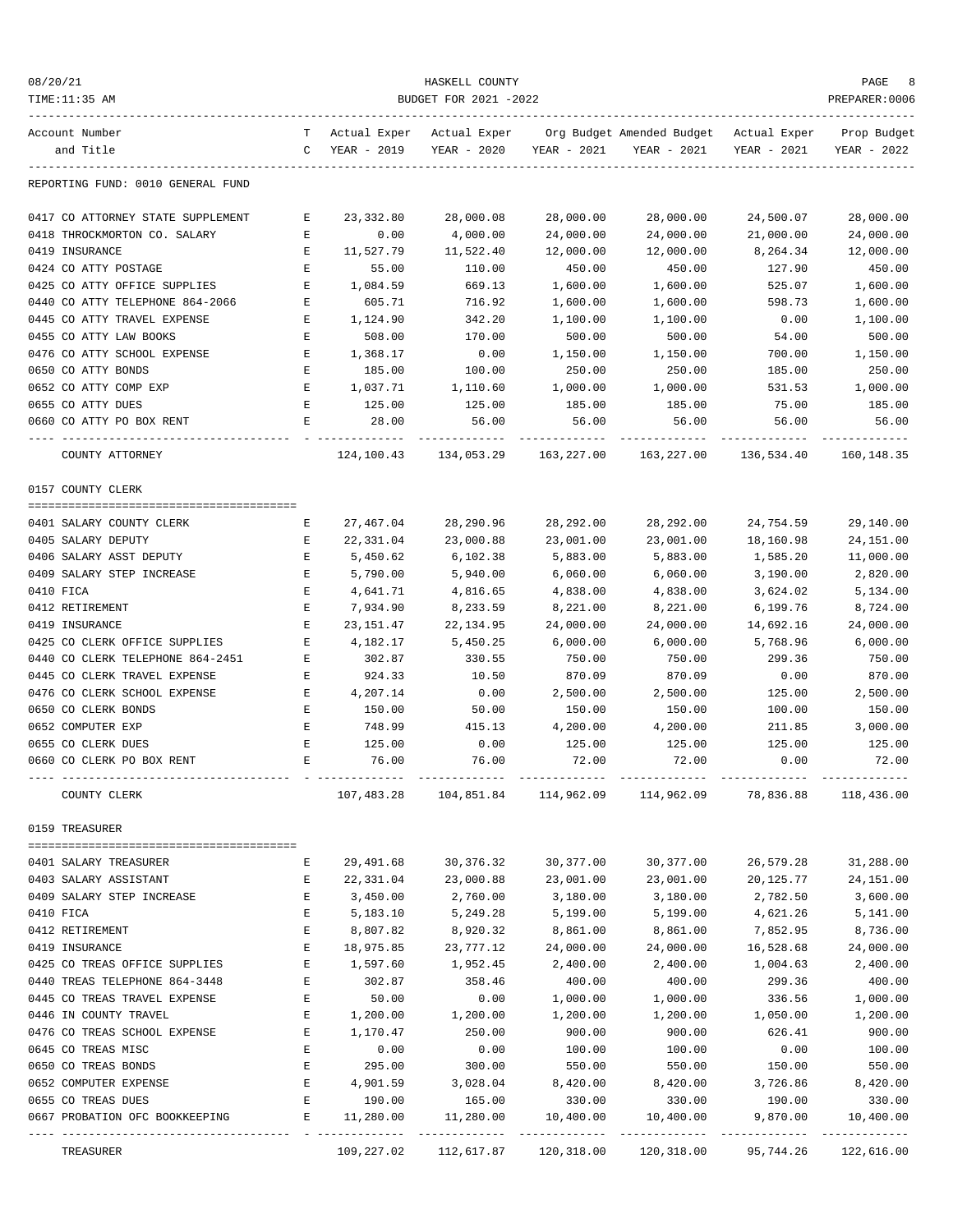REPORTING FUND: 0010 GENERAL FUND

| Account Number and Title | TC | Actual Exper YEAR - 2019 | Actual Exper YEAR - 2020 | Org Budget YEAR - 2021 | Amended Budget YEAR - 2021 | Actual Exper YEAR - 2021 | Prop Budget YEAR - 2022 |
|---|---|---|---|---|---|---|---|
| 0417 CO ATTORNEY STATE SUPPLEMENT | E | 23,332.80 | 28,000.08 | 28,000.00 | 28,000.00 | 24,500.07 | 28,000.00 |
| 0418 THROCKMORTON CO. SALARY | E | 0.00 | 4,000.00 | 24,000.00 | 24,000.00 | 21,000.00 | 24,000.00 |
| 0419 INSURANCE | E | 11,527.79 | 11,522.40 | 12,000.00 | 12,000.00 | 8,264.34 | 12,000.00 |
| 0424 CO ATTY POSTAGE | E | 55.00 | 110.00 | 450.00 | 450.00 | 127.90 | 450.00 |
| 0425 CO ATTY OFFICE SUPPLIES | E | 1,084.59 | 669.13 | 1,600.00 | 1,600.00 | 525.07 | 1,600.00 |
| 0440 CO ATTY TELEPHONE 864-2066 | E | 605.71 | 716.92 | 1,600.00 | 1,600.00 | 598.73 | 1,600.00 |
| 0445 CO ATTY TRAVEL EXPENSE | E | 1,124.90 | 342.20 | 1,100.00 | 1,100.00 | 0.00 | 1,100.00 |
| 0455 CO ATTY LAW BOOKS | E | 508.00 | 170.00 | 500.00 | 500.00 | 54.00 | 500.00 |
| 0476 CO ATTY SCHOOL EXPENSE | E | 1,368.17 | 0.00 | 1,150.00 | 1,150.00 | 700.00 | 1,150.00 |
| 0650 CO ATTY BONDS | E | 185.00 | 100.00 | 250.00 | 250.00 | 185.00 | 250.00 |
| 0652 CO ATTY COMP EXP | E | 1,037.71 | 1,110.60 | 1,000.00 | 1,000.00 | 531.53 | 1,000.00 |
| 0655 CO ATTY DUES | E | 125.00 | 125.00 | 185.00 | 185.00 | 75.00 | 185.00 |
| 0660 CO ATTY PO BOX RENT | E | 28.00 | 56.00 | 56.00 | 56.00 | 56.00 | 56.00 |
| COUNTY ATTORNEY | | 124,100.43 | 134,053.29 | 163,227.00 | 163,227.00 | 136,534.40 | 160,148.35 |

0157 COUNTY CLERK

| Account Number and Title | TC | Actual Exper YEAR - 2019 | Actual Exper YEAR - 2020 | Org Budget YEAR - 2021 | Amended Budget YEAR - 2021 | Actual Exper YEAR - 2021 | Prop Budget YEAR - 2022 |
|---|---|---|---|---|---|---|---|
| 0401 SALARY COUNTY CLERK | E | 27,467.04 | 28,290.96 | 28,292.00 | 28,292.00 | 24,754.59 | 29,140.00 |
| 0405 SALARY DEPUTY | E | 22,331.04 | 23,000.88 | 23,001.00 | 23,001.00 | 18,160.98 | 24,151.00 |
| 0406 SALARY ASST DEPUTY | E | 5,450.62 | 6,102.38 | 5,883.00 | 5,883.00 | 1,585.20 | 11,000.00 |
| 0409 SALARY STEP INCREASE | E | 5,790.00 | 5,940.00 | 6,060.00 | 6,060.00 | 3,190.00 | 2,820.00 |
| 0410 FICA | E | 4,641.71 | 4,816.65 | 4,838.00 | 4,838.00 | 3,624.02 | 5,134.00 |
| 0412 RETIREMENT | E | 7,934.90 | 8,233.59 | 8,221.00 | 8,221.00 | 6,199.76 | 8,724.00 |
| 0419 INSURANCE | E | 23,151.47 | 22,134.95 | 24,000.00 | 24,000.00 | 14,692.16 | 24,000.00 |
| 0425 CO CLERK OFFICE SUPPLIES | E | 4,182.17 | 5,450.25 | 6,000.00 | 6,000.00 | 5,768.96 | 6,000.00 |
| 0440 CO CLERK TELEPHONE 864-2451 | E | 302.87 | 330.55 | 750.00 | 750.00 | 299.36 | 750.00 |
| 0445 CO CLERK TRAVEL EXPENSE | E | 924.33 | 10.50 | 870.09 | 870.09 | 0.00 | 870.00 |
| 0476 CO CLERK SCHOOL EXPENSE | E | 4,207.14 | 0.00 | 2,500.00 | 2,500.00 | 125.00 | 2,500.00 |
| 0650 CO CLERK BONDS | E | 150.00 | 50.00 | 150.00 | 150.00 | 100.00 | 150.00 |
| 0652 COMPUTER EXP | E | 748.99 | 415.13 | 4,200.00 | 4,200.00 | 211.85 | 3,000.00 |
| 0655 CO CLERK DUES | E | 125.00 | 0.00 | 125.00 | 125.00 | 125.00 | 125.00 |
| 0660 CO CLERK PO BOX RENT | E | 76.00 | 76.00 | 72.00 | 72.00 | 0.00 | 72.00 |
| COUNTY CLERK | | 107,483.28 | 104,851.84 | 114,962.09 | 114,962.09 | 78,836.88 | 118,436.00 |

0159 TREASURER

| Account Number and Title | TC | Actual Exper YEAR - 2019 | Actual Exper YEAR - 2020 | Org Budget YEAR - 2021 | Amended Budget YEAR - 2021 | Actual Exper YEAR - 2021 | Prop Budget YEAR - 2022 |
|---|---|---|---|---|---|---|---|
| 0401 SALARY TREASURER | E | 29,491.68 | 30,376.32 | 30,377.00 | 30,377.00 | 26,579.28 | 31,288.00 |
| 0403 SALARY ASSISTANT | E | 22,331.04 | 23,000.88 | 23,001.00 | 23,001.00 | 20,125.77 | 24,151.00 |
| 0409 SALARY STEP INCREASE | E | 3,450.00 | 2,760.00 | 3,180.00 | 3,180.00 | 2,782.50 | 3,600.00 |
| 0410 FICA | E | 5,183.10 | 5,249.28 | 5,199.00 | 5,199.00 | 4,621.26 | 5,141.00 |
| 0412 RETIREMENT | E | 8,807.82 | 8,920.32 | 8,861.00 | 8,861.00 | 7,852.95 | 8,736.00 |
| 0419 INSURANCE | E | 18,975.85 | 23,777.12 | 24,000.00 | 24,000.00 | 16,528.68 | 24,000.00 |
| 0425 CO TREAS OFFICE SUPPLIES | E | 1,597.60 | 1,952.45 | 2,400.00 | 2,400.00 | 1,004.63 | 2,400.00 |
| 0440 TREAS TELEPHONE 864-3448 | E | 302.87 | 358.46 | 400.00 | 400.00 | 299.36 | 400.00 |
| 0445 CO TREAS TRAVEL EXPENSE | E | 50.00 | 0.00 | 1,000.00 | 1,000.00 | 336.56 | 1,000.00 |
| 0446 IN COUNTY TRAVEL | E | 1,200.00 | 1,200.00 | 1,200.00 | 1,200.00 | 1,050.00 | 1,200.00 |
| 0476 CO TREAS SCHOOL EXPENSE | E | 1,170.47 | 250.00 | 900.00 | 900.00 | 626.41 | 900.00 |
| 0645 CO TREAS MISC | E | 0.00 | 0.00 | 100.00 | 100.00 | 0.00 | 100.00 |
| 0650 CO TREAS BONDS | E | 295.00 | 300.00 | 550.00 | 550.00 | 150.00 | 550.00 |
| 0652 COMPUTER EXPENSE | E | 4,901.59 | 3,028.04 | 8,420.00 | 8,420.00 | 3,726.86 | 8,420.00 |
| 0655 CO TREAS DUES | E | 190.00 | 165.00 | 330.00 | 330.00 | 190.00 | 330.00 |
| 0667 PROBATION OFC BOOKKEEPING | E | 11,280.00 | 11,280.00 | 10,400.00 | 10,400.00 | 9,870.00 | 10,400.00 |
| TREASURER | | 109,227.02 | 112,617.87 | 120,318.00 | 120,318.00 | 95,744.26 | 122,616.00 |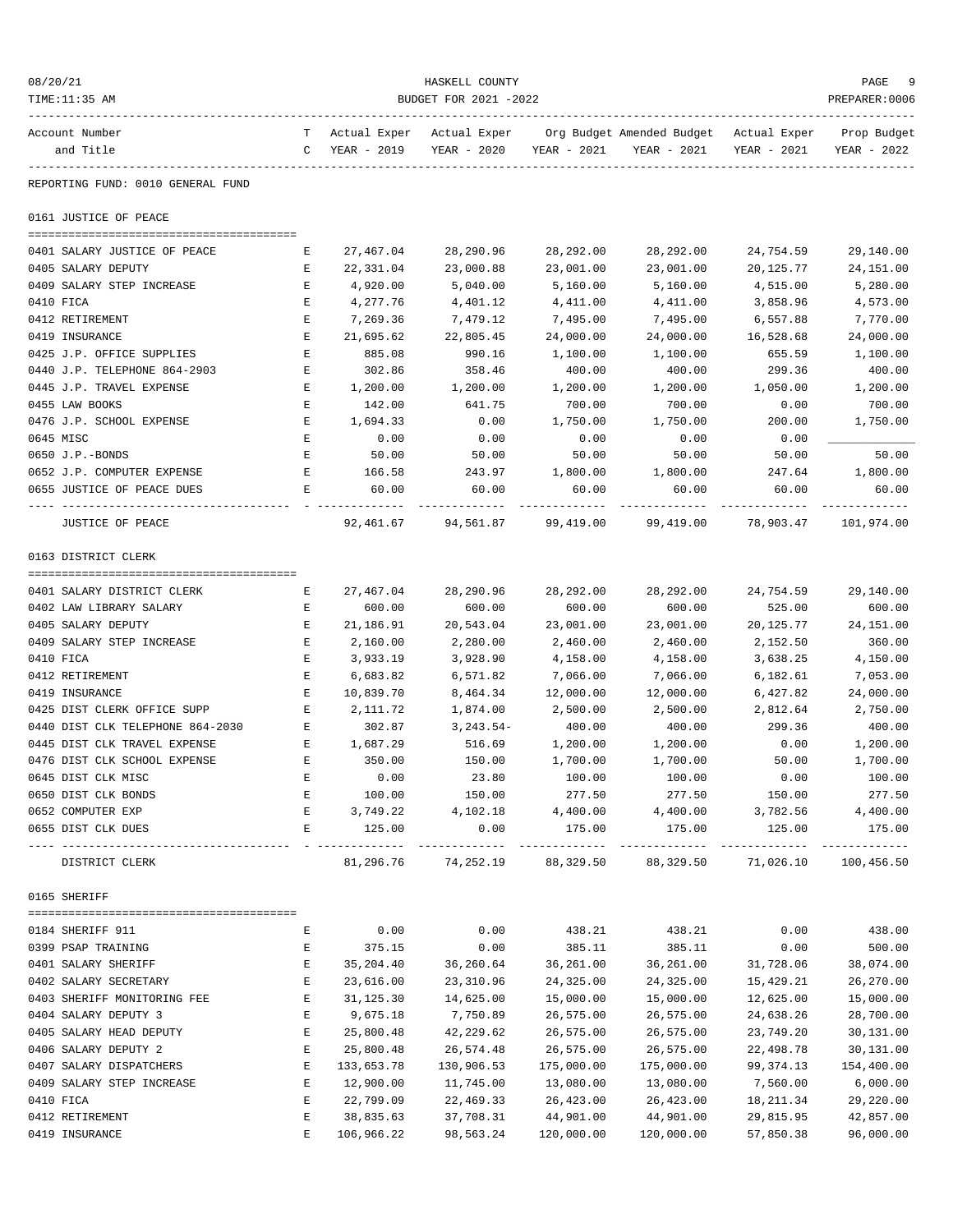HASKELL COUNTY

BUDGET FOR 2021 -2022

08/20/21 TIME:11:35 AM PREPARER:0006

| Account Number and Title | T C | Actual Exper YEAR - 2019 | Actual Exper YEAR - 2020 | Org Budget YEAR - 2021 | Amended Budget YEAR - 2021 | Actual Exper YEAR - 2021 | Prop Budget YEAR - 2022 |
|---|---|---|---|---|---|---|---|

REPORTING FUND: 0010 GENERAL FUND

**0161 JUSTICE OF PEACE**

| Account Number and Title | T C | Actual Exper YEAR - 2019 | Actual Exper YEAR - 2020 | Org Budget YEAR - 2021 | Amended Budget YEAR - 2021 | Actual Exper YEAR - 2021 | Prop Budget YEAR - 2022 |
|---|---|---|---|---|---|---|---|
| 0401 SALARY JUSTICE OF PEACE | E | 27,467.04 | 28,290.96 | 28,292.00 | 28,292.00 | 24,754.59 | 29,140.00 |
| 0405 SALARY DEPUTY | E | 22,331.04 | 23,000.88 | 23,001.00 | 23,001.00 | 20,125.77 | 24,151.00 |
| 0409 SALARY STEP INCREASE | E | 4,920.00 | 5,040.00 | 5,160.00 | 5,160.00 | 4,515.00 | 5,280.00 |
| 0410 FICA | E | 4,277.76 | 4,401.12 | 4,411.00 | 4,411.00 | 3,858.96 | 4,573.00 |
| 0412 RETIREMENT | E | 7,269.36 | 7,479.12 | 7,495.00 | 7,495.00 | 6,557.88 | 7,770.00 |
| 0419 INSURANCE | E | 21,695.62 | 22,805.45 | 24,000.00 | 24,000.00 | 16,528.68 | 24,000.00 |
| 0425 J.P. OFFICE SUPPLIES | E | 885.08 | 990.16 | 1,100.00 | 1,100.00 | 655.59 | 1,100.00 |
| 0440 J.P. TELEPHONE 864-2903 | E | 302.86 | 358.46 | 400.00 | 400.00 | 299.36 | 400.00 |
| 0445 J.P. TRAVEL EXPENSE | E | 1,200.00 | 1,200.00 | 1,200.00 | 1,200.00 | 1,050.00 | 1,200.00 |
| 0455 LAW BOOKS | E | 142.00 | 641.75 | 700.00 | 700.00 | 0.00 | 700.00 |
| 0476 J.P. SCHOOL EXPENSE | E | 1,694.33 | 0.00 | 1,750.00 | 1,750.00 | 200.00 | 1,750.00 |
| 0645 MISC | E | 0.00 | 0.00 | 0.00 | 0.00 | 0.00 | ____________ |
| 0650 J.P.-BONDS | E | 50.00 | 50.00 | 50.00 | 50.00 | 50.00 | 50.00 |
| 0652 J.P. COMPUTER EXPENSE | E | 166.58 | 243.97 | 1,800.00 | 1,800.00 | 247.64 | 1,800.00 |
| 0655 JUSTICE OF PEACE DUES | E | 60.00 | 60.00 | 60.00 | 60.00 | 60.00 | 60.00 |
| JUSTICE OF PEACE | | 92,461.67 | 94,561.87 | 99,419.00 | 99,419.00 | 78,903.47 | 101,974.00 |

**0163 DISTRICT CLERK**

| Account Number and Title | T C | Actual Exper YEAR - 2019 | Actual Exper YEAR - 2020 | Org Budget YEAR - 2021 | Amended Budget YEAR - 2021 | Actual Exper YEAR - 2021 | Prop Budget YEAR - 2022 |
|---|---|---|---|---|---|---|---|
| 0401 SALARY DISTRICT CLERK | E | 27,467.04 | 28,290.96 | 28,292.00 | 28,292.00 | 24,754.59 | 29,140.00 |
| 0402 LAW LIBRARY SALARY | E | 600.00 | 600.00 | 600.00 | 600.00 | 525.00 | 600.00 |
| 0405 SALARY DEPUTY | E | 21,186.91 | 20,543.04 | 23,001.00 | 23,001.00 | 20,125.77 | 24,151.00 |
| 0409 SALARY STEP INCREASE | E | 2,160.00 | 2,280.00 | 2,460.00 | 2,460.00 | 2,152.50 | 360.00 |
| 0410 FICA | E | 3,933.19 | 3,928.90 | 4,158.00 | 4,158.00 | 3,638.25 | 4,150.00 |
| 0412 RETIREMENT | E | 6,683.82 | 6,571.82 | 7,066.00 | 7,066.00 | 6,182.61 | 7,053.00 |
| 0419 INSURANCE | E | 10,839.70 | 8,464.34 | 12,000.00 | 12,000.00 | 6,427.82 | 24,000.00 |
| 0425 DIST CLERK OFFICE SUPP | E | 2,111.72 | 1,874.00 | 2,500.00 | 2,500.00 | 2,812.64 | 2,750.00 |
| 0440 DIST CLK TELEPHONE 864-2030 | E | 302.87 | 3,243.54- | 400.00 | 400.00 | 299.36 | 400.00 |
| 0445 DIST CLK TRAVEL EXPENSE | E | 1,687.29 | 516.69 | 1,200.00 | 1,200.00 | 0.00 | 1,200.00 |
| 0476 DIST CLK SCHOOL EXPENSE | E | 350.00 | 150.00 | 1,700.00 | 1,700.00 | 50.00 | 1,700.00 |
| 0645 DIST CLK MISC | E | 0.00 | 23.80 | 100.00 | 100.00 | 0.00 | 100.00 |
| 0650 DIST CLK BONDS | E | 100.00 | 150.00 | 277.50 | 277.50 | 150.00 | 277.50 |
| 0652 COMPUTER EXP | E | 3,749.22 | 4,102.18 | 4,400.00 | 4,400.00 | 3,782.56 | 4,400.00 |
| 0655 DIST CLK DUES | E | 125.00 | 0.00 | 175.00 | 175.00 | 125.00 | 175.00 |
| DISTRICT CLERK | | 81,296.76 | 74,252.19 | 88,329.50 | 88,329.50 | 71,026.10 | 100,456.50 |

**0165 SHERIFF**

| Account Number and Title | T C | Actual Exper YEAR - 2019 | Actual Exper YEAR - 2020 | Org Budget YEAR - 2021 | Amended Budget YEAR - 2021 | Actual Exper YEAR - 2021 | Prop Budget YEAR - 2022 |
|---|---|---|---|---|---|---|---|
| 0184 SHERIFF 911 | E | 0.00 | 0.00 | 438.21 | 438.21 | 0.00 | 438.00 |
| 0399 PSAP TRAINING | E | 375.15 | 0.00 | 385.11 | 385.11 | 0.00 | 500.00 |
| 0401 SALARY SHERIFF | E | 35,204.40 | 36,260.64 | 36,261.00 | 36,261.00 | 31,728.06 | 38,074.00 |
| 0402 SALARY SECRETARY | E | 23,616.00 | 23,310.96 | 24,325.00 | 24,325.00 | 15,429.21 | 26,270.00 |
| 0403 SHERIFF MONITORING FEE | E | 31,125.30 | 14,625.00 | 15,000.00 | 15,000.00 | 12,625.00 | 15,000.00 |
| 0404 SALARY DEPUTY 3 | E | 9,675.18 | 7,750.89 | 26,575.00 | 26,575.00 | 24,638.26 | 28,700.00 |
| 0405 SALARY HEAD DEPUTY | E | 25,800.48 | 42,229.62 | 26,575.00 | 26,575.00 | 23,749.20 | 30,131.00 |
| 0406 SALARY DEPUTY 2 | E | 25,800.48 | 26,574.48 | 26,575.00 | 26,575.00 | 22,498.78 | 30,131.00 |
| 0407 SALARY DISPATCHERS | E | 133,653.78 | 130,906.53 | 175,000.00 | 175,000.00 | 99,374.13 | 154,400.00 |
| 0409 SALARY STEP INCREASE | E | 12,900.00 | 11,745.00 | 13,080.00 | 13,080.00 | 7,560.00 | 6,000.00 |
| 0410 FICA | E | 22,799.09 | 22,469.33 | 26,423.00 | 26,423.00 | 18,211.34 | 29,220.00 |
| 0412 RETIREMENT | E | 38,835.63 | 37,708.31 | 44,901.00 | 44,901.00 | 29,815.95 | 42,857.00 |
| 0419 INSURANCE | E | 106,966.22 | 98,563.24 | 120,000.00 | 120,000.00 | 57,850.38 | 96,000.00 |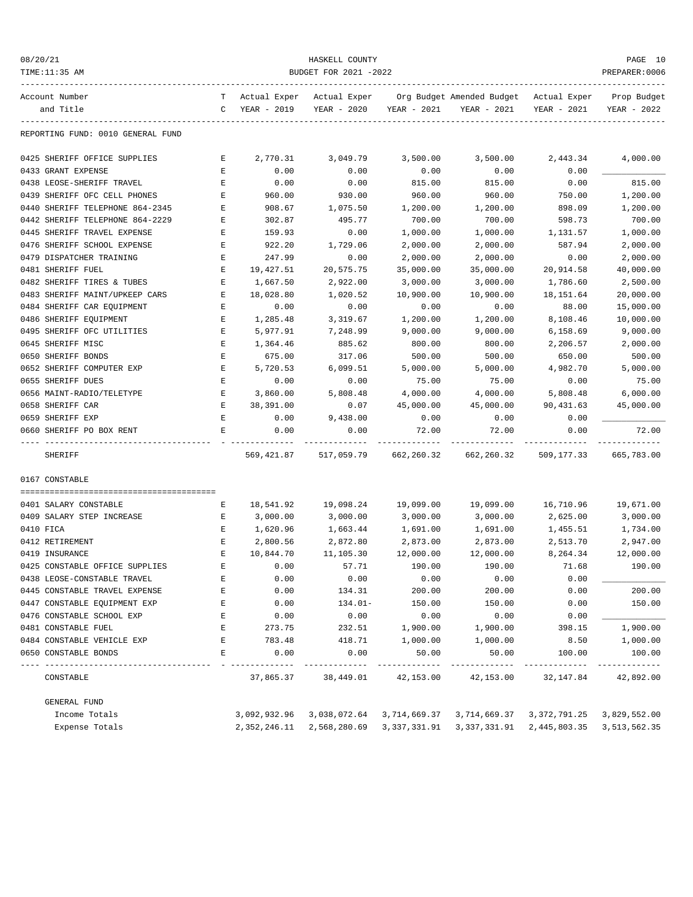REPORTING FUND: 0010 GENERAL FUND

| Account Number and Title | TC | Actual Exper YEAR - 2019 | Actual Exper YEAR - 2020 | Org Budget YEAR - 2021 | Amended Budget YEAR - 2021 | Actual Exper YEAR - 2021 | Prop Budget YEAR - 2022 |
|---|---|---|---|---|---|---|---|
| 0425 SHERIFF OFFICE SUPPLIES | E | 2,770.31 | 3,049.79 | 3,500.00 | 3,500.00 | 2,443.34 | 4,000.00 |
| 0433 GRANT EXPENSE | E | 0.00 | 0.00 | 0.00 | 0.00 | 0.00 | ___________ |
| 0438 LEOSE-SHERIFF TRAVEL | E | 0.00 | 0.00 | 815.00 | 815.00 | 0.00 | 815.00 |
| 0439 SHERIFF OFC CELL PHONES | E | 960.00 | 930.00 | 960.00 | 960.00 | 750.00 | 1,200.00 |
| 0440 SHERIFF TELEPHONE 864-2345 | E | 908.67 | 1,075.50 | 1,200.00 | 1,200.00 | 898.09 | 1,200.00 |
| 0442 SHERIFF TELEPHONE 864-2229 | E | 302.87 | 495.77 | 700.00 | 700.00 | 598.73 | 700.00 |
| 0445 SHERIFF TRAVEL EXPENSE | E | 159.93 | 0.00 | 1,000.00 | 1,000.00 | 1,131.57 | 1,000.00 |
| 0476 SHERIFF SCHOOL EXPENSE | E | 922.20 | 1,729.06 | 2,000.00 | 2,000.00 | 587.94 | 2,000.00 |
| 0479 DISPATCHER TRAINING | E | 247.99 | 0.00 | 2,000.00 | 2,000.00 | 0.00 | 2,000.00 |
| 0481 SHERIFF FUEL | E | 19,427.51 | 20,575.75 | 35,000.00 | 35,000.00 | 20,914.58 | 40,000.00 |
| 0482 SHERIFF TIRES & TUBES | E | 1,667.50 | 2,922.00 | 3,000.00 | 3,000.00 | 1,786.60 | 2,500.00 |
| 0483 SHERIFF MAINT/UPKEEP CARS | E | 18,028.80 | 1,020.52 | 10,900.00 | 10,900.00 | 18,151.64 | 20,000.00 |
| 0484 SHERIFF CAR EQUIPMENT | E | 0.00 | 0.00 | 0.00 | 0.00 | 88.00 | 15,000.00 |
| 0486 SHERIFF EQUIPMENT | E | 1,285.48 | 3,319.67 | 1,200.00 | 1,200.00 | 8,108.46 | 10,000.00 |
| 0495 SHERIFF OFC UTILITIES | E | 5,977.91 | 7,248.99 | 9,000.00 | 9,000.00 | 6,158.69 | 9,000.00 |
| 0645 SHERIFF MISC | E | 1,364.46 | 885.62 | 800.00 | 800.00 | 2,206.57 | 2,000.00 |
| 0650 SHERIFF BONDS | E | 675.00 | 317.06 | 500.00 | 500.00 | 650.00 | 500.00 |
| 0652 SHERIFF COMPUTER EXP | E | 5,720.53 | 6,099.51 | 5,000.00 | 5,000.00 | 4,982.70 | 5,000.00 |
| 0655 SHERIFF DUES | E | 0.00 | 0.00 | 75.00 | 75.00 | 0.00 | 75.00 |
| 0656 MAINT-RADIO/TELETYPE | E | 3,860.00 | 5,808.48 | 4,000.00 | 4,000.00 | 5,808.48 | 6,000.00 |
| 0658 SHERIFF CAR | E | 38,391.00 | 0.07 | 45,000.00 | 45,000.00 | 90,431.63 | 45,000.00 |
| 0659 SHERIFF EXP | E | 0.00 | 9,438.00 | 0.00 | 0.00 | 0.00 | ___________ |
| 0660 SHERIFF PO BOX RENT | E | 0.00 | 0.00 | 72.00 | 72.00 | 0.00 | 72.00 |
| SHERIFF | | 569,421.87 | 517,059.79 | 662,260.32 | 662,260.32 | 509,177.33 | 665,783.00 |

0167 CONSTABLE

| Account Number and Title | TC | Actual Exper YEAR - 2019 | Actual Exper YEAR - 2020 | Org Budget YEAR - 2021 | Amended Budget YEAR - 2021 | Actual Exper YEAR - 2021 | Prop Budget YEAR - 2022 |
|---|---|---|---|---|---|---|---|
| 0401 SALARY CONSTABLE | E | 18,541.92 | 19,098.24 | 19,099.00 | 19,099.00 | 16,710.96 | 19,671.00 |
| 0409 SALARY STEP INCREASE | E | 3,000.00 | 3,000.00 | 3,000.00 | 3,000.00 | 2,625.00 | 3,000.00 |
| 0410 FICA | E | 1,620.96 | 1,663.44 | 1,691.00 | 1,691.00 | 1,455.51 | 1,734.00 |
| 0412 RETIREMENT | E | 2,800.56 | 2,872.80 | 2,873.00 | 2,873.00 | 2,513.70 | 2,947.00 |
| 0419 INSURANCE | E | 10,844.70 | 11,105.30 | 12,000.00 | 12,000.00 | 8,264.34 | 12,000.00 |
| 0425 CONSTABLE OFFICE SUPPLIES | E | 0.00 | 57.71 | 190.00 | 190.00 | 71.68 | 190.00 |
| 0438 LEOSE-CONSTABLE TRAVEL | E | 0.00 | 0.00 | 0.00 | 0.00 | 0.00 | ___________ |
| 0445 CONSTABLE TRAVEL EXPENSE | E | 0.00 | 134.31 | 200.00 | 200.00 | 0.00 | 200.00 |
| 0447 CONSTABLE EQUIPMENT EXP | E | 0.00 | 134.01- | 150.00 | 150.00 | 0.00 | 150.00 |
| 0476 CONSTABLE SCHOOL EXP | E | 0.00 | 0.00 | 0.00 | 0.00 | 0.00 | ___________ |
| 0481 CONSTABLE FUEL | E | 273.75 | 232.51 | 1,900.00 | 1,900.00 | 398.15 | 1,900.00 |
| 0484 CONSTABLE VEHICLE EXP | E | 783.48 | 418.71 | 1,000.00 | 1,000.00 | 8.50 | 1,000.00 |
| 0650 CONSTABLE BONDS | E | 0.00 | 0.00 | 50.00 | 50.00 | 100.00 | 100.00 |
| CONSTABLE | | 37,865.37 | 38,449.01 | 42,153.00 | 42,153.00 | 32,147.84 | 42,892.00 |

GENERAL FUND

| | Actual Exper YEAR - 2019 | Actual Exper YEAR - 2020 | Org Budget YEAR - 2021 | Amended Budget YEAR - 2021 | Actual Exper YEAR - 2021 | Prop Budget YEAR - 2022 |
|---|---|---|---|---|---|---|
| Income Totals | 3,092,932.96 | 3,038,072.64 | 3,714,669.37 | 3,714,669.37 | 3,372,791.25 | 3,829,552.00 |
| Expense Totals | 2,352,246.11 | 2,568,280.69 | 3,337,331.91 | 3,337,331.91 | 2,445,803.35 | 3,513,562.35 |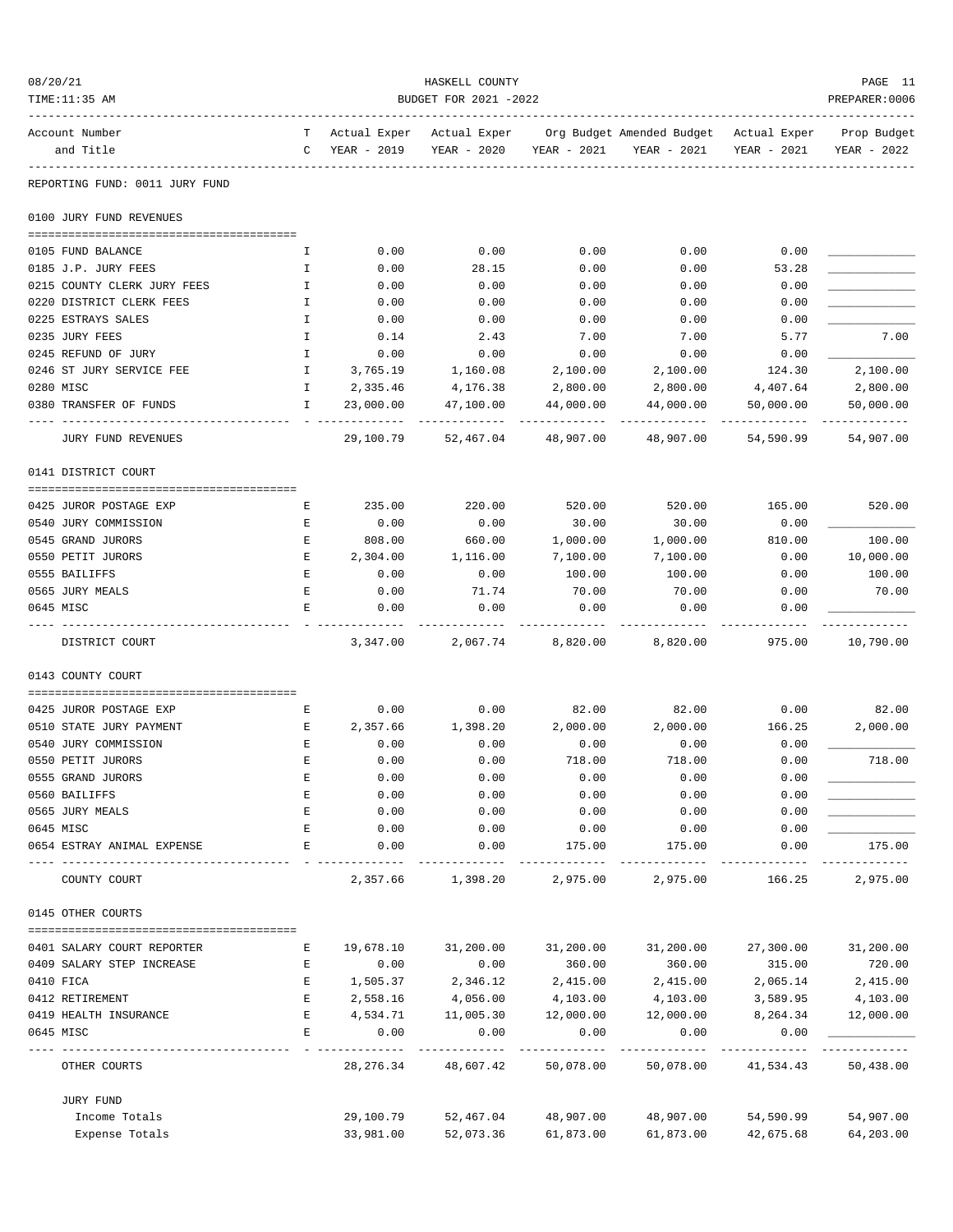HASKELL COUNTY

BUDGET FOR 2021 -2022

08/20/21
TIME:11:35 AM

PREPARER:0006

| Account Number and Title | T C | Actual Exper YEAR - 2019 | Actual Exper YEAR - 2020 | Org Budget YEAR - 2021 | Amended Budget YEAR - 2021 | Actual Exper YEAR - 2021 | Prop Budget YEAR - 2022 |
|---|---|---|---|---|---|---|---|
| **REPORTING FUND: 0011 JURY FUND** | | | | | | | |
| **0100 JURY FUND REVENUES** | | | | | | | |
| 0105 FUND BALANCE | I | 0.00 | 0.00 | 0.00 | 0.00 | 0.00 | |
| 0185 J.P. JURY FEES | I | 0.00 | 28.15 | 0.00 | 0.00 | 53.28 | |
| 0215 COUNTY CLERK JURY FEES | I | 0.00 | 0.00 | 0.00 | 0.00 | 0.00 | |
| 0220 DISTRICT CLERK FEES | I | 0.00 | 0.00 | 0.00 | 0.00 | 0.00 | |
| 0225 ESTRAYS SALES | I | 0.00 | 0.00 | 0.00 | 0.00 | 0.00 | |
| 0235 JURY FEES | I | 0.14 | 2.43 | 7.00 | 7.00 | 5.77 | 7.00 |
| 0245 REFUND OF JURY | I | 0.00 | 0.00 | 0.00 | 0.00 | 0.00 | |
| 0246 ST JURY SERVICE FEE | I | 3,765.19 | 1,160.08 | 2,100.00 | 2,100.00 | 124.30 | 2,100.00 |
| 0280 MISC | I | 2,335.46 | 4,176.38 | 2,800.00 | 2,800.00 | 4,407.64 | 2,800.00 |
| 0380 TRANSFER OF FUNDS | I | 23,000.00 | 47,100.00 | 44,000.00 | 44,000.00 | 50,000.00 | 50,000.00 |
| JURY FUND REVENUES | | 29,100.79 | 52,467.04 | 48,907.00 | 48,907.00 | 54,590.99 | 54,907.00 |
| **0141 DISTRICT COURT** | | | | | | | |
| 0425 JUROR POSTAGE EXP | E | 235.00 | 220.00 | 520.00 | 520.00 | 165.00 | 520.00 |
| 0540 JURY COMMISSION | E | 0.00 | 0.00 | 30.00 | 30.00 | 0.00 | |
| 0545 GRAND JURORS | E | 808.00 | 660.00 | 1,000.00 | 1,000.00 | 810.00 | 100.00 |
| 0550 PETIT JURORS | E | 2,304.00 | 1,116.00 | 7,100.00 | 7,100.00 | 0.00 | 10,000.00 |
| 0555 BAILIFFS | E | 0.00 | 0.00 | 100.00 | 100.00 | 0.00 | 100.00 |
| 0565 JURY MEALS | E | 0.00 | 71.74 | 70.00 | 70.00 | 0.00 | 70.00 |
| 0645 MISC | E | 0.00 | 0.00 | 0.00 | 0.00 | 0.00 | |
| DISTRICT COURT | | 3,347.00 | 2,067.74 | 8,820.00 | 8,820.00 | 975.00 | 10,790.00 |
| **0143 COUNTY COURT** | | | | | | | |
| 0425 JUROR POSTAGE EXP | E | 0.00 | 0.00 | 82.00 | 82.00 | 0.00 | 82.00 |
| 0510 STATE JURY PAYMENT | E | 2,357.66 | 1,398.20 | 2,000.00 | 2,000.00 | 166.25 | 2,000.00 |
| 0540 JURY COMMISSION | E | 0.00 | 0.00 | 0.00 | 0.00 | 0.00 | |
| 0550 PETIT JURORS | E | 0.00 | 0.00 | 718.00 | 718.00 | 0.00 | 718.00 |
| 0555 GRAND JURORS | E | 0.00 | 0.00 | 0.00 | 0.00 | 0.00 | |
| 0560 BAILIFFS | E | 0.00 | 0.00 | 0.00 | 0.00 | 0.00 | |
| 0565 JURY MEALS | E | 0.00 | 0.00 | 0.00 | 0.00 | 0.00 | |
| 0645 MISC | E | 0.00 | 0.00 | 0.00 | 0.00 | 0.00 | |
| 0654 ESTRAY ANIMAL EXPENSE | E | 0.00 | 0.00 | 175.00 | 175.00 | 0.00 | 175.00 |
| COUNTY COURT | | 2,357.66 | 1,398.20 | 2,975.00 | 2,975.00 | 166.25 | 2,975.00 |
| **0145 OTHER COURTS** | | | | | | | |
| 0401 SALARY COURT REPORTER | E | 19,678.10 | 31,200.00 | 31,200.00 | 31,200.00 | 27,300.00 | 31,200.00 |
| 0409 SALARY STEP INCREASE | E | 0.00 | 0.00 | 360.00 | 360.00 | 315.00 | 720.00 |
| 0410 FICA | E | 1,505.37 | 2,346.12 | 2,415.00 | 2,415.00 | 2,065.14 | 2,415.00 |
| 0412 RETIREMENT | E | 2,558.16 | 4,056.00 | 4,103.00 | 4,103.00 | 3,589.95 | 4,103.00 |
| 0419 HEALTH INSURANCE | E | 4,534.71 | 11,005.30 | 12,000.00 | 12,000.00 | 8,264.34 | 12,000.00 |
| 0645 MISC | E | 0.00 | 0.00 | 0.00 | 0.00 | 0.00 | |
| OTHER COURTS | | 28,276.34 | 48,607.42 | 50,078.00 | 50,078.00 | 41,534.43 | 50,438.00 |
| **JURY FUND** | | | | | | | |
| Income Totals | | 29,100.79 | 52,467.04 | 48,907.00 | 48,907.00 | 54,590.99 | 54,907.00 |
| Expense Totals | | 33,981.00 | 52,073.36 | 61,873.00 | 61,873.00 | 42,675.68 | 64,203.00 |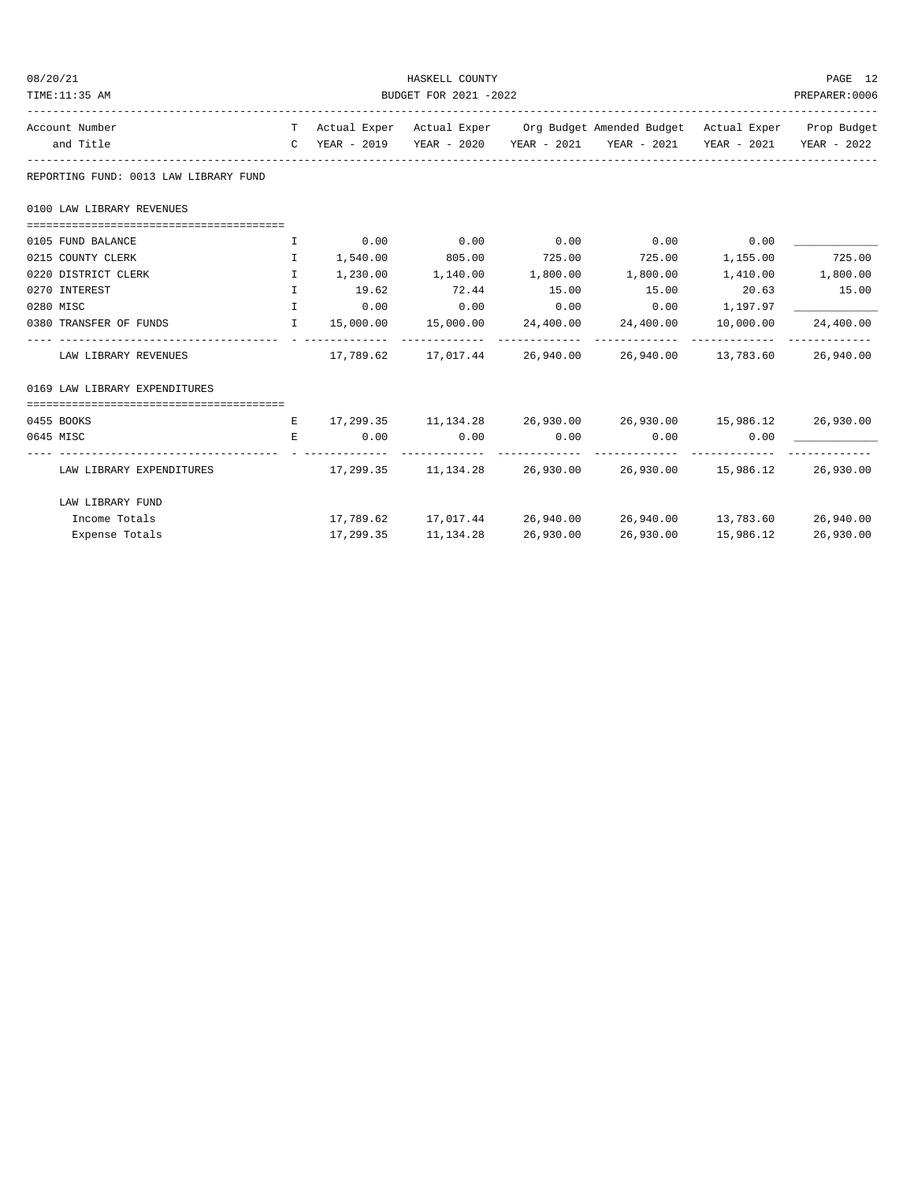REPORTING FUND: 0013 LAW LIBRARY FUND

| Account Number and Title | TC | Actual Exper YEAR - 2019 | Actual Exper YEAR - 2020 | Org Budget YEAR - 2021 | Amended Budget YEAR - 2021 | Actual Exper YEAR - 2021 | Prop Budget YEAR - 2022 |
|---|---|---|---|---|---|---|---|
| **0100 LAW LIBRARY REVENUES** | | | | | | | |
| 0105 FUND BALANCE | I | 0.00 | 0.00 | 0.00 | 0.00 | 0.00 | ____________ |
| 0215 COUNTY CLERK | I | 1,540.00 | 805.00 | 725.00 | 725.00 | 1,155.00 | 725.00 |
| 0220 DISTRICT CLERK | I | 1,230.00 | 1,140.00 | 1,800.00 | 1,800.00 | 1,410.00 | 1,800.00 |
| 0270 INTEREST | I | 19.62 | 72.44 | 15.00 | 15.00 | 20.63 | 15.00 |
| 0280 MISC | I | 0.00 | 0.00 | 0.00 | 0.00 | 1,197.97 | ____________ |
| 0380 TRANSFER OF FUNDS | I | 15,000.00 | 15,000.00 | 24,400.00 | 24,400.00 | 10,000.00 | 24,400.00 |
| LAW LIBRARY REVENUES | | 17,789.62 | 17,017.44 | 26,940.00 | 26,940.00 | 13,783.60 | 26,940.00 |
| **0169 LAW LIBRARY EXPENDITURES** | | | | | | | |
| 0455 BOOKS | E | 17,299.35 | 11,134.28 | 26,930.00 | 26,930.00 | 15,986.12 | 26,930.00 |
| 0645 MISC | E | 0.00 | 0.00 | 0.00 | 0.00 | 0.00 | ____________ |
| LAW LIBRARY EXPENDITURES | | 17,299.35 | 11,134.28 | 26,930.00 | 26,930.00 | 15,986.12 | 26,930.00 |
| **LAW LIBRARY FUND** | | | | | | | |
| Income Totals | | 17,789.62 | 17,017.44 | 26,940.00 | 26,940.00 | 13,783.60 | 26,940.00 |
| Expense Totals | | 17,299.35 | 11,134.28 | 26,930.00 | 26,930.00 | 15,986.12 | 26,930.00 |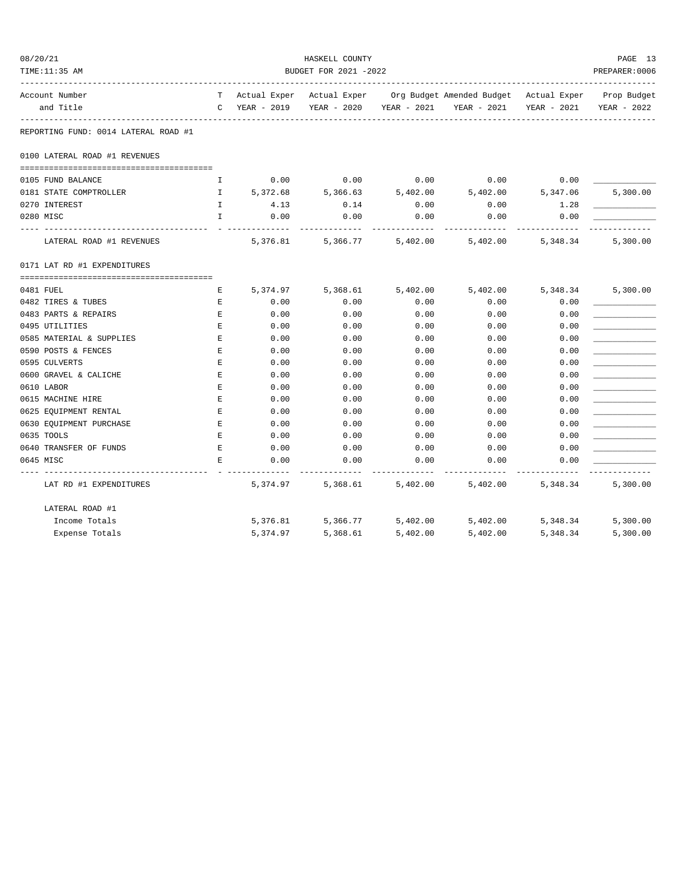HASKELL COUNTY
BUDGET FOR 2021 -2022

| Account Number and Title | TC | Actual Exper YEAR - 2019 | Actual Exper YEAR - 2020 | Org Budget YEAR - 2021 | Amended Budget YEAR - 2021 | Actual Exper YEAR - 2021 | Prop Budget YEAR - 2022 |
|---|---|---|---|---|---|---|---|
| **REPORTING FUND: 0014 LATERAL ROAD #1** | | | | | | | |
| **0100 LATERAL ROAD #1 REVENUES** | | | | | | | |
| 0105 FUND BALANCE | I | 0.00 | 0.00 | 0.00 | 0.00 | 0.00 | ____________ |
| 0181 STATE COMPTROLLER | I | 5,372.68 | 5,366.63 | 5,402.00 | 5,402.00 | 5,347.06 | 5,300.00 |
| 0270 INTEREST | I | 4.13 | 0.14 | 0.00 | 0.00 | 1.28 | ____________ |
| 0280 MISC | I | 0.00 | 0.00 | 0.00 | 0.00 | 0.00 | ____________ |
| LATERAL ROAD #1 REVENUES | | 5,376.81 | 5,366.77 | 5,402.00 | 5,402.00 | 5,348.34 | 5,300.00 |
| **0171 LAT RD #1 EXPENDITURES** | | | | | | | |
| 0481 FUEL | E | 5,374.97 | 5,368.61 | 5,402.00 | 5,402.00 | 5,348.34 | 5,300.00 |
| 0482 TIRES & TUBES | E | 0.00 | 0.00 | 0.00 | 0.00 | 0.00 | ____________ |
| 0483 PARTS & REPAIRS | E | 0.00 | 0.00 | 0.00 | 0.00 | 0.00 | ____________ |
| 0495 UTILITIES | E | 0.00 | 0.00 | 0.00 | 0.00 | 0.00 | ____________ |
| 0585 MATERIAL & SUPPLIES | E | 0.00 | 0.00 | 0.00 | 0.00 | 0.00 | ____________ |
| 0590 POSTS & FENCES | E | 0.00 | 0.00 | 0.00 | 0.00 | 0.00 | ____________ |
| 0595 CULVERTS | E | 0.00 | 0.00 | 0.00 | 0.00 | 0.00 | ____________ |
| 0600 GRAVEL & CALICHE | E | 0.00 | 0.00 | 0.00 | 0.00 | 0.00 | ____________ |
| 0610 LABOR | E | 0.00 | 0.00 | 0.00 | 0.00 | 0.00 | ____________ |
| 0615 MACHINE HIRE | E | 0.00 | 0.00 | 0.00 | 0.00 | 0.00 | ____________ |
| 0625 EQUIPMENT RENTAL | E | 0.00 | 0.00 | 0.00 | 0.00 | 0.00 | ____________ |
| 0630 EQUIPMENT PURCHASE | E | 0.00 | 0.00 | 0.00 | 0.00 | 0.00 | ____________ |
| 0635 TOOLS | E | 0.00 | 0.00 | 0.00 | 0.00 | 0.00 | ____________ |
| 0640 TRANSFER OF FUNDS | E | 0.00 | 0.00 | 0.00 | 0.00 | 0.00 | ____________ |
| 0645 MISC | E | 0.00 | 0.00 | 0.00 | 0.00 | 0.00 | ____________ |
| LAT RD #1 EXPENDITURES | | 5,374.97 | 5,368.61 | 5,402.00 | 5,402.00 | 5,348.34 | 5,300.00 |
| **LATERAL ROAD #1** | | | | | | | |
| Income Totals | | 5,376.81 | 5,366.77 | 5,402.00 | 5,402.00 | 5,348.34 | 5,300.00 |
| Expense Totals | | 5,374.97 | 5,368.61 | 5,402.00 | 5,402.00 | 5,348.34 | 5,300.00 |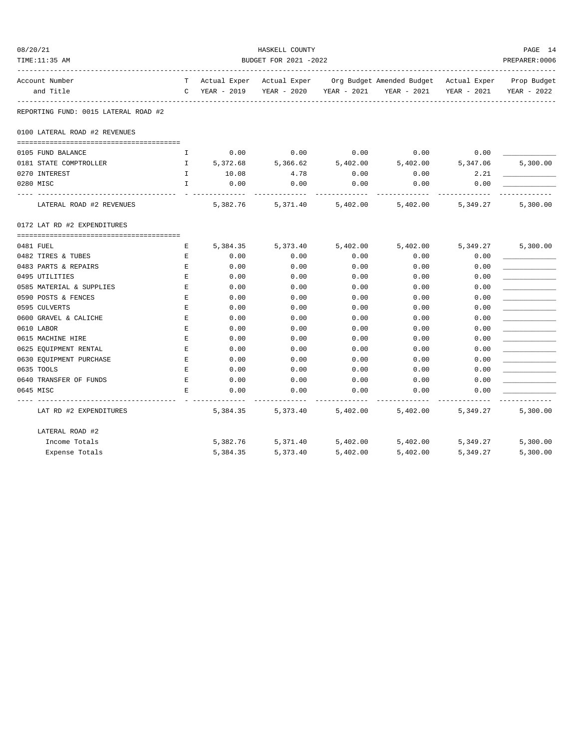REPORTING FUND: 0015 LATERAL ROAD #2

| Account Number and Title | TC | Actual Exper YEAR - 2019 | Actual Exper YEAR - 2020 | Org Budget YEAR - 2021 | Amended Budget YEAR - 2021 | Actual Exper YEAR - 2021 | Prop Budget YEAR - 2022 |
|---|---|---|---|---|---|---|---|
| **0100 LATERAL ROAD #2 REVENUES** | | | | | | | |
| 0105 FUND BALANCE | I | 0.00 | 0.00 | 0.00 | 0.00 | 0.00 | ____________ |
| 0181 STATE COMPTROLLER | I | 5,372.68 | 5,366.62 | 5,402.00 | 5,402.00 | 5,347.06 | 5,300.00 |
| 0270 INTEREST | I | 10.08 | 4.78 | 0.00 | 0.00 | 2.21 | ____________ |
| 0280 MISC | I | 0.00 | 0.00 | 0.00 | 0.00 | 0.00 | ____________ |
| LATERAL ROAD #2 REVENUES | | 5,382.76 | 5,371.40 | 5,402.00 | 5,402.00 | 5,349.27 | 5,300.00 |
| **0172 LAT RD #2 EXPENDITURES** | | | | | | | |
| 0481 FUEL | E | 5,384.35 | 5,373.40 | 5,402.00 | 5,402.00 | 5,349.27 | 5,300.00 |
| 0482 TIRES & TUBES | E | 0.00 | 0.00 | 0.00 | 0.00 | 0.00 | ____________ |
| 0483 PARTS & REPAIRS | E | 0.00 | 0.00 | 0.00 | 0.00 | 0.00 | ____________ |
| 0495 UTILITIES | E | 0.00 | 0.00 | 0.00 | 0.00 | 0.00 | ____________ |
| 0585 MATERIAL & SUPPLIES | E | 0.00 | 0.00 | 0.00 | 0.00 | 0.00 | ____________ |
| 0590 POSTS & FENCES | E | 0.00 | 0.00 | 0.00 | 0.00 | 0.00 | ____________ |
| 0595 CULVERTS | E | 0.00 | 0.00 | 0.00 | 0.00 | 0.00 | ____________ |
| 0600 GRAVEL & CALICHE | E | 0.00 | 0.00 | 0.00 | 0.00 | 0.00 | ____________ |
| 0610 LABOR | E | 0.00 | 0.00 | 0.00 | 0.00 | 0.00 | ____________ |
| 0615 MACHINE HIRE | E | 0.00 | 0.00 | 0.00 | 0.00 | 0.00 | ____________ |
| 0625 EQUIPMENT RENTAL | E | 0.00 | 0.00 | 0.00 | 0.00 | 0.00 | ____________ |
| 0630 EQUIPMENT PURCHASE | E | 0.00 | 0.00 | 0.00 | 0.00 | 0.00 | ____________ |
| 0635 TOOLS | E | 0.00 | 0.00 | 0.00 | 0.00 | 0.00 | ____________ |
| 0640 TRANSFER OF FUNDS | E | 0.00 | 0.00 | 0.00 | 0.00 | 0.00 | ____________ |
| 0645 MISC | E | 0.00 | 0.00 | 0.00 | 0.00 | 0.00 | ____________ |
| LAT RD #2 EXPENDITURES | | 5,384.35 | 5,373.40 | 5,402.00 | 5,402.00 | 5,349.27 | 5,300.00 |
| **LATERAL ROAD #2** | | | | | | | |
| Income Totals | | 5,382.76 | 5,371.40 | 5,402.00 | 5,402.00 | 5,349.27 | 5,300.00 |
| Expense Totals | | 5,384.35 | 5,373.40 | 5,402.00 | 5,402.00 | 5,349.27 | 5,300.00 |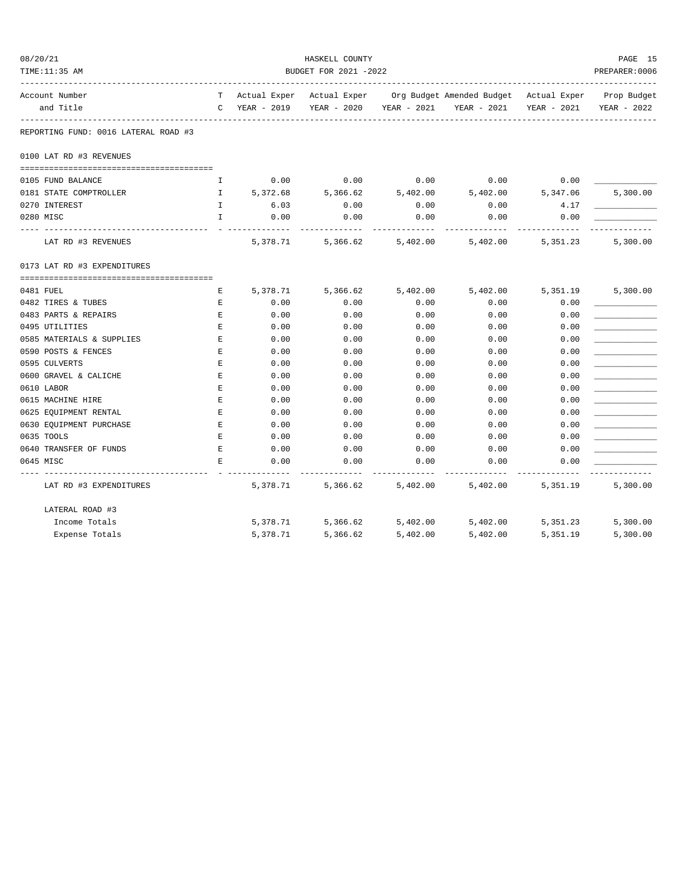HASKELL COUNTY

BUDGET FOR 2021 -2022

| Account Number and Title | TC | Actual Exper YEAR - 2019 | Actual Exper YEAR - 2020 | Org Budget YEAR - 2021 | Amended Budget YEAR - 2021 | Actual Exper YEAR - 2021 | Prop Budget YEAR - 2022 |
|---|---|---|---|---|---|---|---|
| **REPORTING FUND: 0016 LATERAL ROAD #3** | | | | | | | |
| **0100 LAT RD #3 REVENUES** | | | | | | | |
| 0105 FUND BALANCE | I | 0.00 | 0.00 | 0.00 | 0.00 | 0.00 | ____________ |
| 0181 STATE COMPTROLLER | I | 5,372.68 | 5,366.62 | 5,402.00 | 5,402.00 | 5,347.06 | 5,300.00 |
| 0270 INTEREST | I | 6.03 | 0.00 | 0.00 | 0.00 | 4.17 | ____________ |
| 0280 MISC | I | 0.00 | 0.00 | 0.00 | 0.00 | 0.00 | ____________ |
| LAT RD #3 REVENUES | | 5,378.71 | 5,366.62 | 5,402.00 | 5,402.00 | 5,351.23 | 5,300.00 |
| **0173 LAT RD #3 EXPENDITURES** | | | | | | | |
| 0481 FUEL | E | 5,378.71 | 5,366.62 | 5,402.00 | 5,402.00 | 5,351.19 | 5,300.00 |
| 0482 TIRES & TUBES | E | 0.00 | 0.00 | 0.00 | 0.00 | 0.00 | ____________ |
| 0483 PARTS & REPAIRS | E | 0.00 | 0.00 | 0.00 | 0.00 | 0.00 | ____________ |
| 0495 UTILITIES | E | 0.00 | 0.00 | 0.00 | 0.00 | 0.00 | ____________ |
| 0585 MATERIALS & SUPPLIES | E | 0.00 | 0.00 | 0.00 | 0.00 | 0.00 | ____________ |
| 0590 POSTS & FENCES | E | 0.00 | 0.00 | 0.00 | 0.00 | 0.00 | ____________ |
| 0595 CULVERTS | E | 0.00 | 0.00 | 0.00 | 0.00 | 0.00 | ____________ |
| 0600 GRAVEL & CALICHE | E | 0.00 | 0.00 | 0.00 | 0.00 | 0.00 | ____________ |
| 0610 LABOR | E | 0.00 | 0.00 | 0.00 | 0.00 | 0.00 | ____________ |
| 0615 MACHINE HIRE | E | 0.00 | 0.00 | 0.00 | 0.00 | 0.00 | ____________ |
| 0625 EQUIPMENT RENTAL | E | 0.00 | 0.00 | 0.00 | 0.00 | 0.00 | ____________ |
| 0630 EQUIPMENT PURCHASE | E | 0.00 | 0.00 | 0.00 | 0.00 | 0.00 | ____________ |
| 0635 TOOLS | E | 0.00 | 0.00 | 0.00 | 0.00 | 0.00 | ____________ |
| 0640 TRANSFER OF FUNDS | E | 0.00 | 0.00 | 0.00 | 0.00 | 0.00 | ____________ |
| 0645 MISC | E | 0.00 | 0.00 | 0.00 | 0.00 | 0.00 | ____________ |
| LAT RD #3 EXPENDITURES | | 5,378.71 | 5,366.62 | 5,402.00 | 5,402.00 | 5,351.19 | 5,300.00 |
| **LATERAL ROAD #3** | | | | | | | |
| Income Totals | | 5,378.71 | 5,366.62 | 5,402.00 | 5,402.00 | 5,351.23 | 5,300.00 |
| Expense Totals | | 5,378.71 | 5,366.62 | 5,402.00 | 5,402.00 | 5,351.19 | 5,300.00 |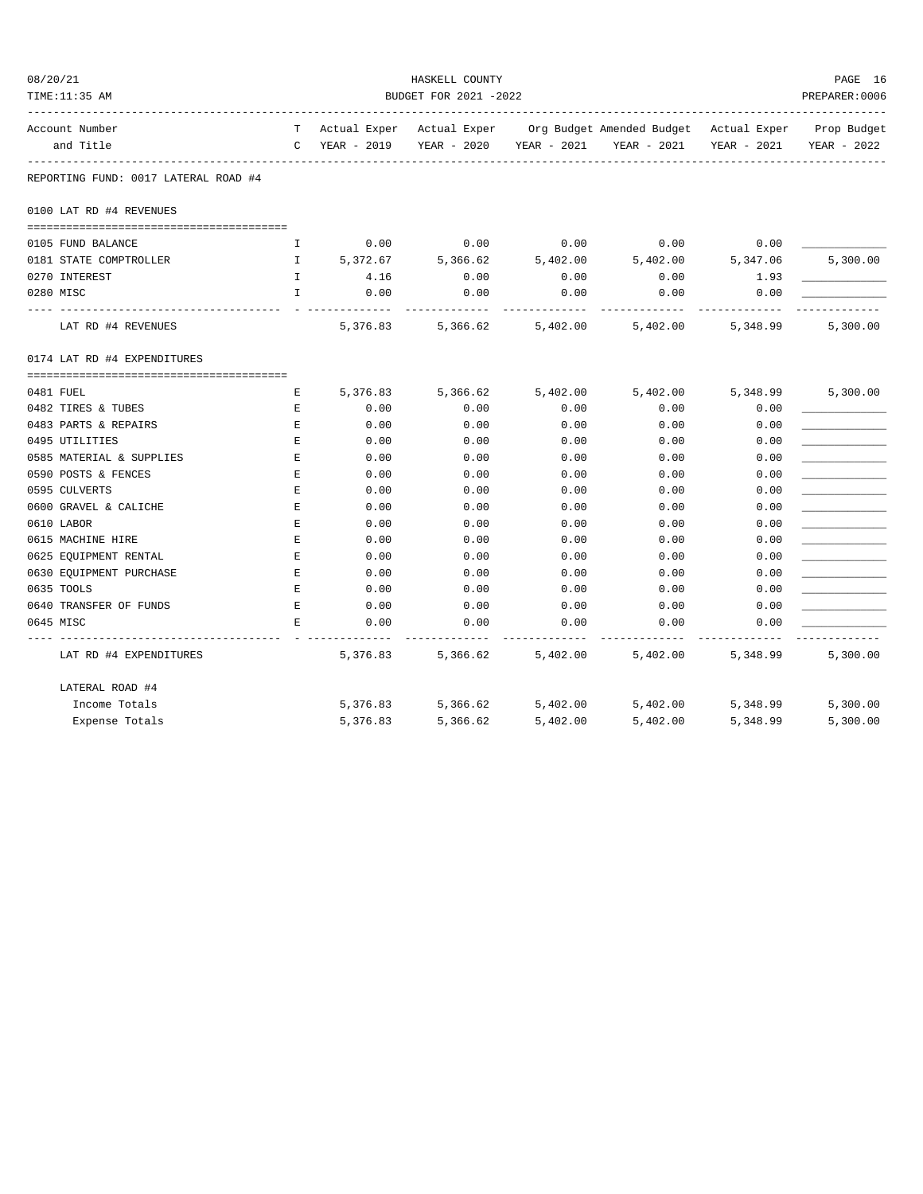HASKELL COUNTY
BUDGET FOR 2021 -2022

08/20/21
TIME:11:35 AM
PREPARER:0006

| Account Number and Title | TC | Actual Exper YEAR - 2019 | Actual Exper YEAR - 2020 | Org Budget YEAR - 2021 | Amended Budget YEAR - 2021 | Actual Exper YEAR - 2021 | Prop Budget YEAR - 2022 |
|---|---|---|---|---|---|---|---|
| **REPORTING FUND: 0017 LATERAL ROAD #4** | | | | | | | |
| **0100 LAT RD #4 REVENUES** | | | | | | | |
| 0105 FUND BALANCE | I | 0.00 | 0.00 | 0.00 | 0.00 | 0.00 | ____________ |
| 0181 STATE COMPTROLLER | I | 5,372.67 | 5,366.62 | 5,402.00 | 5,402.00 | 5,347.06 | 5,300.00 |
| 0270 INTEREST | I | 4.16 | 0.00 | 0.00 | 0.00 | 1.93 | ____________ |
| 0280 MISC | I | 0.00 | 0.00 | 0.00 | 0.00 | 0.00 | ____________ |
| LAT RD #4 REVENUES | | 5,376.83 | 5,366.62 | 5,402.00 | 5,402.00 | 5,348.99 | 5,300.00 |
| **0174 LAT RD #4 EXPENDITURES** | | | | | | | |
| 0481 FUEL | E | 5,376.83 | 5,366.62 | 5,402.00 | 5,402.00 | 5,348.99 | 5,300.00 |
| 0482 TIRES & TUBES | E | 0.00 | 0.00 | 0.00 | 0.00 | 0.00 | ____________ |
| 0483 PARTS & REPAIRS | E | 0.00 | 0.00 | 0.00 | 0.00 | 0.00 | ____________ |
| 0495 UTILITIES | E | 0.00 | 0.00 | 0.00 | 0.00 | 0.00 | ____________ |
| 0585 MATERIAL & SUPPLIES | E | 0.00 | 0.00 | 0.00 | 0.00 | 0.00 | ____________ |
| 0590 POSTS & FENCES | E | 0.00 | 0.00 | 0.00 | 0.00 | 0.00 | ____________ |
| 0595 CULVERTS | E | 0.00 | 0.00 | 0.00 | 0.00 | 0.00 | ____________ |
| 0600 GRAVEL & CALICHE | E | 0.00 | 0.00 | 0.00 | 0.00 | 0.00 | ____________ |
| 0610 LABOR | E | 0.00 | 0.00 | 0.00 | 0.00 | 0.00 | ____________ |
| 0615 MACHINE HIRE | E | 0.00 | 0.00 | 0.00 | 0.00 | 0.00 | ____________ |
| 0625 EQUIPMENT RENTAL | E | 0.00 | 0.00 | 0.00 | 0.00 | 0.00 | ____________ |
| 0630 EQUIPMENT PURCHASE | E | 0.00 | 0.00 | 0.00 | 0.00 | 0.00 | ____________ |
| 0635 TOOLS | E | 0.00 | 0.00 | 0.00 | 0.00 | 0.00 | ____________ |
| 0640 TRANSFER OF FUNDS | E | 0.00 | 0.00 | 0.00 | 0.00 | 0.00 | ____________ |
| 0645 MISC | E | 0.00 | 0.00 | 0.00 | 0.00 | 0.00 | ____________ |
| LAT RD #4 EXPENDITURES | | 5,376.83 | 5,366.62 | 5,402.00 | 5,402.00 | 5,348.99 | 5,300.00 |
| **LATERAL ROAD #4** | | | | | | | |
| Income Totals | | 5,376.83 | 5,366.62 | 5,402.00 | 5,402.00 | 5,348.99 | 5,300.00 |
| Expense Totals | | 5,376.83 | 5,366.62 | 5,402.00 | 5,402.00 | 5,348.99 | 5,300.00 |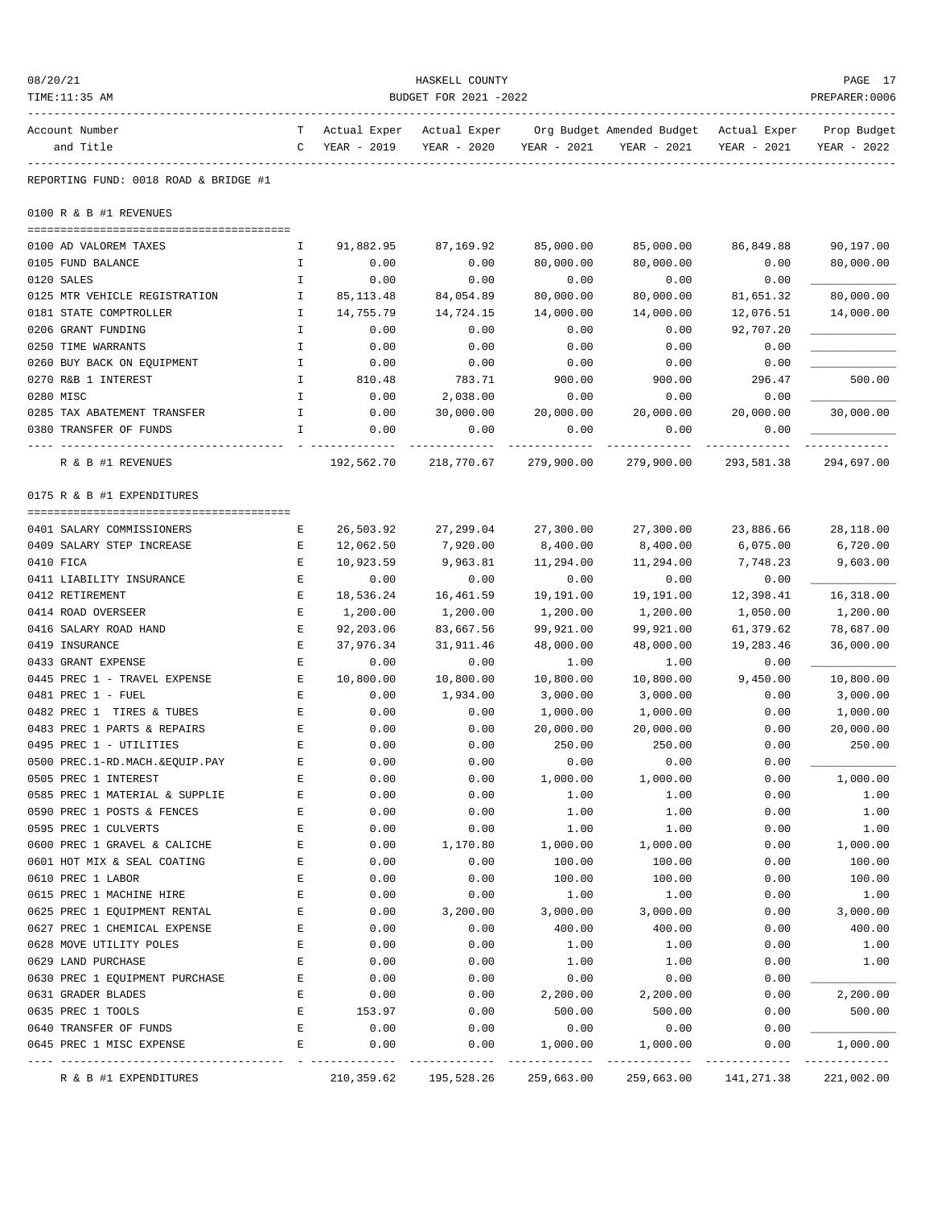REPORTING FUND: 0018 ROAD & BRIDGE #1

## 0100 R & B #1 REVENUES

| Account Number and Title | TC | Actual Exper YEAR - 2019 | Actual Exper YEAR - 2020 | Org Budget YEAR - 2021 | Amended Budget YEAR - 2021 | Actual Exper YEAR - 2021 | Prop Budget YEAR - 2022 |
|---|---|---|---|---|---|---|---|
| 0100 AD VALOREM TAXES | I | 91,882.95 | 87,169.92 | 85,000.00 | 85,000.00 | 86,849.88 | 90,197.00 |
| 0105 FUND BALANCE | I | 0.00 | 0.00 | 80,000.00 | 80,000.00 | 0.00 | 80,000.00 |
| 0120 SALES | I | 0.00 | 0.00 | 0.00 | 0.00 | 0.00 | |
| 0125 MTR VEHICLE REGISTRATION | I | 85,113.48 | 84,054.89 | 80,000.00 | 80,000.00 | 81,651.32 | 80,000.00 |
| 0181 STATE COMPTROLLER | I | 14,755.79 | 14,724.15 | 14,000.00 | 14,000.00 | 12,076.51 | 14,000.00 |
| 0206 GRANT FUNDING | I | 0.00 | 0.00 | 0.00 | 0.00 | 92,707.20 | |
| 0250 TIME WARRANTS | I | 0.00 | 0.00 | 0.00 | 0.00 | 0.00 | |
| 0260 BUY BACK ON EQUIPMENT | I | 0.00 | 0.00 | 0.00 | 0.00 | 0.00 | |
| 0270 R&B 1 INTEREST | I | 810.48 | 783.71 | 900.00 | 900.00 | 296.47 | 500.00 |
| 0280 MISC | I | 0.00 | 2,038.00 | 0.00 | 0.00 | 0.00 | |
| 0285 TAX ABATEMENT TRANSFER | I | 0.00 | 30,000.00 | 20,000.00 | 20,000.00 | 20,000.00 | 30,000.00 |
| 0380 TRANSFER OF FUNDS | I | 0.00 | 0.00 | 0.00 | 0.00 | 0.00 | |
| R & B #1 REVENUES | | 192,562.70 | 218,770.67 | 279,900.00 | 279,900.00 | 293,581.38 | 294,697.00 |

## 0175 R & B #1 EXPENDITURES

| Account Number and Title | TC | Actual Exper YEAR - 2019 | Actual Exper YEAR - 2020 | Org Budget YEAR - 2021 | Amended Budget YEAR - 2021 | Actual Exper YEAR - 2021 | Prop Budget YEAR - 2022 |
|---|---|---|---|---|---|---|---|
| 0401 SALARY COMMISSIONERS | E | 26,503.92 | 27,299.04 | 27,300.00 | 27,300.00 | 23,886.66 | 28,118.00 |
| 0409 SALARY STEP INCREASE | E | 12,062.50 | 7,920.00 | 8,400.00 | 8,400.00 | 6,075.00 | 6,720.00 |
| 0410 FICA | E | 10,923.59 | 9,963.81 | 11,294.00 | 11,294.00 | 7,748.23 | 9,603.00 |
| 0411 LIABILITY INSURANCE | E | 0.00 | 0.00 | 0.00 | 0.00 | 0.00 | |
| 0412 RETIREMENT | E | 18,536.24 | 16,461.59 | 19,191.00 | 19,191.00 | 12,398.41 | 16,318.00 |
| 0414 ROAD OVERSEER | E | 1,200.00 | 1,200.00 | 1,200.00 | 1,200.00 | 1,050.00 | 1,200.00 |
| 0416 SALARY ROAD HAND | E | 92,203.06 | 83,667.56 | 99,921.00 | 99,921.00 | 61,379.62 | 78,687.00 |
| 0419 INSURANCE | E | 37,976.34 | 31,911.46 | 48,000.00 | 48,000.00 | 19,283.46 | 36,000.00 |
| 0433 GRANT EXPENSE | E | 0.00 | 0.00 | 1.00 | 1.00 | 0.00 | |
| 0445 PREC 1 - TRAVEL EXPENSE | E | 10,800.00 | 10,800.00 | 10,800.00 | 10,800.00 | 9,450.00 | 10,800.00 |
| 0481 PREC 1 - FUEL | E | 0.00 | 1,934.00 | 3,000.00 | 3,000.00 | 0.00 | 3,000.00 |
| 0482 PREC 1 TIRES & TUBES | E | 0.00 | 0.00 | 1,000.00 | 1,000.00 | 0.00 | 1,000.00 |
| 0483 PREC 1 PARTS & REPAIRS | E | 0.00 | 0.00 | 20,000.00 | 20,000.00 | 0.00 | 20,000.00 |
| 0495 PREC 1 - UTILITIES | E | 0.00 | 0.00 | 250.00 | 250.00 | 0.00 | 250.00 |
| 0500 PREC.1-RD.MACH.&EQUIP.PAY | E | 0.00 | 0.00 | 0.00 | 0.00 | 0.00 | |
| 0505 PREC 1 INTEREST | E | 0.00 | 0.00 | 1,000.00 | 1,000.00 | 0.00 | 1,000.00 |
| 0585 PREC 1 MATERIAL & SUPPLIE | E | 0.00 | 0.00 | 1.00 | 1.00 | 0.00 | 1.00 |
| 0590 PREC 1 POSTS & FENCES | E | 0.00 | 0.00 | 1.00 | 1.00 | 0.00 | 1.00 |
| 0595 PREC 1 CULVERTS | E | 0.00 | 0.00 | 1.00 | 1.00 | 0.00 | 1.00 |
| 0600 PREC 1 GRAVEL & CALICHE | E | 0.00 | 1,170.80 | 1,000.00 | 1,000.00 | 0.00 | 1,000.00 |
| 0601 HOT MIX & SEAL COATING | E | 0.00 | 0.00 | 100.00 | 100.00 | 0.00 | 100.00 |
| 0610 PREC 1 LABOR | E | 0.00 | 0.00 | 100.00 | 100.00 | 0.00 | 100.00 |
| 0615 PREC 1 MACHINE HIRE | E | 0.00 | 0.00 | 1.00 | 1.00 | 0.00 | 1.00 |
| 0625 PREC 1 EQUIPMENT RENTAL | E | 0.00 | 3,200.00 | 3,000.00 | 3,000.00 | 0.00 | 3,000.00 |
| 0627 PREC 1 CHEMICAL EXPENSE | E | 0.00 | 0.00 | 400.00 | 400.00 | 0.00 | 400.00 |
| 0628 MOVE UTILITY POLES | E | 0.00 | 0.00 | 1.00 | 1.00 | 0.00 | 1.00 |
| 0629 LAND PURCHASE | E | 0.00 | 0.00 | 1.00 | 1.00 | 0.00 | 1.00 |
| 0630 PREC 1 EQUIPMENT PURCHASE | E | 0.00 | 0.00 | 0.00 | 0.00 | 0.00 | |
| 0631 GRADER BLADES | E | 0.00 | 0.00 | 2,200.00 | 2,200.00 | 0.00 | 2,200.00 |
| 0635 PREC 1 TOOLS | E | 153.97 | 0.00 | 500.00 | 500.00 | 0.00 | 500.00 |
| 0640 TRANSFER OF FUNDS | E | 0.00 | 0.00 | 0.00 | 0.00 | 0.00 | |
| 0645 PREC 1 MISC EXPENSE | E | 0.00 | 0.00 | 1,000.00 | 1,000.00 | 0.00 | 1,000.00 |
| R & B #1 EXPENDITURES | | 210,359.62 | 195,528.26 | 259,663.00 | 259,663.00 | 141,271.38 | 221,002.00 |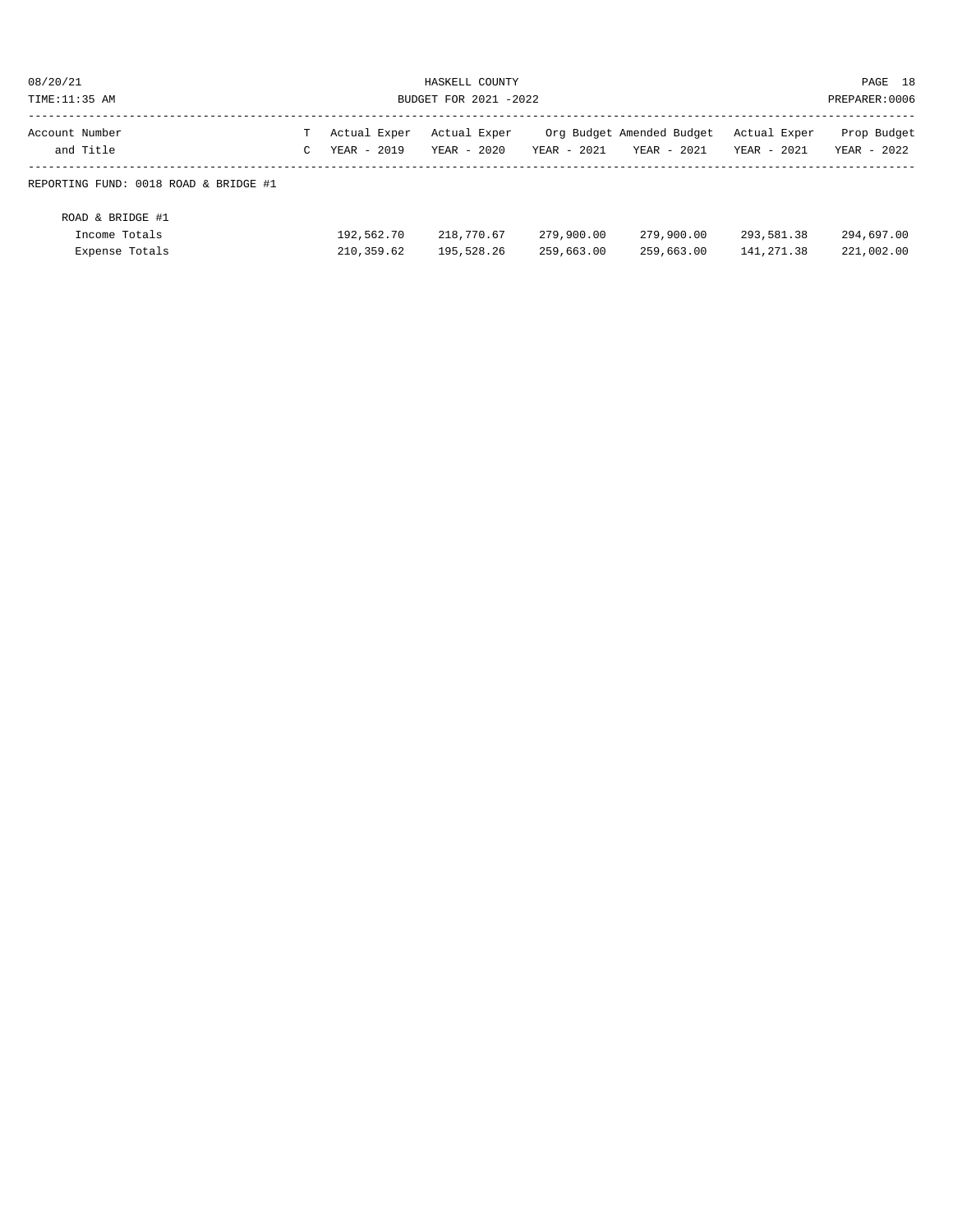| Account Number and Title | T C | Actual Exper YEAR - 2019 | Actual Exper YEAR - 2020 | Org Budget YEAR - 2021 | Amended Budget YEAR - 2021 | Actual Exper YEAR - 2021 | Prop Budget YEAR - 2022 |
|---|---|---|---|---|---|---|---|
| REPORTING FUND: 0018 ROAD & BRIDGE #1 | | | | | | | |
| ROAD & BRIDGE #1 | | | | | | | |
| Income Totals | | 192,562.70 | 218,770.67 | 279,900.00 | 279,900.00 | 293,581.38 | 294,697.00 |
| Expense Totals | | 210,359.62 | 195,528.26 | 259,663.00 | 259,663.00 | 141,271.38 | 221,002.00 |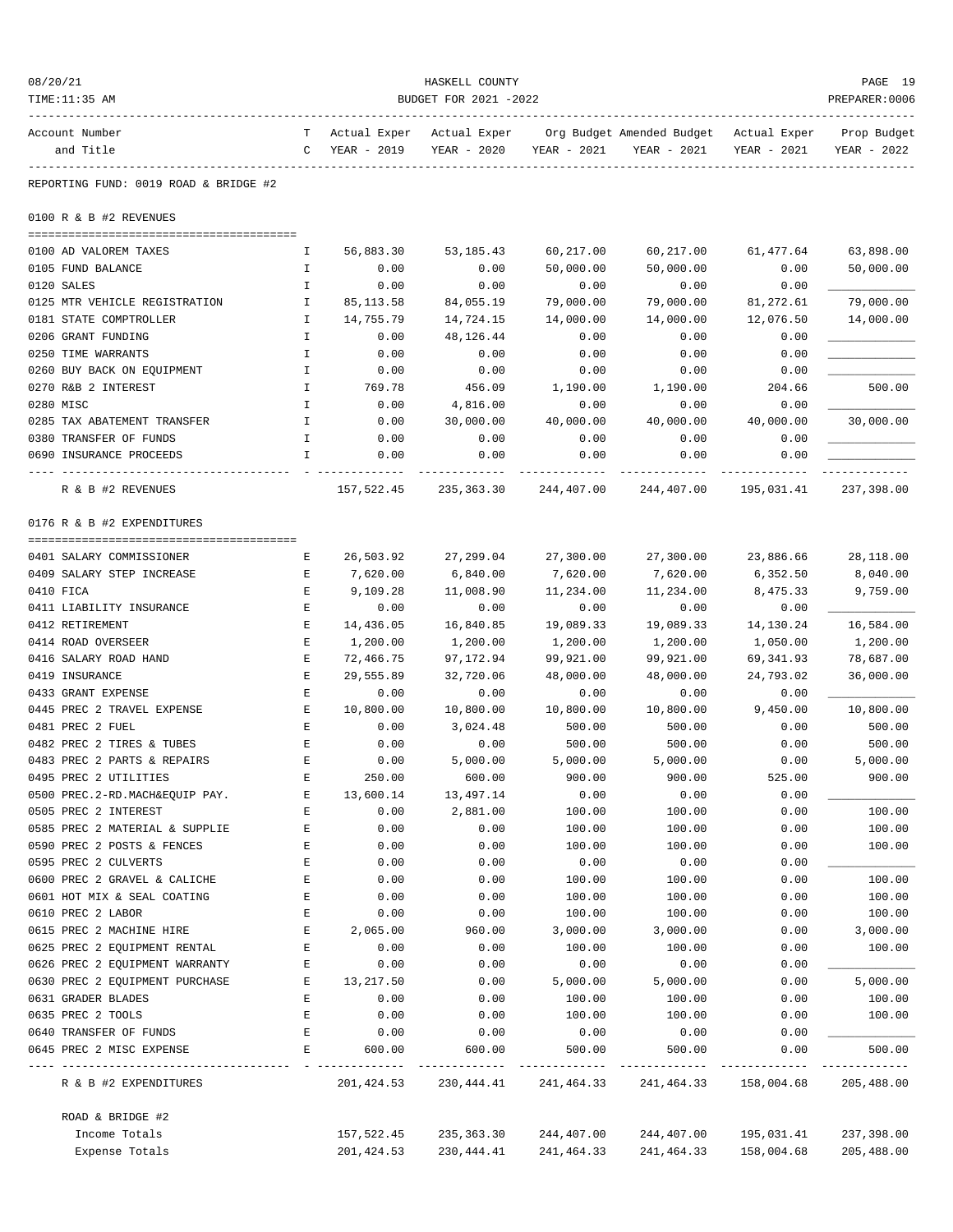HASKELL COUNTY

BUDGET FOR 2021 -2022

08/20/21
TIME:11:35 AM

PREPARER:0006

| Account Number and Title | T C | Actual Exper YEAR - 2019 | Actual Exper YEAR - 2020 | Org Budget YEAR - 2021 | Amended Budget YEAR - 2021 | Actual Exper YEAR - 2021 | Prop Budget YEAR - 2022 |
|---|---|---|---|---|---|---|---|
| **REPORTING FUND: 0019 ROAD & BRIDGE #2** | | | | | | | |
| **0100 R & B #2 REVENUES** | | | | | | | |
| 0100 AD VALOREM TAXES | I | 56,883.30 | 53,185.43 | 60,217.00 | 60,217.00 | 61,477.64 | 63,898.00 |
| 0105 FUND BALANCE | I | 0.00 | 0.00 | 50,000.00 | 50,000.00 | 0.00 | 50,000.00 |
| 0120 SALES | I | 0.00 | 0.00 | 0.00 | 0.00 | 0.00 | |
| 0125 MTR VEHICLE REGISTRATION | I | 85,113.58 | 84,055.19 | 79,000.00 | 79,000.00 | 81,272.61 | 79,000.00 |
| 0181 STATE COMPTROLLER | I | 14,755.79 | 14,724.15 | 14,000.00 | 14,000.00 | 12,076.50 | 14,000.00 |
| 0206 GRANT FUNDING | I | 0.00 | 48,126.44 | 0.00 | 0.00 | 0.00 | |
| 0250 TIME WARRANTS | I | 0.00 | 0.00 | 0.00 | 0.00 | 0.00 | |
| 0260 BUY BACK ON EQUIPMENT | I | 0.00 | 0.00 | 0.00 | 0.00 | 0.00 | |
| 0270 R&B 2 INTEREST | I | 769.78 | 456.09 | 1,190.00 | 1,190.00 | 204.66 | 500.00 |
| 0280 MISC | I | 0.00 | 4,816.00 | 0.00 | 0.00 | 0.00 | |
| 0285 TAX ABATEMENT TRANSFER | I | 0.00 | 30,000.00 | 40,000.00 | 40,000.00 | 40,000.00 | 30,000.00 |
| 0380 TRANSFER OF FUNDS | I | 0.00 | 0.00 | 0.00 | 0.00 | 0.00 | |
| 0690 INSURANCE PROCEEDS | I | 0.00 | 0.00 | 0.00 | 0.00 | 0.00 | |
| R & B #2 REVENUES | | 157,522.45 | 235,363.30 | 244,407.00 | 244,407.00 | 195,031.41 | 237,398.00 |
| **0176 R & B #2 EXPENDITURES** | | | | | | | |
| 0401 SALARY COMMISSIONER | E | 26,503.92 | 27,299.04 | 27,300.00 | 27,300.00 | 23,886.66 | 28,118.00 |
| 0409 SALARY STEP INCREASE | E | 7,620.00 | 6,840.00 | 7,620.00 | 7,620.00 | 6,352.50 | 8,040.00 |
| 0410 FICA | E | 9,109.28 | 11,008.90 | 11,234.00 | 11,234.00 | 8,475.33 | 9,759.00 |
| 0411 LIABILITY INSURANCE | E | 0.00 | 0.00 | 0.00 | 0.00 | 0.00 | |
| 0412 RETIREMENT | E | 14,436.05 | 16,840.85 | 19,089.33 | 19,089.33 | 14,130.24 | 16,584.00 |
| 0414 ROAD OVERSEER | E | 1,200.00 | 1,200.00 | 1,200.00 | 1,200.00 | 1,050.00 | 1,200.00 |
| 0416 SALARY ROAD HAND | E | 72,466.75 | 97,172.94 | 99,921.00 | 99,921.00 | 69,341.93 | 78,687.00 |
| 0419 INSURANCE | E | 29,555.89 | 32,720.06 | 48,000.00 | 48,000.00 | 24,793.02 | 36,000.00 |
| 0433 GRANT EXPENSE | E | 0.00 | 0.00 | 0.00 | 0.00 | 0.00 | |
| 0445 PREC 2 TRAVEL EXPENSE | E | 10,800.00 | 10,800.00 | 10,800.00 | 10,800.00 | 9,450.00 | 10,800.00 |
| 0481 PREC 2 FUEL | E | 0.00 | 3,024.48 | 500.00 | 500.00 | 0.00 | 500.00 |
| 0482 PREC 2 TIRES & TUBES | E | 0.00 | 0.00 | 500.00 | 500.00 | 0.00 | 500.00 |
| 0483 PREC 2 PARTS & REPAIRS | E | 0.00 | 5,000.00 | 5,000.00 | 5,000.00 | 0.00 | 5,000.00 |
| 0495 PREC 2 UTILITIES | E | 250.00 | 600.00 | 900.00 | 900.00 | 525.00 | 900.00 |
| 0500 PREC.2-RD.MACH&EQUIP PAY. | E | 13,600.14 | 13,497.14 | 0.00 | 0.00 | 0.00 | |
| 0505 PREC 2 INTEREST | E | 0.00 | 2,881.00 | 100.00 | 100.00 | 0.00 | 100.00 |
| 0585 PREC 2 MATERIAL & SUPPLIE | E | 0.00 | 0.00 | 100.00 | 100.00 | 0.00 | 100.00 |
| 0590 PREC 2 POSTS & FENCES | E | 0.00 | 0.00 | 100.00 | 100.00 | 0.00 | 100.00 |
| 0595 PREC 2 CULVERTS | E | 0.00 | 0.00 | 0.00 | 0.00 | 0.00 | |
| 0600 PREC 2 GRAVEL & CALICHE | E | 0.00 | 0.00 | 100.00 | 100.00 | 0.00 | 100.00 |
| 0601 HOT MIX & SEAL COATING | E | 0.00 | 0.00 | 100.00 | 100.00 | 0.00 | 100.00 |
| 0610 PREC 2 LABOR | E | 0.00 | 0.00 | 100.00 | 100.00 | 0.00 | 100.00 |
| 0615 PREC 2 MACHINE HIRE | E | 2,065.00 | 960.00 | 3,000.00 | 3,000.00 | 0.00 | 3,000.00 |
| 0625 PREC 2 EQUIPMENT RENTAL | E | 0.00 | 0.00 | 100.00 | 100.00 | 0.00 | 100.00 |
| 0626 PREC 2 EQUIPMENT WARRANTY | E | 0.00 | 0.00 | 0.00 | 0.00 | 0.00 | |
| 0630 PREC 2 EQUIPMENT PURCHASE | E | 13,217.50 | 0.00 | 5,000.00 | 5,000.00 | 0.00 | 5,000.00 |
| 0631 GRADER BLADES | E | 0.00 | 0.00 | 100.00 | 100.00 | 0.00 | 100.00 |
| 0635 PREC 2 TOOLS | E | 0.00 | 0.00 | 100.00 | 100.00 | 0.00 | 100.00 |
| 0640 TRANSFER OF FUNDS | E | 0.00 | 0.00 | 0.00 | 0.00 | 0.00 | |
| 0645 PREC 2 MISC EXPENSE | E | 600.00 | 600.00 | 500.00 | 500.00 | 0.00 | 500.00 |
| R & B #2 EXPENDITURES | | 201,424.53 | 230,444.41 | 241,464.33 | 241,464.33 | 158,004.68 | 205,488.00 |
| **ROAD & BRIDGE #2** | | | | | | | |
| Income Totals | | 157,522.45 | 235,363.30 | 244,407.00 | 244,407.00 | 195,031.41 | 237,398.00 |
| Expense Totals | | 201,424.53 | 230,444.41 | 241,464.33 | 241,464.33 | 158,004.68 | 205,488.00 |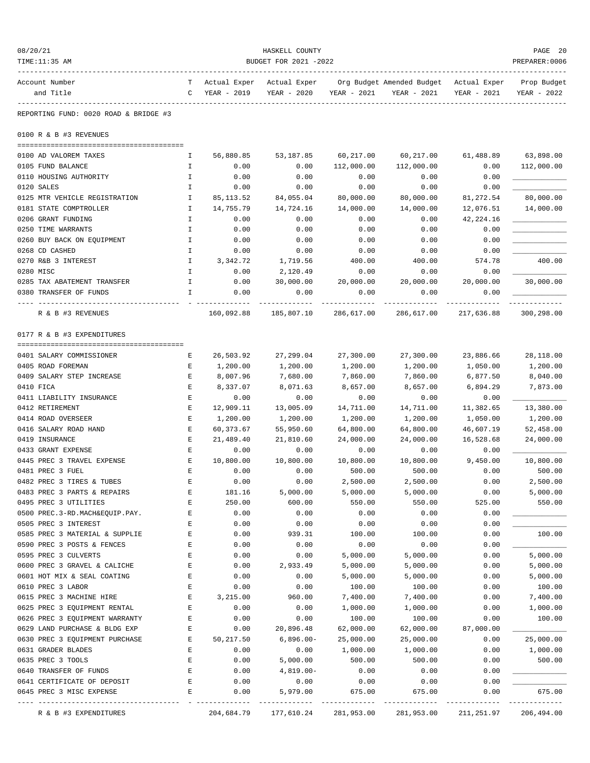HASKELL COUNTY

BUDGET FOR 2021 -2022

08/20/21
TIME:11:35 AM

PREPARER:0006

| Account Number and Title | T C | Actual Exper YEAR - 2019 | Actual Exper YEAR - 2020 | Org Budget YEAR - 2021 | Amended Budget YEAR - 2021 | Actual Exper YEAR - 2021 | Prop Budget YEAR - 2022 |
|---|---|---|---|---|---|---|---|
| **REPORTING FUND: 0020 ROAD & BRIDGE #3** | | | | | | | |
| **0100 R & B #3 REVENUES** | | | | | | | |
| 0100 AD VALOREM TAXES | I | 56,880.85 | 53,187.85 | 60,217.00 | 60,217.00 | 61,488.89 | 63,898.00 |
| 0105 FUND BALANCE | I | 0.00 | 0.00 | 112,000.00 | 112,000.00 | 0.00 | 112,000.00 |
| 0110 HOUSING AUTHORITY | I | 0.00 | 0.00 | 0.00 | 0.00 | 0.00 | |
| 0120 SALES | I | 0.00 | 0.00 | 0.00 | 0.00 | 0.00 | |
| 0125 MTR VEHICLE REGISTRATION | I | 85,113.52 | 84,055.04 | 80,000.00 | 80,000.00 | 81,272.54 | 80,000.00 |
| 0181 STATE COMPTROLLER | I | 14,755.79 | 14,724.16 | 14,000.00 | 14,000.00 | 12,076.51 | 14,000.00 |
| 0206 GRANT FUNDING | I | 0.00 | 0.00 | 0.00 | 0.00 | 42,224.16 | |
| 0250 TIME WARRANTS | I | 0.00 | 0.00 | 0.00 | 0.00 | 0.00 | |
| 0260 BUY BACK ON EQUIPMENT | I | 0.00 | 0.00 | 0.00 | 0.00 | 0.00 | |
| 0268 CD CASHED | I | 0.00 | 0.00 | 0.00 | 0.00 | 0.00 | |
| 0270 R&B 3 INTEREST | I | 3,342.72 | 1,719.56 | 400.00 | 400.00 | 574.78 | 400.00 |
| 0280 MISC | I | 0.00 | 2,120.49 | 0.00 | 0.00 | 0.00 | |
| 0285 TAX ABATEMENT TRANSFER | I | 0.00 | 30,000.00 | 20,000.00 | 20,000.00 | 20,000.00 | 30,000.00 |
| 0380 TRANSFER OF FUNDS | I | 0.00 | 0.00 | 0.00 | 0.00 | 0.00 | |
| R & B #3 REVENUES | | 160,092.88 | 185,807.10 | 286,617.00 | 286,617.00 | 217,636.88 | 300,298.00 |
| **0177 R & B #3 EXPENDITURES** | | | | | | | |
| 0401 SALARY COMMISSIONER | E | 26,503.92 | 27,299.04 | 27,300.00 | 27,300.00 | 23,886.66 | 28,118.00 |
| 0405 ROAD FOREMAN | E | 1,200.00 | 1,200.00 | 1,200.00 | 1,200.00 | 1,050.00 | 1,200.00 |
| 0409 SALARY STEP INCREASE | E | 8,007.96 | 7,680.00 | 7,860.00 | 7,860.00 | 6,877.50 | 8,040.00 |
| 0410 FICA | E | 8,337.07 | 8,071.63 | 8,657.00 | 8,657.00 | 6,894.29 | 7,873.00 |
| 0411 LIABILITY INSURANCE | E | 0.00 | 0.00 | 0.00 | 0.00 | 0.00 | |
| 0412 RETIREMENT | E | 12,909.11 | 13,005.09 | 14,711.00 | 14,711.00 | 11,382.65 | 13,380.00 |
| 0414 ROAD OVERSEER | E | 1,200.00 | 1,200.00 | 1,200.00 | 1,200.00 | 1,050.00 | 1,200.00 |
| 0416 SALARY ROAD HAND | E | 60,373.67 | 55,950.60 | 64,800.00 | 64,800.00 | 46,607.19 | 52,458.00 |
| 0419 INSURANCE | E | 21,489.40 | 21,810.60 | 24,000.00 | 24,000.00 | 16,528.68 | 24,000.00 |
| 0433 GRANT EXPENSE | E | 0.00 | 0.00 | 0.00 | 0.00 | 0.00 | |
| 0445 PREC 3 TRAVEL EXPENSE | E | 10,800.00 | 10,800.00 | 10,800.00 | 10,800.00 | 9,450.00 | 10,800.00 |
| 0481 PREC 3 FUEL | E | 0.00 | 0.00 | 500.00 | 500.00 | 0.00 | 500.00 |
| 0482 PREC 3 TIRES & TUBES | E | 0.00 | 0.00 | 2,500.00 | 2,500.00 | 0.00 | 2,500.00 |
| 0483 PREC 3 PARTS & REPAIRS | E | 181.16 | 5,000.00 | 5,000.00 | 5,000.00 | 0.00 | 5,000.00 |
| 0495 PREC 3 UTILITIES | E | 250.00 | 600.00 | 550.00 | 550.00 | 525.00 | 550.00 |
| 0500 PREC.3-RD.MACH&EQUIP.PAY. | E | 0.00 | 0.00 | 0.00 | 0.00 | 0.00 | |
| 0505 PREC 3 INTEREST | E | 0.00 | 0.00 | 0.00 | 0.00 | 0.00 | |
| 0585 PREC 3 MATERIAL & SUPPLIE | E | 0.00 | 939.31 | 100.00 | 100.00 | 0.00 | 100.00 |
| 0590 PREC 3 POSTS & FENCES | E | 0.00 | 0.00 | 0.00 | 0.00 | 0.00 | |
| 0595 PREC 3 CULVERTS | E | 0.00 | 0.00 | 5,000.00 | 5,000.00 | 0.00 | 5,000.00 |
| 0600 PREC 3 GRAVEL & CALICHE | E | 0.00 | 2,933.49 | 5,000.00 | 5,000.00 | 0.00 | 5,000.00 |
| 0601 HOT MIX & SEAL COATING | E | 0.00 | 0.00 | 5,000.00 | 5,000.00 | 0.00 | 5,000.00 |
| 0610 PREC 3 LABOR | E | 0.00 | 0.00 | 100.00 | 100.00 | 0.00 | 100.00 |
| 0615 PREC 3 MACHINE HIRE | E | 3,215.00 | 960.00 | 7,400.00 | 7,400.00 | 0.00 | 7,400.00 |
| 0625 PREC 3 EQUIPMENT RENTAL | E | 0.00 | 0.00 | 1,000.00 | 1,000.00 | 0.00 | 1,000.00 |
| 0626 PREC 3 EQUIPMENT WARRANTY | E | 0.00 | 0.00 | 100.00 | 100.00 | 0.00 | 100.00 |
| 0629 LAND PURCHASE & BLDG EXP | E | 0.00 | 20,896.48 | 62,000.00 | 62,000.00 | 87,000.00 | |
| 0630 PREC 3 EQUIPMENT PURCHASE | E | 50,217.50 | 6,896.00- | 25,000.00 | 25,000.00 | 0.00 | 25,000.00 |
| 0631 GRADER BLADES | E | 0.00 | 0.00 | 1,000.00 | 1,000.00 | 0.00 | 1,000.00 |
| 0635 PREC 3 TOOLS | E | 0.00 | 5,000.00 | 500.00 | 500.00 | 0.00 | 500.00 |
| 0640 TRANSFER OF FUNDS | E | 0.00 | 4,819.00- | 0.00 | 0.00 | 0.00 | |
| 0641 CERTIFICATE OF DEPOSIT | E | 0.00 | 0.00 | 0.00 | 0.00 | 0.00 | |
| 0645 PREC 3 MISC EXPENSE | E | 0.00 | 5,979.00 | 675.00 | 675.00 | 0.00 | 675.00 |
| R & B #3 EXPENDITURES | | 204,684.79 | 177,610.24 | 281,953.00 | 281,953.00 | 211,251.97 | 206,494.00 |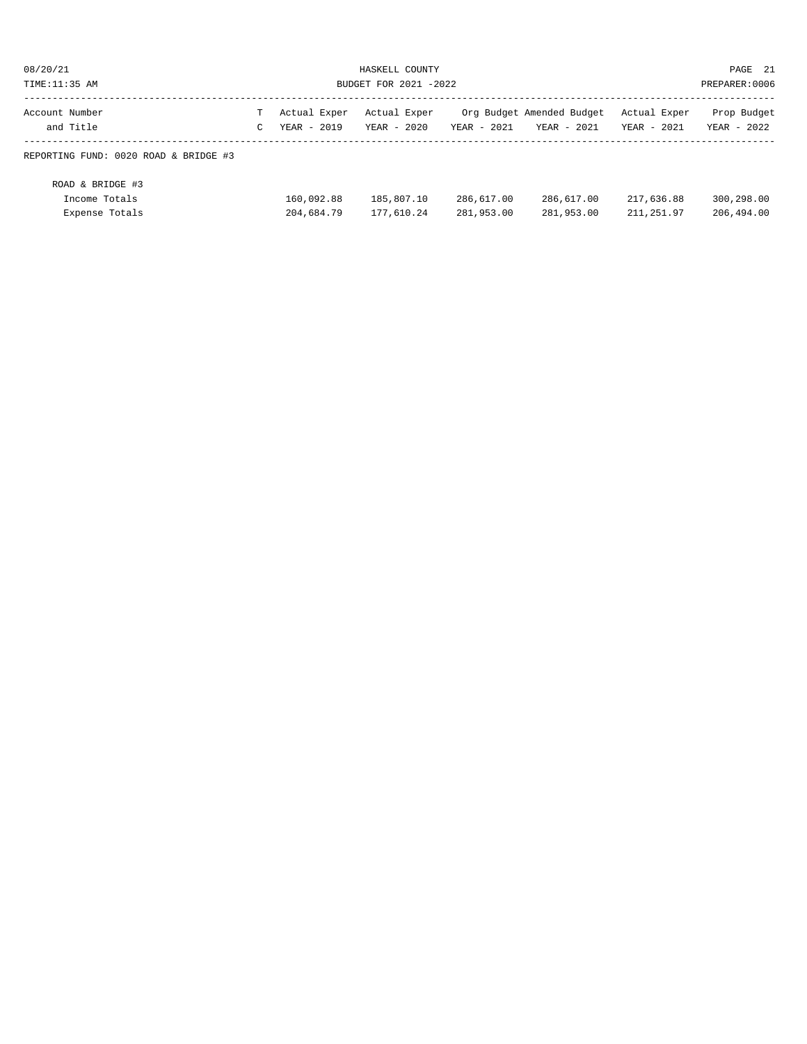| Account Number and Title | T C | Actual Exper YEAR - 2019 | Actual Exper YEAR - 2020 | Org Budget YEAR - 2021 | Amended Budget YEAR - 2021 | Actual Exper YEAR - 2021 | Prop Budget YEAR - 2022 |
|---|---|---|---|---|---|---|---|
| REPORTING FUND: 0020 ROAD & BRIDGE #3 | | | | | | | |
| ROAD & BRIDGE #3 | | | | | | | |
| Income Totals | | 160,092.88 | 185,807.10 | 286,617.00 | 286,617.00 | 217,636.88 | 300,298.00 |
| Expense Totals | | 204,684.79 | 177,610.24 | 281,953.00 | 281,953.00 | 211,251.97 | 206,494.00 |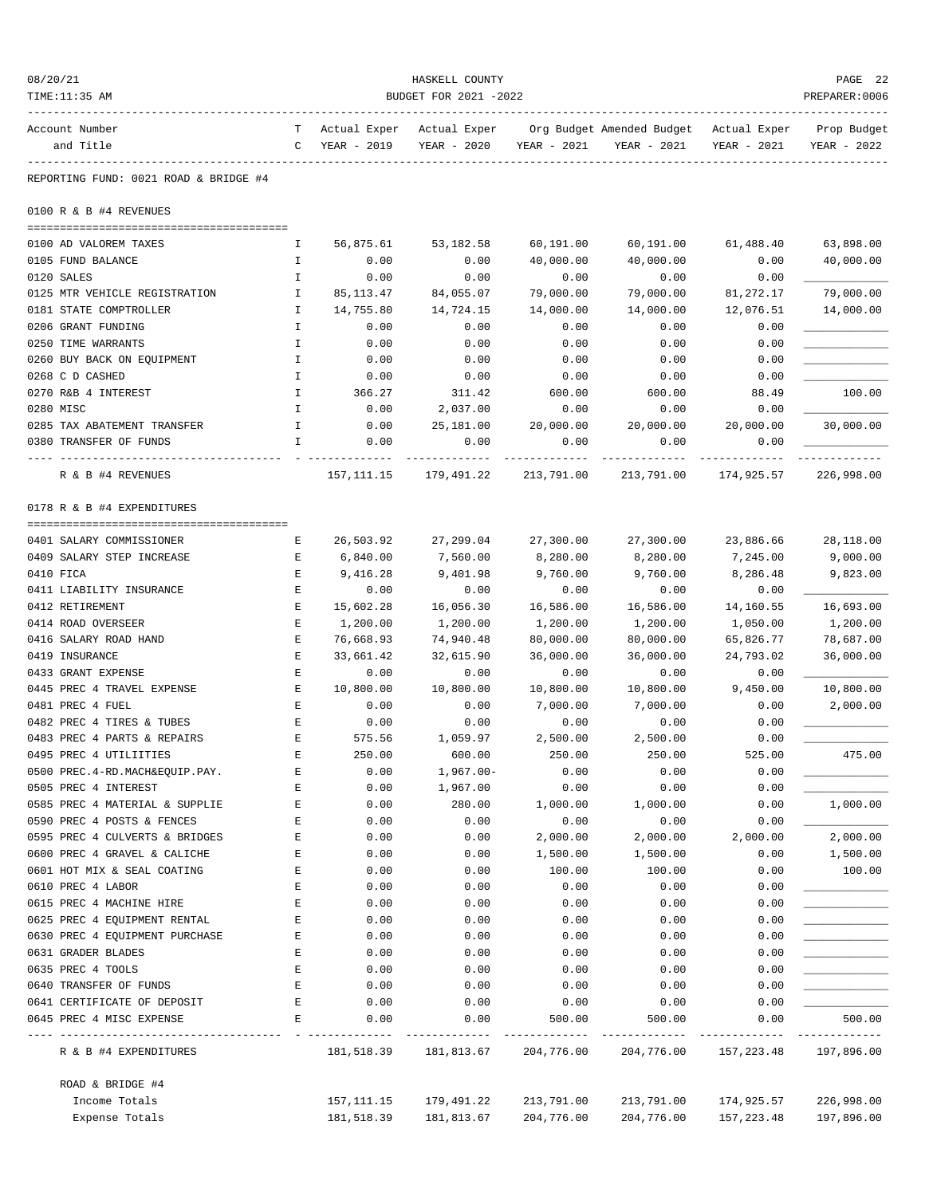HASKELL COUNTY
BUDGET FOR 2021 -2022

REPORTING FUND: 0021 ROAD & BRIDGE #4

## 0100 R & B #4 REVENUES

| Account Number and Title | TC | Actual Exper YEAR - 2019 | Actual Exper YEAR - 2020 | Org Budget YEAR - 2021 | Amended Budget YEAR - 2021 | Actual Exper YEAR - 2021 | Prop Budget YEAR - 2022 |
|---|---|---|---|---|---|---|---|
| 0100 AD VALOREM TAXES | I | 56,875.61 | 53,182.58 | 60,191.00 | 60,191.00 | 61,488.40 | 63,898.00 |
| 0105 FUND BALANCE | I | 0.00 | 0.00 | 40,000.00 | 40,000.00 | 0.00 | 40,000.00 |
| 0120 SALES | I | 0.00 | 0.00 | 0.00 | 0.00 | 0.00 | ____________ |
| 0125 MTR VEHICLE REGISTRATION | I | 85,113.47 | 84,055.07 | 79,000.00 | 79,000.00 | 81,272.17 | 79,000.00 |
| 0181 STATE COMPTROLLER | I | 14,755.80 | 14,724.15 | 14,000.00 | 14,000.00 | 12,076.51 | 14,000.00 |
| 0206 GRANT FUNDING | I | 0.00 | 0.00 | 0.00 | 0.00 | 0.00 | ____________ |
| 0250 TIME WARRANTS | I | 0.00 | 0.00 | 0.00 | 0.00 | 0.00 | ____________ |
| 0260 BUY BACK ON EQUIPMENT | I | 0.00 | 0.00 | 0.00 | 0.00 | 0.00 | ____________ |
| 0268 C D CASHED | I | 0.00 | 0.00 | 0.00 | 0.00 | 0.00 | ____________ |
| 0270 R&B 4 INTEREST | I | 366.27 | 311.42 | 600.00 | 600.00 | 88.49 | 100.00 |
| 0280 MISC | I | 0.00 | 2,037.00 | 0.00 | 0.00 | 0.00 | ____________ |
| 0285 TAX ABATEMENT TRANSFER | I | 0.00 | 25,181.00 | 20,000.00 | 20,000.00 | 20,000.00 | 30,000.00 |
| 0380 TRANSFER OF FUNDS | I | 0.00 | 0.00 | 0.00 | 0.00 | 0.00 | ____________ |
| R & B #4 REVENUES | | 157,111.15 | 179,491.22 | 213,791.00 | 213,791.00 | 174,925.57 | 226,998.00 |

## 0178 R & B #4 EXPENDITURES

| Account Number and Title | TC | Actual Exper YEAR - 2019 | Actual Exper YEAR - 2020 | Org Budget YEAR - 2021 | Amended Budget YEAR - 2021 | Actual Exper YEAR - 2021 | Prop Budget YEAR - 2022 |
|---|---|---|---|---|---|---|---|
| 0401 SALARY COMMISSIONER | E | 26,503.92 | 27,299.04 | 27,300.00 | 27,300.00 | 23,886.66 | 28,118.00 |
| 0409 SALARY STEP INCREASE | E | 6,840.00 | 7,560.00 | 8,280.00 | 8,280.00 | 7,245.00 | 9,000.00 |
| 0410 FICA | E | 9,416.28 | 9,401.98 | 9,760.00 | 9,760.00 | 8,286.48 | 9,823.00 |
| 0411 LIABILITY INSURANCE | E | 0.00 | 0.00 | 0.00 | 0.00 | 0.00 | ____________ |
| 0412 RETIREMENT | E | 15,602.28 | 16,056.30 | 16,586.00 | 16,586.00 | 14,160.55 | 16,693.00 |
| 0414 ROAD OVERSEER | E | 1,200.00 | 1,200.00 | 1,200.00 | 1,200.00 | 1,050.00 | 1,200.00 |
| 0416 SALARY ROAD HAND | E | 76,668.93 | 74,940.48 | 80,000.00 | 80,000.00 | 65,826.77 | 78,687.00 |
| 0419 INSURANCE | E | 33,661.42 | 32,615.90 | 36,000.00 | 36,000.00 | 24,793.02 | 36,000.00 |
| 0433 GRANT EXPENSE | E | 0.00 | 0.00 | 0.00 | 0.00 | 0.00 | ____________ |
| 0445 PREC 4 TRAVEL EXPENSE | E | 10,800.00 | 10,800.00 | 10,800.00 | 10,800.00 | 9,450.00 | 10,800.00 |
| 0481 PREC 4 FUEL | E | 0.00 | 0.00 | 7,000.00 | 7,000.00 | 0.00 | 2,000.00 |
| 0482 PREC 4 TIRES & TUBES | E | 0.00 | 0.00 | 0.00 | 0.00 | 0.00 | ____________ |
| 0483 PREC 4 PARTS & REPAIRS | E | 575.56 | 1,059.97 | 2,500.00 | 2,500.00 | 0.00 | ____________ |
| 0495 PREC 4 UTILIITIES | E | 250.00 | 600.00 | 250.00 | 250.00 | 525.00 | 475.00 |
| 0500 PREC.4-RD.MACH&EQUIP.PAY. | E | 0.00 | 1,967.00- | 0.00 | 0.00 | 0.00 | ____________ |
| 0505 PREC 4 INTEREST | E | 0.00 | 1,967.00 | 0.00 | 0.00 | 0.00 | ____________ |
| 0585 PREC 4 MATERIAL & SUPPLIE | E | 0.00 | 280.00 | 1,000.00 | 1,000.00 | 0.00 | 1,000.00 |
| 0590 PREC 4 POSTS & FENCES | E | 0.00 | 0.00 | 0.00 | 0.00 | 0.00 | ____________ |
| 0595 PREC 4 CULVERTS & BRIDGES | E | 0.00 | 0.00 | 2,000.00 | 2,000.00 | 2,000.00 | 2,000.00 |
| 0600 PREC 4 GRAVEL & CALICHE | E | 0.00 | 0.00 | 1,500.00 | 1,500.00 | 0.00 | 1,500.00 |
| 0601 HOT MIX & SEAL COATING | E | 0.00 | 0.00 | 100.00 | 100.00 | 0.00 | 100.00 |
| 0610 PREC 4 LABOR | E | 0.00 | 0.00 | 0.00 | 0.00 | 0.00 | ____________ |
| 0615 PREC 4 MACHINE HIRE | E | 0.00 | 0.00 | 0.00 | 0.00 | 0.00 | ____________ |
| 0625 PREC 4 EQUIPMENT RENTAL | E | 0.00 | 0.00 | 0.00 | 0.00 | 0.00 | ____________ |
| 0630 PREC 4 EQUIPMENT PURCHASE | E | 0.00 | 0.00 | 0.00 | 0.00 | 0.00 | ____________ |
| 0631 GRADER BLADES | E | 0.00 | 0.00 | 0.00 | 0.00 | 0.00 | ____________ |
| 0635 PREC 4 TOOLS | E | 0.00 | 0.00 | 0.00 | 0.00 | 0.00 | ____________ |
| 0640 TRANSFER OF FUNDS | E | 0.00 | 0.00 | 0.00 | 0.00 | 0.00 | ____________ |
| 0641 CERTIFICATE OF DEPOSIT | E | 0.00 | 0.00 | 0.00 | 0.00 | 0.00 | ____________ |
| 0645 PREC 4 MISC EXPENSE | E | 0.00 | 0.00 | 500.00 | 500.00 | 0.00 | 500.00 |
| R & B #4 EXPENDITURES | | 181,518.39 | 181,813.67 | 204,776.00 | 204,776.00 | 157,223.48 | 197,896.00 |

## ROAD & BRIDGE #4

| | Actual Exper YEAR - 2019 | Actual Exper YEAR - 2020 | Org Budget YEAR - 2021 | Amended Budget YEAR - 2021 | Actual Exper YEAR - 2021 | Prop Budget YEAR - 2022 |
|---|---|---|---|---|---|---|
| Income Totals | 157,111.15 | 179,491.22 | 213,791.00 | 213,791.00 | 174,925.57 | 226,998.00 |
| Expense Totals | 181,518.39 | 181,813.67 | 204,776.00 | 204,776.00 | 157,223.48 | 197,896.00 |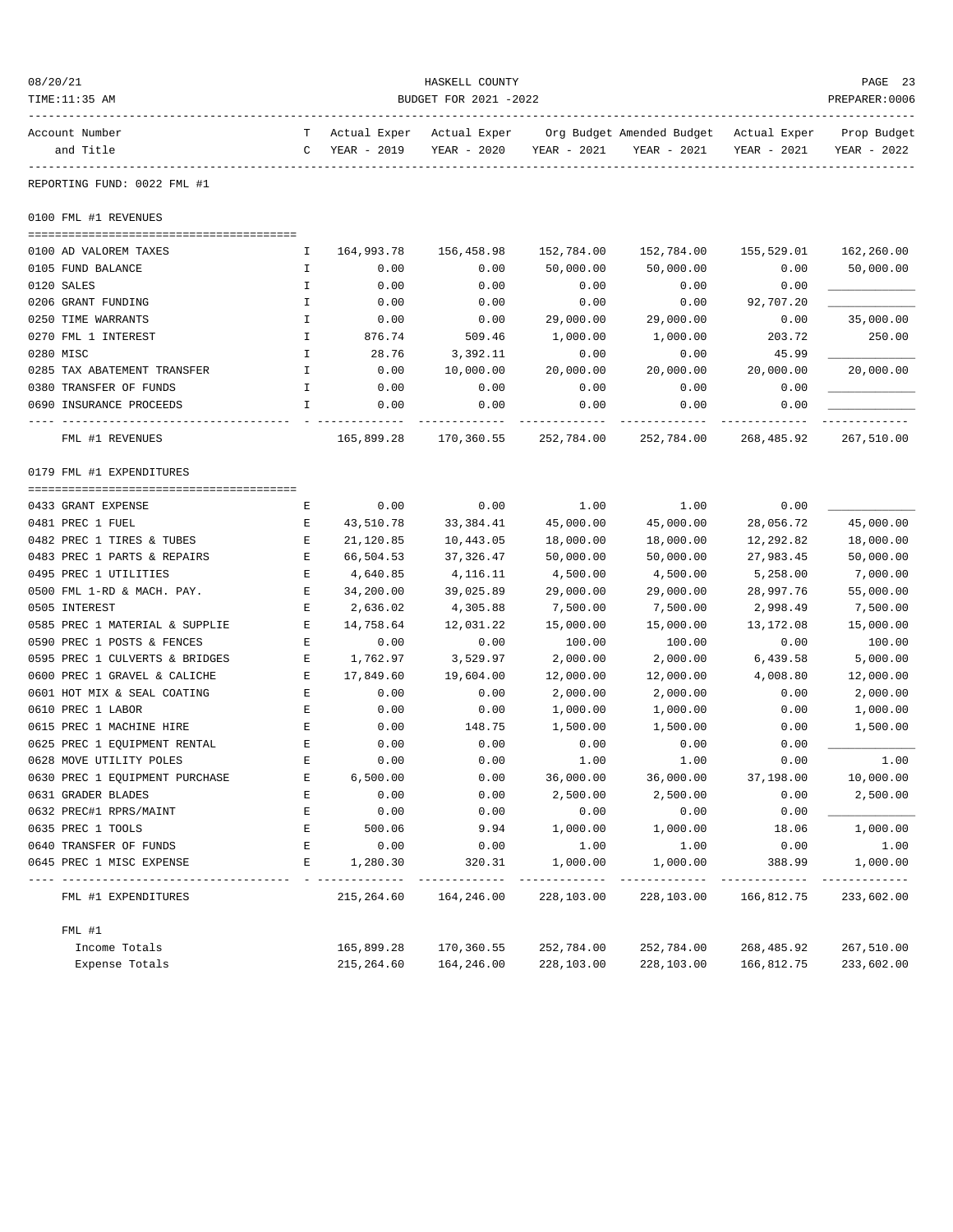REPORTING FUND: 0022 FML #1

## 0100 FML #1 REVENUES

| Account Number and Title | TC | Actual Exper YEAR - 2019 | Actual Exper YEAR - 2020 | Org Budget YEAR - 2021 | Amended Budget YEAR - 2021 | Actual Exper YEAR - 2021 | Prop Budget YEAR - 2022 |
|---|---|---|---|---|---|---|---|
| 0100 AD VALOREM TAXES | I | 164,993.78 | 156,458.98 | 152,784.00 | 152,784.00 | 155,529.01 | 162,260.00 |
| 0105 FUND BALANCE | I | 0.00 | 0.00 | 50,000.00 | 50,000.00 | 0.00 | 50,000.00 |
| 0120 SALES | I | 0.00 | 0.00 | 0.00 | 0.00 | 0.00 | |
| 0206 GRANT FUNDING | I | 0.00 | 0.00 | 0.00 | 0.00 | 92,707.20 | |
| 0250 TIME WARRANTS | I | 0.00 | 0.00 | 29,000.00 | 29,000.00 | 0.00 | 35,000.00 |
| 0270 FML 1 INTEREST | I | 876.74 | 509.46 | 1,000.00 | 1,000.00 | 203.72 | 250.00 |
| 0280 MISC | I | 28.76 | 3,392.11 | 0.00 | 0.00 | 45.99 | |
| 0285 TAX ABATEMENT TRANSFER | I | 0.00 | 10,000.00 | 20,000.00 | 20,000.00 | 20,000.00 | 20,000.00 |
| 0380 TRANSFER OF FUNDS | I | 0.00 | 0.00 | 0.00 | 0.00 | 0.00 | |
| 0690 INSURANCE PROCEEDS | I | 0.00 | 0.00 | 0.00 | 0.00 | 0.00 | |
| FML #1 REVENUES | | 165,899.28 | 170,360.55 | 252,784.00 | 252,784.00 | 268,485.92 | 267,510.00 |

## 0179 FML #1 EXPENDITURES

| Account Number and Title | TC | Actual Exper YEAR - 2019 | Actual Exper YEAR - 2020 | Org Budget YEAR - 2021 | Amended Budget YEAR - 2021 | Actual Exper YEAR - 2021 | Prop Budget YEAR - 2022 |
|---|---|---|---|---|---|---|---|
| 0433 GRANT EXPENSE | E | 0.00 | 0.00 | 1.00 | 1.00 | 0.00 | |
| 0481 PREC 1 FUEL | E | 43,510.78 | 33,384.41 | 45,000.00 | 45,000.00 | 28,056.72 | 45,000.00 |
| 0482 PREC 1 TIRES & TUBES | E | 21,120.85 | 10,443.05 | 18,000.00 | 18,000.00 | 12,292.82 | 18,000.00 |
| 0483 PREC 1 PARTS & REPAIRS | E | 66,504.53 | 37,326.47 | 50,000.00 | 50,000.00 | 27,983.45 | 50,000.00 |
| 0495 PREC 1 UTILITIES | E | 4,640.85 | 4,116.11 | 4,500.00 | 4,500.00 | 5,258.00 | 7,000.00 |
| 0500 FML 1-RD & MACH. PAY. | E | 34,200.00 | 39,025.89 | 29,000.00 | 29,000.00 | 28,997.76 | 55,000.00 |
| 0505 INTEREST | E | 2,636.02 | 4,305.88 | 7,500.00 | 7,500.00 | 2,998.49 | 7,500.00 |
| 0585 PREC 1 MATERIAL & SUPPLIE | E | 14,758.64 | 12,031.22 | 15,000.00 | 15,000.00 | 13,172.08 | 15,000.00 |
| 0590 PREC 1 POSTS & FENCES | E | 0.00 | 0.00 | 100.00 | 100.00 | 0.00 | 100.00 |
| 0595 PREC 1 CULVERTS & BRIDGES | E | 1,762.97 | 3,529.97 | 2,000.00 | 2,000.00 | 6,439.58 | 5,000.00 |
| 0600 PREC 1 GRAVEL & CALICHE | E | 17,849.60 | 19,604.00 | 12,000.00 | 12,000.00 | 4,008.80 | 12,000.00 |
| 0601 HOT MIX & SEAL COATING | E | 0.00 | 0.00 | 2,000.00 | 2,000.00 | 0.00 | 2,000.00 |
| 0610 PREC 1 LABOR | E | 0.00 | 0.00 | 1,000.00 | 1,000.00 | 0.00 | 1,000.00 |
| 0615 PREC 1 MACHINE HIRE | E | 0.00 | 148.75 | 1,500.00 | 1,500.00 | 0.00 | 1,500.00 |
| 0625 PREC 1 EQUIPMENT RENTAL | E | 0.00 | 0.00 | 0.00 | 0.00 | 0.00 | |
| 0628 MOVE UTILITY POLES | E | 0.00 | 0.00 | 1.00 | 1.00 | 0.00 | 1.00 |
| 0630 PREC 1 EQUIPMENT PURCHASE | E | 6,500.00 | 0.00 | 36,000.00 | 36,000.00 | 37,198.00 | 10,000.00 |
| 0631 GRADER BLADES | E | 0.00 | 0.00 | 2,500.00 | 2,500.00 | 0.00 | 2,500.00 |
| 0632 PREC#1 RPRS/MAINT | E | 0.00 | 0.00 | 0.00 | 0.00 | 0.00 | |
| 0635 PREC 1 TOOLS | E | 500.06 | 9.94 | 1,000.00 | 1,000.00 | 18.06 | 1,000.00 |
| 0640 TRANSFER OF FUNDS | E | 0.00 | 0.00 | 1.00 | 1.00 | 0.00 | 1.00 |
| 0645 PREC 1 MISC EXPENSE | E | 1,280.30 | 320.31 | 1,000.00 | 1,000.00 | 388.99 | 1,000.00 |
| FML #1 EXPENDITURES | | 215,264.60 | 164,246.00 | 228,103.00 | 228,103.00 | 166,812.75 | 233,602.00 |

| FML #1 | Actual Exper YEAR - 2019 | Actual Exper YEAR - 2020 | Org Budget YEAR - 2021 | Amended Budget YEAR - 2021 | Actual Exper YEAR - 2021 | Prop Budget YEAR - 2022 |
|---|---|---|---|---|---|---|
| Income Totals | 165,899.28 | 170,360.55 | 252,784.00 | 252,784.00 | 268,485.92 | 267,510.00 |
| Expense Totals | 215,264.60 | 164,246.00 | 228,103.00 | 228,103.00 | 166,812.75 | 233,602.00 |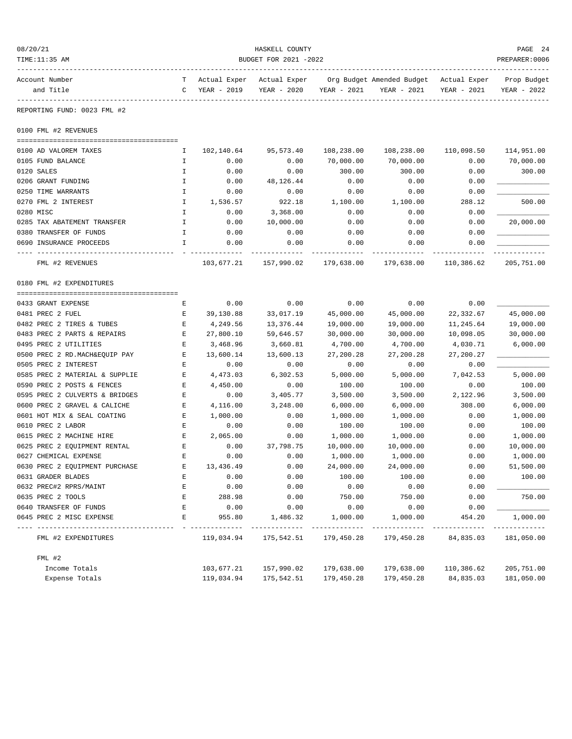REPORTING FUND: 0023 FML #2

| Account Number and Title | TC | Actual Exper YEAR - 2019 | Actual Exper YEAR - 2020 | Org Budget YEAR - 2021 | Amended Budget YEAR - 2021 | Actual Exper YEAR - 2021 | Prop Budget YEAR - 2022 |
|---|---|---|---|---|---|---|---|
| **0100 FML #2 REVENUES** | | | | | | | |
| 0100 AD VALOREM TAXES | I | 102,140.64 | 95,573.40 | 108,238.00 | 108,238.00 | 110,098.50 | 114,951.00 |
| 0105 FUND BALANCE | I | 0.00 | 0.00 | 70,000.00 | 70,000.00 | 0.00 | 70,000.00 |
| 0120 SALES | I | 0.00 | 0.00 | 300.00 | 300.00 | 0.00 | 300.00 |
| 0206 GRANT FUNDING | I | 0.00 | 48,126.44 | 0.00 | 0.00 | 0.00 | |
| 0250 TIME WARRANTS | I | 0.00 | 0.00 | 0.00 | 0.00 | 0.00 | |
| 0270 FML 2 INTEREST | I | 1,536.57 | 922.18 | 1,100.00 | 1,100.00 | 288.12 | 500.00 |
| 0280 MISC | I | 0.00 | 3,368.00 | 0.00 | 0.00 | 0.00 | |
| 0285 TAX ABATEMENT TRANSFER | I | 0.00 | 10,000.00 | 0.00 | 0.00 | 0.00 | 20,000.00 |
| 0380 TRANSFER OF FUNDS | I | 0.00 | 0.00 | 0.00 | 0.00 | 0.00 | |
| 0690 INSURANCE PROCEEDS | I | 0.00 | 0.00 | 0.00 | 0.00 | 0.00 | |
| FML #2 REVENUES | | 103,677.21 | 157,990.02 | 179,638.00 | 179,638.00 | 110,386.62 | 205,751.00 |
| **0180 FML #2 EXPENDITURES** | | | | | | | |
| 0433 GRANT EXPENSE | E | 0.00 | 0.00 | 0.00 | 0.00 | 0.00 | |
| 0481 PREC 2 FUEL | E | 39,130.88 | 33,017.19 | 45,000.00 | 45,000.00 | 22,332.67 | 45,000.00 |
| 0482 PREC 2 TIRES & TUBES | E | 4,249.56 | 13,376.44 | 19,000.00 | 19,000.00 | 11,245.64 | 19,000.00 |
| 0483 PREC 2 PARTS & REPAIRS | E | 27,800.10 | 59,646.57 | 30,000.00 | 30,000.00 | 10,098.05 | 30,000.00 |
| 0495 PREC 2 UTILITIES | E | 3,468.96 | 3,660.81 | 4,700.00 | 4,700.00 | 4,030.71 | 6,000.00 |
| 0500 PREC 2 RD.MACH&EQUIP PAY | E | 13,600.14 | 13,600.13 | 27,200.28 | 27,200.28 | 27,200.27 | |
| 0505 PREC 2 INTEREST | E | 0.00 | 0.00 | 0.00 | 0.00 | 0.00 | |
| 0585 PREC 2 MATERIAL & SUPPLIE | E | 4,473.03 | 6,302.53 | 5,000.00 | 5,000.00 | 7,042.53 | 5,000.00 |
| 0590 PREC 2 POSTS & FENCES | E | 4,450.00 | 0.00 | 100.00 | 100.00 | 0.00 | 100.00 |
| 0595 PREC 2 CULVERTS & BRIDGES | E | 0.00 | 3,405.77 | 3,500.00 | 3,500.00 | 2,122.96 | 3,500.00 |
| 0600 PREC 2 GRAVEL & CALICHE | E | 4,116.00 | 3,248.00 | 6,000.00 | 6,000.00 | 308.00 | 6,000.00 |
| 0601 HOT MIX & SEAL COATING | E | 1,000.00 | 0.00 | 1,000.00 | 1,000.00 | 0.00 | 1,000.00 |
| 0610 PREC 2 LABOR | E | 0.00 | 0.00 | 100.00 | 100.00 | 0.00 | 100.00 |
| 0615 PREC 2 MACHINE HIRE | E | 2,065.00 | 0.00 | 1,000.00 | 1,000.00 | 0.00 | 1,000.00 |
| 0625 PREC 2 EQUIPMENT RENTAL | E | 0.00 | 37,798.75 | 10,000.00 | 10,000.00 | 0.00 | 10,000.00 |
| 0627 CHEMICAL EXPENSE | E | 0.00 | 0.00 | 1,000.00 | 1,000.00 | 0.00 | 1,000.00 |
| 0630 PREC 2 EQUIPMENT PURCHASE | E | 13,436.49 | 0.00 | 24,000.00 | 24,000.00 | 0.00 | 51,500.00 |
| 0631 GRADER BLADES | E | 0.00 | 0.00 | 100.00 | 100.00 | 0.00 | 100.00 |
| 0632 PREC#2 RPRS/MAINT | E | 0.00 | 0.00 | 0.00 | 0.00 | 0.00 | |
| 0635 PREC 2 TOOLS | E | 288.98 | 0.00 | 750.00 | 750.00 | 0.00 | 750.00 |
| 0640 TRANSFER OF FUNDS | E | 0.00 | 0.00 | 0.00 | 0.00 | 0.00 | |
| 0645 PREC 2 MISC EXPENSE | E | 955.80 | 1,486.32 | 1,000.00 | 1,000.00 | 454.20 | 1,000.00 |
| FML #2 EXPENDITURES | | 119,034.94 | 175,542.51 | 179,450.28 | 179,450.28 | 84,835.03 | 181,050.00 |
| **FML #2** | | | | | | | |
| Income Totals | | 103,677.21 | 157,990.02 | 179,638.00 | 179,638.00 | 110,386.62 | 205,751.00 |
| Expense Totals | | 119,034.94 | 175,542.51 | 179,450.28 | 179,450.28 | 84,835.03 | 181,050.00 |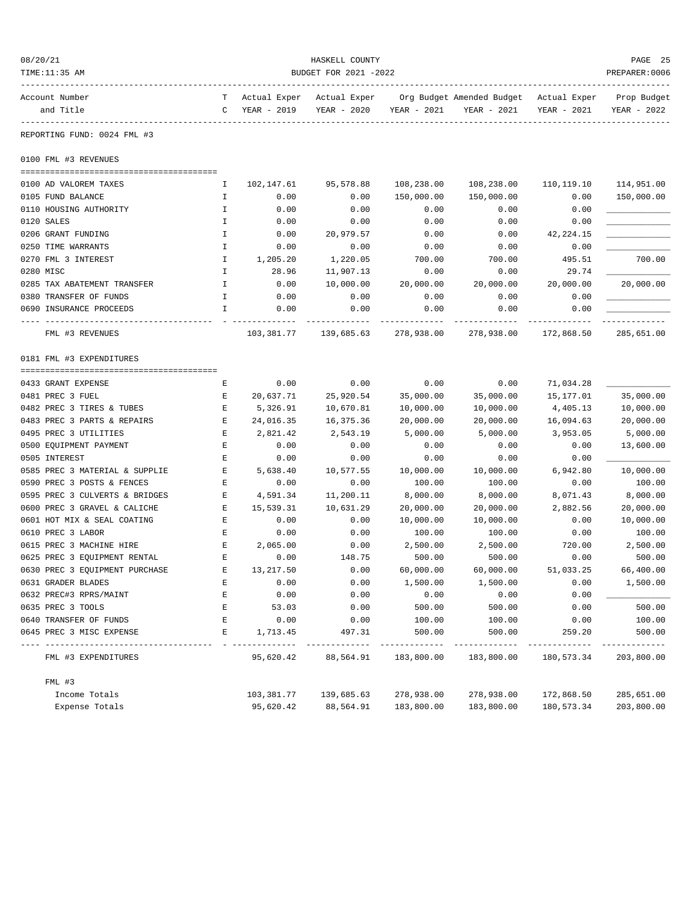HASKELL COUNTY
BUDGET FOR 2021 -2022

08/20/21
TIME:11:35 AM
PREPARER:0006

REPORTING FUND: 0024 FML #3

## 0100 FML #3 REVENUES

| Account Number and Title | TC | Actual Exper YEAR - 2019 | Actual Exper YEAR - 2020 | Org Budget YEAR - 2021 | Amended Budget YEAR - 2021 | Actual Exper YEAR - 2021 | Prop Budget YEAR - 2022 |
|---|---|---|---|---|---|---|---|
| 0100 AD VALOREM TAXES | I | 102,147.61 | 95,578.88 | 108,238.00 | 108,238.00 | 110,119.10 | 114,951.00 |
| 0105 FUND BALANCE | I | 0.00 | 0.00 | 150,000.00 | 150,000.00 | 0.00 | 150,000.00 |
| 0110 HOUSING AUTHORITY | I | 0.00 | 0.00 | 0.00 | 0.00 | 0.00 | ____________ |
| 0120 SALES | I | 0.00 | 0.00 | 0.00 | 0.00 | 0.00 | ____________ |
| 0206 GRANT FUNDING | I | 0.00 | 20,979.57 | 0.00 | 0.00 | 42,224.15 | ____________ |
| 0250 TIME WARRANTS | I | 0.00 | 0.00 | 0.00 | 0.00 | 0.00 | ____________ |
| 0270 FML 3 INTEREST | I | 1,205.20 | 1,220.05 | 700.00 | 700.00 | 495.51 | 700.00 |
| 0280 MISC | I | 28.96 | 11,907.13 | 0.00 | 0.00 | 29.74 | ____________ |
| 0285 TAX ABATEMENT TRANSFER | I | 0.00 | 10,000.00 | 20,000.00 | 20,000.00 | 20,000.00 | 20,000.00 |
| 0380 TRANSFER OF FUNDS | I | 0.00 | 0.00 | 0.00 | 0.00 | 0.00 | ____________ |
| 0690 INSURANCE PROCEEDS | I | 0.00 | 0.00 | 0.00 | 0.00 | 0.00 | ____________ |
| FML #3 REVENUES | | 103,381.77 | 139,685.63 | 278,938.00 | 278,938.00 | 172,868.50 | 285,651.00 |

## 0181 FML #3 EXPENDITURES

| Account Number and Title | TC | Actual Exper YEAR - 2019 | Actual Exper YEAR - 2020 | Org Budget YEAR - 2021 | Amended Budget YEAR - 2021 | Actual Exper YEAR - 2021 | Prop Budget YEAR - 2022 |
|---|---|---|---|---|---|---|---|
| 0433 GRANT EXPENSE | E | 0.00 | 0.00 | 0.00 | 0.00 | 71,034.28 | ____________ |
| 0481 PREC 3 FUEL | E | 20,637.71 | 25,920.54 | 35,000.00 | 35,000.00 | 15,177.01 | 35,000.00 |
| 0482 PREC 3 TIRES & TUBES | E | 5,326.91 | 10,670.81 | 10,000.00 | 10,000.00 | 4,405.13 | 10,000.00 |
| 0483 PREC 3 PARTS & REPAIRS | E | 24,016.35 | 16,375.36 | 20,000.00 | 20,000.00 | 16,094.63 | 20,000.00 |
| 0495 PREC 3 UTILITIES | E | 2,821.42 | 2,543.19 | 5,000.00 | 5,000.00 | 3,953.05 | 5,000.00 |
| 0500 EQUIPMENT PAYMENT | E | 0.00 | 0.00 | 0.00 | 0.00 | 0.00 | 13,600.00 |
| 0505 INTEREST | E | 0.00 | 0.00 | 0.00 | 0.00 | 0.00 | ____________ |
| 0585 PREC 3 MATERIAL & SUPPLIE | E | 5,638.40 | 10,577.55 | 10,000.00 | 10,000.00 | 6,942.80 | 10,000.00 |
| 0590 PREC 3 POSTS & FENCES | E | 0.00 | 0.00 | 100.00 | 100.00 | 0.00 | 100.00 |
| 0595 PREC 3 CULVERTS & BRIDGES | E | 4,591.34 | 11,200.11 | 8,000.00 | 8,000.00 | 8,071.43 | 8,000.00 |
| 0600 PREC 3 GRAVEL & CALICHE | E | 15,539.31 | 10,631.29 | 20,000.00 | 20,000.00 | 2,882.56 | 20,000.00 |
| 0601 HOT MIX & SEAL COATING | E | 0.00 | 0.00 | 10,000.00 | 10,000.00 | 0.00 | 10,000.00 |
| 0610 PREC 3 LABOR | E | 0.00 | 0.00 | 100.00 | 100.00 | 0.00 | 100.00 |
| 0615 PREC 3 MACHINE HIRE | E | 2,065.00 | 0.00 | 2,500.00 | 2,500.00 | 720.00 | 2,500.00 |
| 0625 PREC 3 EQUIPMENT RENTAL | E | 0.00 | 148.75 | 500.00 | 500.00 | 0.00 | 500.00 |
| 0630 PREC 3 EQUIPMENT PURCHASE | E | 13,217.50 | 0.00 | 60,000.00 | 60,000.00 | 51,033.25 | 66,400.00 |
| 0631 GRADER BLADES | E | 0.00 | 0.00 | 1,500.00 | 1,500.00 | 0.00 | 1,500.00 |
| 0632 PREC#3 RPRS/MAINT | E | 0.00 | 0.00 | 0.00 | 0.00 | 0.00 | ____________ |
| 0635 PREC 3 TOOLS | E | 53.03 | 0.00 | 500.00 | 500.00 | 0.00 | 500.00 |
| 0640 TRANSFER OF FUNDS | E | 0.00 | 0.00 | 100.00 | 100.00 | 0.00 | 100.00 |
| 0645 PREC 3 MISC EXPENSE | E | 1,713.45 | 497.31 | 500.00 | 500.00 | 259.20 | 500.00 |
| FML #3 EXPENDITURES | | 95,620.42 | 88,564.91 | 183,800.00 | 183,800.00 | 180,573.34 | 203,800.00 |

## FML #3

| | Actual Exper YEAR - 2019 | Actual Exper YEAR - 2020 | Org Budget YEAR - 2021 | Amended Budget YEAR - 2021 | Actual Exper YEAR - 2021 | Prop Budget YEAR - 2022 |
|---|---|---|---|---|---|---|
| Income Totals | 103,381.77 | 139,685.63 | 278,938.00 | 278,938.00 | 172,868.50 | 285,651.00 |
| Expense Totals | 95,620.42 | 88,564.91 | 183,800.00 | 183,800.00 | 180,573.34 | 203,800.00 |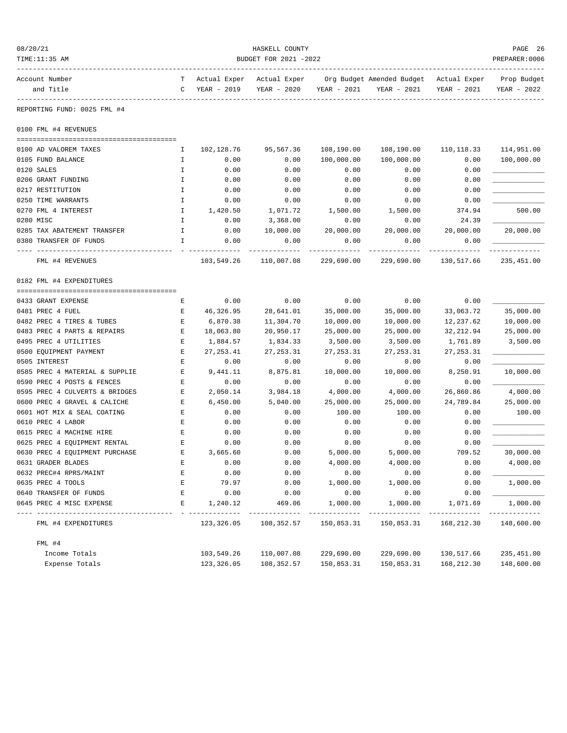HASKELL COUNTY

BUDGET FOR 2021 -2022

| Account Number and Title | TC | Actual Exper YEAR - 2019 | Actual Exper YEAR - 2020 | Org Budget YEAR - 2021 | Amended Budget YEAR - 2021 | Actual Exper YEAR - 2021 | Prop Budget YEAR - 2022 |
|---|---|---|---|---|---|---|---|
| **REPORTING FUND: 0025 FML #4** | | | | | | | |
| **0100 FML #4 REVENUES** | | | | | | | |
| 0100 AD VALOREM TAXES | I | 102,128.76 | 95,567.36 | 108,190.00 | 108,190.00 | 110,118.33 | 114,951.00 |
| 0105 FUND BALANCE | I | 0.00 | 0.00 | 100,000.00 | 100,000.00 | 0.00 | 100,000.00 |
| 0120 SALES | I | 0.00 | 0.00 | 0.00 | 0.00 | 0.00 | ____________ |
| 0206 GRANT FUNDING | I | 0.00 | 0.00 | 0.00 | 0.00 | 0.00 | ____________ |
| 0217 RESTITUTION | I | 0.00 | 0.00 | 0.00 | 0.00 | 0.00 | ____________ |
| 0250 TIME WARRANTS | I | 0.00 | 0.00 | 0.00 | 0.00 | 0.00 | ____________ |
| 0270 FML 4 INTEREST | I | 1,420.50 | 1,071.72 | 1,500.00 | 1,500.00 | 374.94 | 500.00 |
| 0280 MISC | I | 0.00 | 3,368.00 | 0.00 | 0.00 | 24.39 | ____________ |
| 0285 TAX ABATEMENT TRANSFER | I | 0.00 | 10,000.00 | 20,000.00 | 20,000.00 | 20,000.00 | 20,000.00 |
| 0380 TRANSFER OF FUNDS | I | 0.00 | 0.00 | 0.00 | 0.00 | 0.00 | ____________ |
| FML #4 REVENUES | | 103,549.26 | 110,007.08 | 229,690.00 | 229,690.00 | 130,517.66 | 235,451.00 |
| **0182 FML #4 EXPENDITURES** | | | | | | | |
| 0433 GRANT EXPENSE | E | 0.00 | 0.00 | 0.00 | 0.00 | 0.00 | ____________ |
| 0481 PREC 4 FUEL | E | 46,326.95 | 28,641.01 | 35,000.00 | 35,000.00 | 33,063.72 | 35,000.00 |
| 0482 PREC 4 TIRES & TUBES | E | 6,870.38 | 11,304.70 | 10,000.00 | 10,000.00 | 12,237.62 | 10,000.00 |
| 0483 PREC 4 PARTS & REPAIRS | E | 18,063.80 | 20,950.17 | 25,000.00 | 25,000.00 | 32,212.94 | 25,000.00 |
| 0495 PREC 4 UTILITIES | E | 1,884.57 | 1,834.33 | 3,500.00 | 3,500.00 | 1,761.89 | 3,500.00 |
| 0500 EQUIPMENT PAYMENT | E | 27,253.41 | 27,253.31 | 27,253.31 | 27,253.31 | 27,253.31 | ____________ |
| 0505 INTEREST | E | 0.00 | 0.00 | 0.00 | 0.00 | 0.00 | ____________ |
| 0585 PREC 4 MATERIAL & SUPPLIE | E | 9,441.11 | 8,875.81 | 10,000.00 | 10,000.00 | 8,250.91 | 10,000.00 |
| 0590 PREC 4 POSTS & FENCES | E | 0.00 | 0.00 | 0.00 | 0.00 | 0.00 | ____________ |
| 0595 PREC 4 CULVERTS & BRIDGES | E | 2,050.14 | 3,984.18 | 4,000.00 | 4,000.00 | 26,860.86 | 4,000.00 |
| 0600 PREC 4 GRAVEL & CALICHE | E | 6,450.00 | 5,040.00 | 25,000.00 | 25,000.00 | 24,789.84 | 25,000.00 |
| 0601 HOT MIX & SEAL COATING | E | 0.00 | 0.00 | 100.00 | 100.00 | 0.00 | 100.00 |
| 0610 PREC 4 LABOR | E | 0.00 | 0.00 | 0.00 | 0.00 | 0.00 | ____________ |
| 0615 PREC 4 MACHINE HIRE | E | 0.00 | 0.00 | 0.00 | 0.00 | 0.00 | ____________ |
| 0625 PREC 4 EQUIPMENT RENTAL | E | 0.00 | 0.00 | 0.00 | 0.00 | 0.00 | ____________ |
| 0630 PREC 4 EQUIPMENT PURCHASE | E | 3,665.60 | 0.00 | 5,000.00 | 5,000.00 | 709.52 | 30,000.00 |
| 0631 GRADER BLADES | E | 0.00 | 0.00 | 4,000.00 | 4,000.00 | 0.00 | 4,000.00 |
| 0632 PREC#4 RPRS/MAINT | E | 0.00 | 0.00 | 0.00 | 0.00 | 0.00 | ____________ |
| 0635 PREC 4 TOOLS | E | 79.97 | 0.00 | 1,000.00 | 1,000.00 | 0.00 | 1,000.00 |
| 0640 TRANSFER OF FUNDS | E | 0.00 | 0.00 | 0.00 | 0.00 | 0.00 | ____________ |
| 0645 PREC 4 MISC EXPENSE | E | 1,240.12 | 469.06 | 1,000.00 | 1,000.00 | 1,071.69 | 1,000.00 |
| FML #4 EXPENDITURES | | 123,326.05 | 108,352.57 | 150,853.31 | 150,853.31 | 168,212.30 | 148,600.00 |
| **FML #4** | | | | | | | |
| Income Totals | | 103,549.26 | 110,007.08 | 229,690.00 | 229,690.00 | 130,517.66 | 235,451.00 |
| Expense Totals | | 123,326.05 | 108,352.57 | 150,853.31 | 150,853.31 | 168,212.30 | 148,600.00 |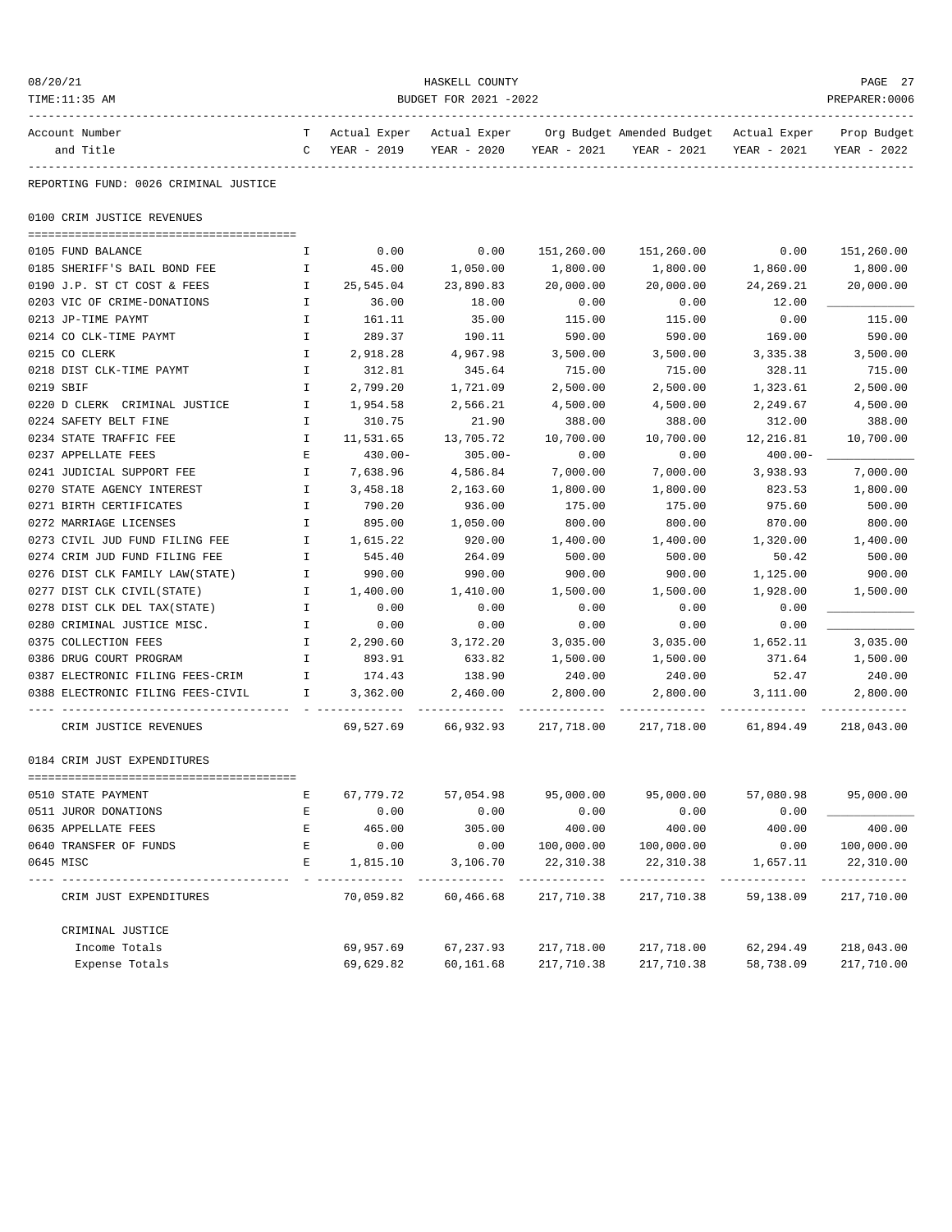REPORTING FUND: 0026 CRIMINAL JUSTICE

## 0100 CRIM JUSTICE REVENUES

| Account Number and Title | TC | Actual Exper YEAR - 2019 | Actual Exper YEAR - 2020 | Org Budget YEAR - 2021 | Amended Budget YEAR - 2021 | Actual Exper YEAR - 2021 | Prop Budget YEAR - 2022 |
|---|---|---|---|---|---|---|---|
| 0105 FUND BALANCE | I | 0.00 | 0.00 | 151,260.00 | 151,260.00 | 0.00 | 151,260.00 |
| 0185 SHERIFF'S BAIL BOND FEE | I | 45.00 | 1,050.00 | 1,800.00 | 1,800.00 | 1,860.00 | 1,800.00 |
| 0190 J.P. ST CT COST & FEES | I | 25,545.04 | 23,890.83 | 20,000.00 | 20,000.00 | 24,269.21 | 20,000.00 |
| 0203 VIC OF CRIME-DONATIONS | I | 36.00 | 18.00 | 0.00 | 0.00 | 12.00 | ____________ |
| 0213 JP-TIME PAYMT | I | 161.11 | 35.00 | 115.00 | 115.00 | 0.00 | 115.00 |
| 0214 CO CLK-TIME PAYMT | I | 289.37 | 190.11 | 590.00 | 590.00 | 169.00 | 590.00 |
| 0215 CO CLERK | I | 2,918.28 | 4,967.98 | 3,500.00 | 3,500.00 | 3,335.38 | 3,500.00 |
| 0218 DIST CLK-TIME PAYMT | I | 312.81 | 345.64 | 715.00 | 715.00 | 328.11 | 715.00 |
| 0219 SBIF | I | 2,799.20 | 1,721.09 | 2,500.00 | 2,500.00 | 1,323.61 | 2,500.00 |
| 0220 D CLERK CRIMINAL JUSTICE | I | 1,954.58 | 2,566.21 | 4,500.00 | 4,500.00 | 2,249.67 | 4,500.00 |
| 0224 SAFETY BELT FINE | I | 310.75 | 21.90 | 388.00 | 388.00 | 312.00 | 388.00 |
| 0234 STATE TRAFFIC FEE | I | 11,531.65 | 13,705.72 | 10,700.00 | 10,700.00 | 12,216.81 | 10,700.00 |
| 0237 APPELLATE FEES | E | 430.00- | 305.00- | 0.00 | 0.00 | 400.00- | ____________ |
| 0241 JUDICIAL SUPPORT FEE | I | 7,638.96 | 4,586.84 | 7,000.00 | 7,000.00 | 3,938.93 | 7,000.00 |
| 0270 STATE AGENCY INTEREST | I | 3,458.18 | 2,163.60 | 1,800.00 | 1,800.00 | 823.53 | 1,800.00 |
| 0271 BIRTH CERTIFICATES | I | 790.20 | 936.00 | 175.00 | 175.00 | 975.60 | 500.00 |
| 0272 MARRIAGE LICENSES | I | 895.00 | 1,050.00 | 800.00 | 800.00 | 870.00 | 800.00 |
| 0273 CIVIL JUD FUND FILING FEE | I | 1,615.22 | 920.00 | 1,400.00 | 1,400.00 | 1,320.00 | 1,400.00 |
| 0274 CRIM JUD FUND FILING FEE | I | 545.40 | 264.09 | 500.00 | 500.00 | 50.42 | 500.00 |
| 0276 DIST CLK FAMILY LAW(STATE) | I | 990.00 | 990.00 | 900.00 | 900.00 | 1,125.00 | 900.00 |
| 0277 DIST CLK CIVIL(STATE) | I | 1,400.00 | 1,410.00 | 1,500.00 | 1,500.00 | 1,928.00 | 1,500.00 |
| 0278 DIST CLK DEL TAX(STATE) | I | 0.00 | 0.00 | 0.00 | 0.00 | 0.00 | ____________ |
| 0280 CRIMINAL JUSTICE MISC. | I | 0.00 | 0.00 | 0.00 | 0.00 | 0.00 | ____________ |
| 0375 COLLECTION FEES | I | 2,290.60 | 3,172.20 | 3,035.00 | 3,035.00 | 1,652.11 | 3,035.00 |
| 0386 DRUG COURT PROGRAM | I | 893.91 | 633.82 | 1,500.00 | 1,500.00 | 371.64 | 1,500.00 |
| 0387 ELECTRONIC FILING FEES-CRIM | I | 174.43 | 138.90 | 240.00 | 240.00 | 52.47 | 240.00 |
| 0388 ELECTRONIC FILING FEES-CIVIL | I | 3,362.00 | 2,460.00 | 2,800.00 | 2,800.00 | 3,111.00 | 2,800.00 |
| CRIM JUSTICE REVENUES | | 69,527.69 | 66,932.93 | 217,718.00 | 217,718.00 | 61,894.49 | 218,043.00 |

## 0184 CRIM JUST EXPENDITURES

| Account Number and Title | TC | Actual Exper YEAR - 2019 | Actual Exper YEAR - 2020 | Org Budget YEAR - 2021 | Amended Budget YEAR - 2021 | Actual Exper YEAR - 2021 | Prop Budget YEAR - 2022 |
|---|---|---|---|---|---|---|---|
| 0510 STATE PAYMENT | E | 67,779.72 | 57,054.98 | 95,000.00 | 95,000.00 | 57,080.98 | 95,000.00 |
| 0511 JUROR DONATIONS | E | 0.00 | 0.00 | 0.00 | 0.00 | 0.00 | ____________ |
| 0635 APPELLATE FEES | E | 465.00 | 305.00 | 400.00 | 400.00 | 400.00 | 400.00 |
| 0640 TRANSFER OF FUNDS | E | 0.00 | 0.00 | 100,000.00 | 100,000.00 | 0.00 | 100,000.00 |
| 0645 MISC | E | 1,815.10 | 3,106.70 | 22,310.38 | 22,310.38 | 1,657.11 | 22,310.00 |
| CRIM JUST EXPENDITURES | | 70,059.82 | 60,466.68 | 217,710.38 | 217,710.38 | 59,138.09 | 217,710.00 |

| CRIMINAL JUSTICE | Actual Exper YEAR - 2019 | Actual Exper YEAR - 2020 | Org Budget YEAR - 2021 | Amended Budget YEAR - 2021 | Actual Exper YEAR - 2021 | Prop Budget YEAR - 2022 |
|---|---|---|---|---|---|---|
| Income Totals | 69,957.69 | 67,237.93 | 217,718.00 | 217,718.00 | 62,294.49 | 218,043.00 |
| Expense Totals | 69,629.82 | 60,161.68 | 217,710.38 | 217,710.38 | 58,738.09 | 217,710.00 |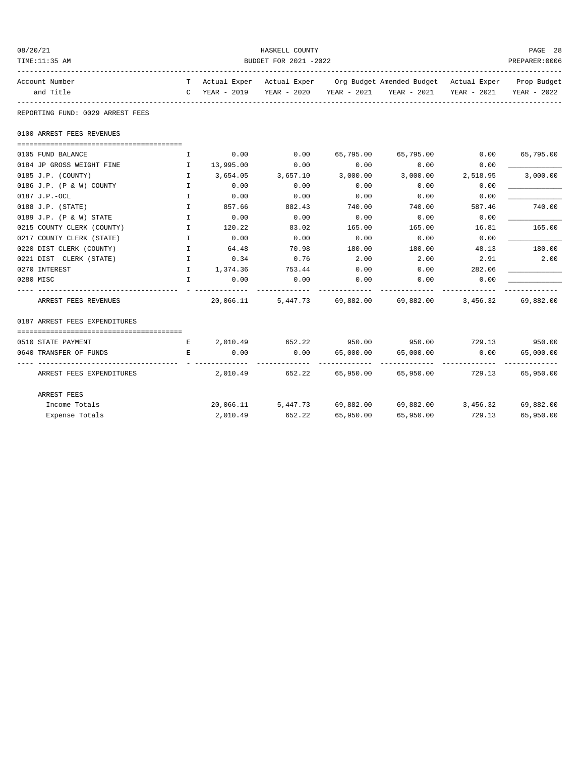HASKELL COUNTY

BUDGET FOR 2021 -2022

| Account Number and Title | T C | Actual Exper YEAR - 2019 | Actual Exper YEAR - 2020 | Org Budget YEAR - 2021 | Amended Budget YEAR - 2021 | Actual Exper YEAR - 2021 | Prop Budget YEAR - 2022 |
|---|---|---|---|---|---|---|---|
| **REPORTING FUND: 0029 ARREST FEES** | | | | | | | |
| **0100 ARREST FEES REVENUES** | | | | | | | |
| 0105 FUND BALANCE | I | 0.00 | 0.00 | 65,795.00 | 65,795.00 | 0.00 | 65,795.00 |
| 0184 JP GROSS WEIGHT FINE | I | 13,995.00 | 0.00 | 0.00 | 0.00 | 0.00 | ____________ |
| 0185 J.P. (COUNTY) | I | 3,654.05 | 3,657.10 | 3,000.00 | 3,000.00 | 2,518.95 | 3,000.00 |
| 0186 J.P. (P & W) COUNTY | I | 0.00 | 0.00 | 0.00 | 0.00 | 0.00 | ____________ |
| 0187 J.P.-OCL | I | 0.00 | 0.00 | 0.00 | 0.00 | 0.00 | ____________ |
| 0188 J.P. (STATE) | I | 857.66 | 882.43 | 740.00 | 740.00 | 587.46 | 740.00 |
| 0189 J.P. (P & W) STATE | I | 0.00 | 0.00 | 0.00 | 0.00 | 0.00 | ____________ |
| 0215 COUNTY CLERK (COUNTY) | I | 120.22 | 83.02 | 165.00 | 165.00 | 16.81 | 165.00 |
| 0217 COUNTY CLERK (STATE) | I | 0.00 | 0.00 | 0.00 | 0.00 | 0.00 | ____________ |
| 0220 DIST CLERK (COUNTY) | I | 64.48 | 70.98 | 180.00 | 180.00 | 48.13 | 180.00 |
| 0221 DIST CLERK (STATE) | I | 0.34 | 0.76 | 2.00 | 2.00 | 2.91 | 2.00 |
| 0270 INTEREST | I | 1,374.36 | 753.44 | 0.00 | 0.00 | 282.06 | ____________ |
| 0280 MISC | I | 0.00 | 0.00 | 0.00 | 0.00 | 0.00 | ____________ |
| ARREST FEES REVENUES | | 20,066.11 | 5,447.73 | 69,882.00 | 69,882.00 | 3,456.32 | 69,882.00 |
| **0187 ARREST FEES EXPENDITURES** | | | | | | | |
| 0510 STATE PAYMENT | E | 2,010.49 | 652.22 | 950.00 | 950.00 | 729.13 | 950.00 |
| 0640 TRANSFER OF FUNDS | E | 0.00 | 0.00 | 65,000.00 | 65,000.00 | 0.00 | 65,000.00 |
| ARREST FEES EXPENDITURES | | 2,010.49 | 652.22 | 65,950.00 | 65,950.00 | 729.13 | 65,950.00 |
| **ARREST FEES** | | | | | | | |
| Income Totals | | 20,066.11 | 5,447.73 | 69,882.00 | 69,882.00 | 3,456.32 | 69,882.00 |
| Expense Totals | | 2,010.49 | 652.22 | 65,950.00 | 65,950.00 | 729.13 | 65,950.00 |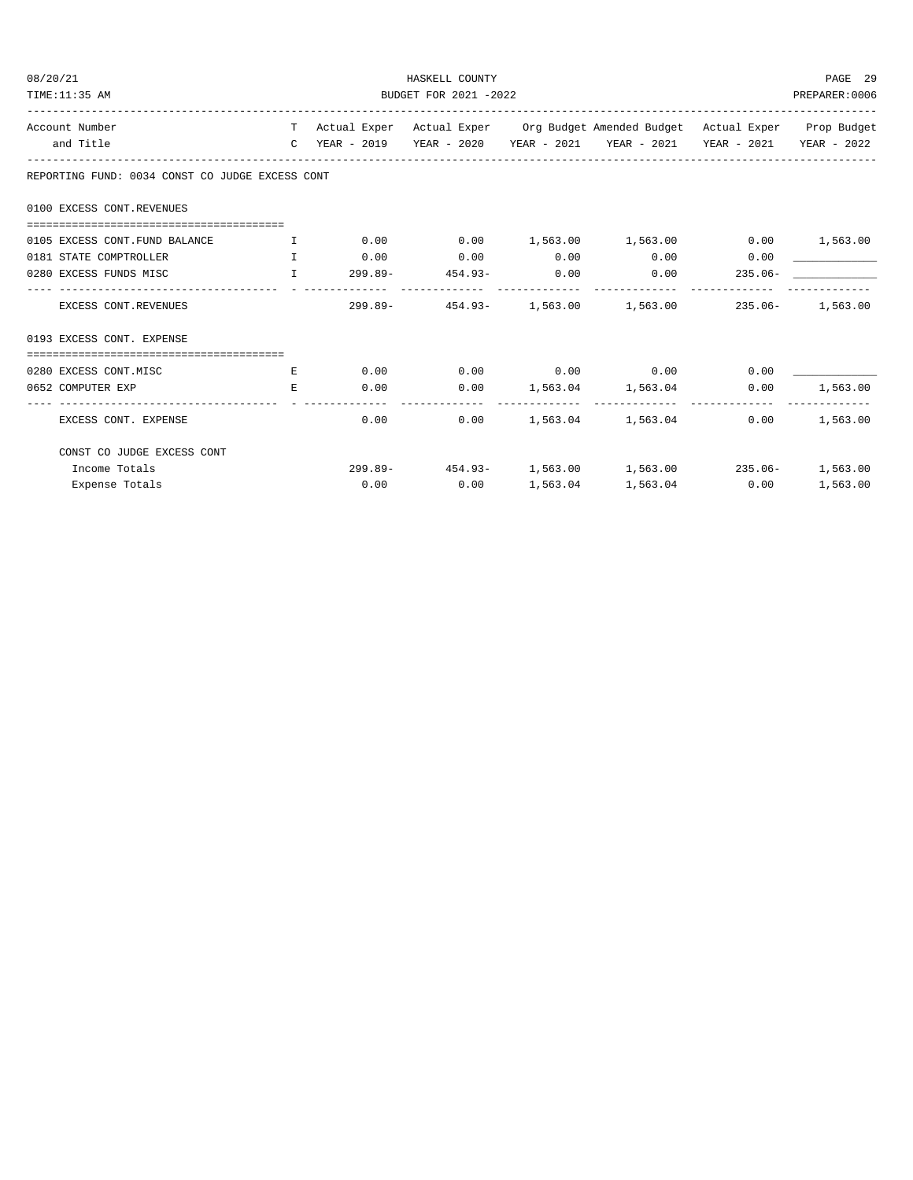| Account Number and Title | T C | Actual Exper YEAR - 2019 | Actual Exper YEAR - 2020 | Org Budget YEAR - 2021 | Amended Budget YEAR - 2021 | Actual Exper YEAR - 2021 | Prop Budget YEAR - 2022 |
|---|---|---|---|---|---|---|---|
| **REPORTING FUND: 0034 CONST CO JUDGE EXCESS CONT** | | | | | | | |
| **0100 EXCESS CONT.REVENUES** | | | | | | | |
| 0105 EXCESS CONT.FUND BALANCE | I | 0.00 | 0.00 | 1,563.00 | 1,563.00 | 0.00 | 1,563.00 |
| 0181 STATE COMPTROLLER | I | 0.00 | 0.00 | 0.00 | 0.00 | 0.00 | ____________ |
| 0280 EXCESS FUNDS MISC | I | 299.89- | 454.93- | 0.00 | 0.00 | 235.06- | ____________ |
| EXCESS CONT.REVENUES | | 299.89- | 454.93- | 1,563.00 | 1,563.00 | 235.06- | 1,563.00 |
| **0193 EXCESS CONT. EXPENSE** | | | | | | | |
| 0280 EXCESS CONT.MISC | E | 0.00 | 0.00 | 0.00 | 0.00 | 0.00 | ____________ |
| 0652 COMPUTER EXP | E | 0.00 | 0.00 | 1,563.04 | 1,563.04 | 0.00 | 1,563.00 |
| EXCESS CONT. EXPENSE | | 0.00 | 0.00 | 1,563.04 | 1,563.04 | 0.00 | 1,563.00 |
| CONST CO JUDGE EXCESS CONT | | | | | | | |
| Income Totals | | 299.89- | 454.93- | 1,563.00 | 1,563.00 | 235.06- | 1,563.00 |
| Expense Totals | | 0.00 | 0.00 | 1,563.04 | 1,563.04 | 0.00 | 1,563.00 |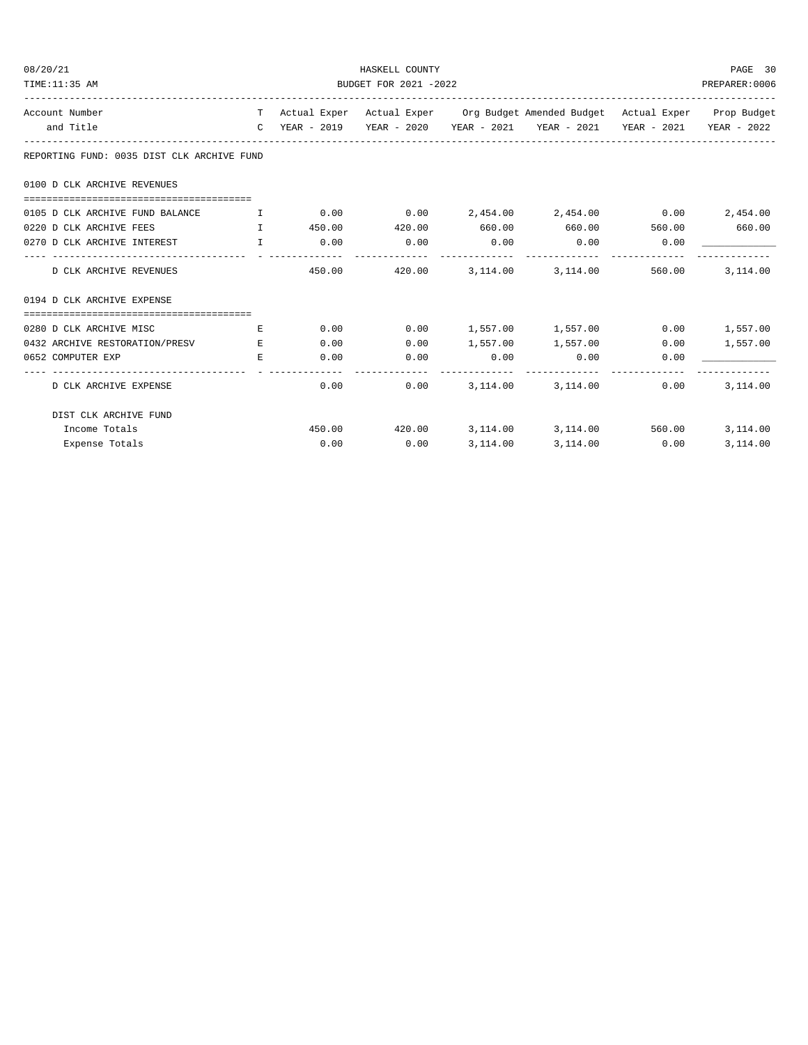HASKELL COUNTY

BUDGET FOR 2021 -2022

REPORTING FUND: 0035 DIST CLK ARCHIVE FUND

| Account Number and Title | TC | Actual Exper YEAR - 2019 | Actual Exper YEAR - 2020 | Org Budget YEAR - 2021 | Amended Budget YEAR - 2021 | Actual Exper YEAR - 2021 | Prop Budget YEAR - 2022 |
|---|---|---|---|---|---|---|---|
| **0100 D CLK ARCHIVE REVENUES** | | | | | | | |
| 0105 D CLK ARCHIVE FUND BALANCE | I | 0.00 | 0.00 | 2,454.00 | 2,454.00 | 0.00 | 2,454.00 |
| 0220 D CLK ARCHIVE FEES | I | 450.00 | 420.00 | 660.00 | 660.00 | 560.00 | 660.00 |
| 0270 D CLK ARCHIVE INTEREST | I | 0.00 | 0.00 | 0.00 | 0.00 | 0.00 | |
| D CLK ARCHIVE REVENUES | | 450.00 | 420.00 | 3,114.00 | 3,114.00 | 560.00 | 3,114.00 |
| **0194 D CLK ARCHIVE EXPENSE** | | | | | | | |
| 0280 D CLK ARCHIVE MISC | E | 0.00 | 0.00 | 1,557.00 | 1,557.00 | 0.00 | 1,557.00 |
| 0432 ARCHIVE RESTORATION/PRESV | E | 0.00 | 0.00 | 1,557.00 | 1,557.00 | 0.00 | 1,557.00 |
| 0652 COMPUTER EXP | E | 0.00 | 0.00 | 0.00 | 0.00 | 0.00 | |
| D CLK ARCHIVE EXPENSE | | 0.00 | 0.00 | 3,114.00 | 3,114.00 | 0.00 | 3,114.00 |
| **DIST CLK ARCHIVE FUND** | | | | | | | |
| Income Totals | | 450.00 | 420.00 | 3,114.00 | 3,114.00 | 560.00 | 3,114.00 |
| Expense Totals | | 0.00 | 0.00 | 3,114.00 | 3,114.00 | 0.00 | 3,114.00 |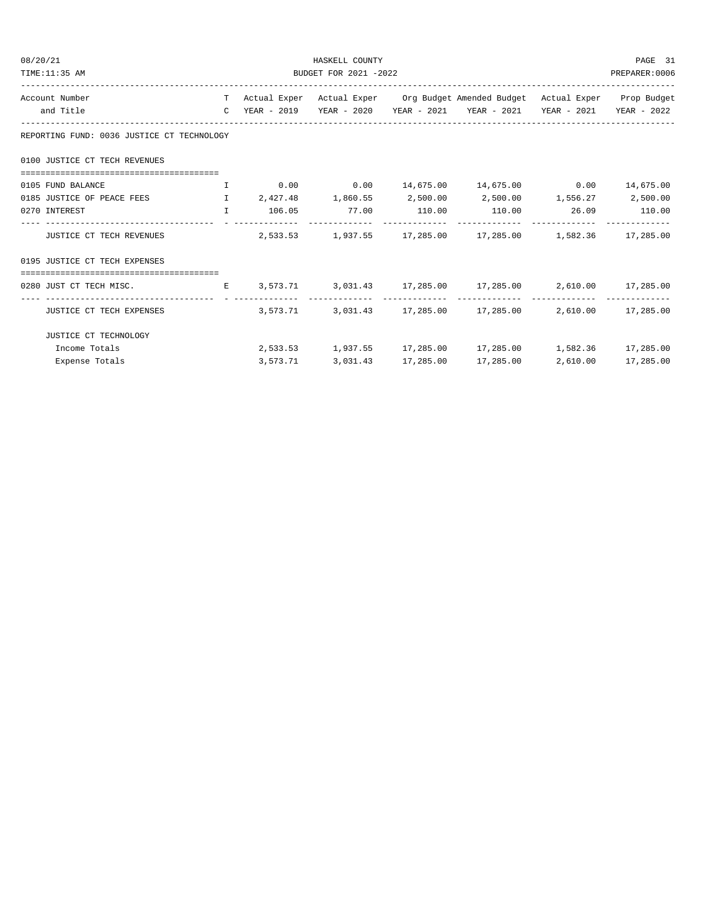HASKELL COUNTY

BUDGET FOR 2021 -2022

| Account Number and Title | T C | Actual Exper YEAR - 2019 | Actual Exper YEAR - 2020 | Org Budget YEAR - 2021 | Amended Budget YEAR - 2021 | Actual Exper YEAR - 2021 | Prop Budget YEAR - 2022 |
|---|---|---|---|---|---|---|---|
| REPORTING FUND: 0036 JUSTICE CT TECHNOLOGY | | | | | | | |
| 0100 JUSTICE CT TECH REVENUES | | | | | | | |
| 0105 FUND BALANCE | I | 0.00 | 0.00 | 14,675.00 | 14,675.00 | 0.00 | 14,675.00 |
| 0185 JUSTICE OF PEACE FEES | I | 2,427.48 | 1,860.55 | 2,500.00 | 2,500.00 | 1,556.27 | 2,500.00 |
| 0270 INTEREST | I | 106.05 | 77.00 | 110.00 | 110.00 | 26.09 | 110.00 |
| JUSTICE CT TECH REVENUES | | 2,533.53 | 1,937.55 | 17,285.00 | 17,285.00 | 1,582.36 | 17,285.00 |
| 0195 JUSTICE CT TECH EXPENSES | | | | | | | |
| 0280 JUST CT TECH MISC. | E | 3,573.71 | 3,031.43 | 17,285.00 | 17,285.00 | 2,610.00 | 17,285.00 |
| JUSTICE CT TECH EXPENSES | | 3,573.71 | 3,031.43 | 17,285.00 | 17,285.00 | 2,610.00 | 17,285.00 |
| JUSTICE CT TECHNOLOGY | | | | | | | |
| Income Totals | | 2,533.53 | 1,937.55 | 17,285.00 | 17,285.00 | 1,582.36 | 17,285.00 |
| Expense Totals | | 3,573.71 | 3,031.43 | 17,285.00 | 17,285.00 | 2,610.00 | 17,285.00 |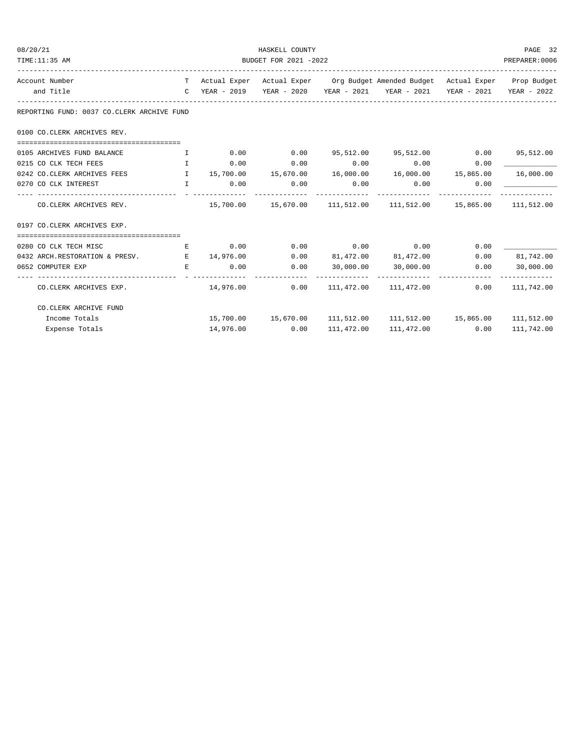REPORTING FUND: 0037 CO.CLERK ARCHIVE FUND

| Account Number and Title | T C | Actual Exper YEAR - 2019 | Actual Exper YEAR - 2020 | Org Budget YEAR - 2021 | Amended Budget YEAR - 2021 | Actual Exper YEAR - 2021 | Prop Budget YEAR - 2022 |
|---|---|---|---|---|---|---|---|
| **0100 CO.CLERK ARCHIVES REV.** | | | | | | | |
| 0105 ARCHIVES FUND BALANCE | I | 0.00 | 0.00 | 95,512.00 | 95,512.00 | 0.00 | 95,512.00 |
| 0215 CO CLK TECH FEES | I | 0.00 | 0.00 | 0.00 | 0.00 | 0.00 | ____________ |
| 0242 CO.CLERK ARCHIVES FEES | I | 15,700.00 | 15,670.00 | 16,000.00 | 16,000.00 | 15,865.00 | 16,000.00 |
| 0270 CO CLK INTEREST | I | 0.00 | 0.00 | 0.00 | 0.00 | 0.00 | ____________ |
| CO.CLERK ARCHIVES REV. | | 15,700.00 | 15,670.00 | 111,512.00 | 111,512.00 | 15,865.00 | 111,512.00 |
| **0197 CO.CLERK ARCHIVES EXP.** | | | | | | | |
| 0280 CO CLK TECH MISC | E | 0.00 | 0.00 | 0.00 | 0.00 | 0.00 | ____________ |
| 0432 ARCH.RESTORATION & PRESV. | E | 14,976.00 | 0.00 | 81,472.00 | 81,472.00 | 0.00 | 81,742.00 |
| 0652 COMPUTER EXP | E | 0.00 | 0.00 | 30,000.00 | 30,000.00 | 0.00 | 30,000.00 |
| CO.CLERK ARCHIVES EXP. | | 14,976.00 | 0.00 | 111,472.00 | 111,472.00 | 0.00 | 111,742.00 |
| **CO.CLERK ARCHIVE FUND** | | | | | | | |
| Income Totals | | 15,700.00 | 15,670.00 | 111,512.00 | 111,512.00 | 15,865.00 | 111,512.00 |
| Expense Totals | | 14,976.00 | 0.00 | 111,472.00 | 111,472.00 | 0.00 | 111,742.00 |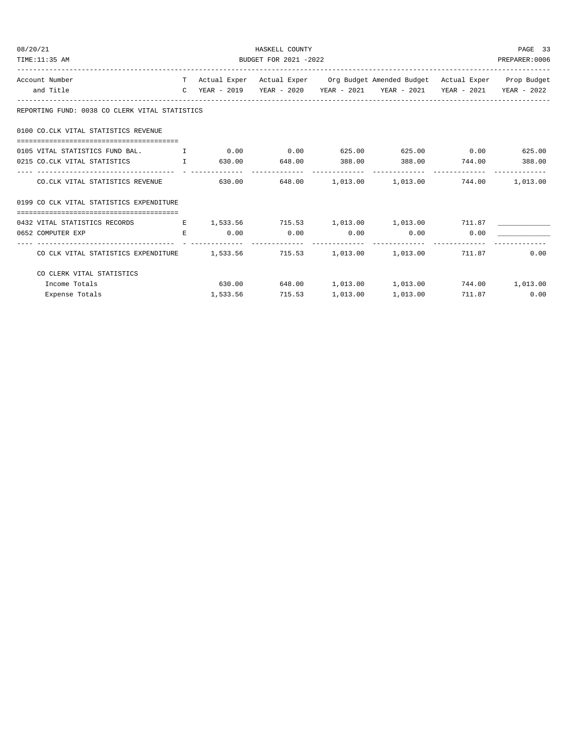HASKELL COUNTY

BUDGET FOR 2021 -2022

| Account Number and Title | T C | Actual Exper YEAR - 2019 | Actual Exper YEAR - 2020 | Org Budget YEAR - 2021 | Amended Budget YEAR - 2021 | Actual Exper YEAR - 2021 | Prop Budget YEAR - 2022 |
|---|---|---|---|---|---|---|---|
| REPORTING FUND: 0038 CO CLERK VITAL STATISTICS | | | | | | | |
| 0100 CO.CLK VITAL STATISTICS REVENUE | | | | | | | |
| 0105 VITAL STATISTICS FUND BAL. | I | 0.00 | 0.00 | 625.00 | 625.00 | 0.00 | 625.00 |
| 0215 CO.CLK VITAL STATISTICS | I | 630.00 | 648.00 | 388.00 | 388.00 | 744.00 | 388.00 |
| CO.CLK VITAL STATISTICS REVENUE | | 630.00 | 648.00 | 1,013.00 | 1,013.00 | 744.00 | 1,013.00 |
| 0199 CO CLK VITAL STATISTICS EXPENDITURE | | | | | | | |
| 0432 VITAL STATISTICS RECORDS | E | 1,533.56 | 715.53 | 1,013.00 | 1,013.00 | 711.87 | ____________ |
| 0652 COMPUTER EXP | E | 0.00 | 0.00 | 0.00 | 0.00 | 0.00 | ____________ |
| CO CLK VITAL STATISTICS EXPENDITURE | | 1,533.56 | 715.53 | 1,013.00 | 1,013.00 | 711.87 | 0.00 |
| CO CLERK VITAL STATISTICS | | | | | | | |
| Income Totals | | 630.00 | 648.00 | 1,013.00 | 1,013.00 | 744.00 | 1,013.00 |
| Expense Totals | | 1,533.56 | 715.53 | 1,013.00 | 1,013.00 | 711.87 | 0.00 |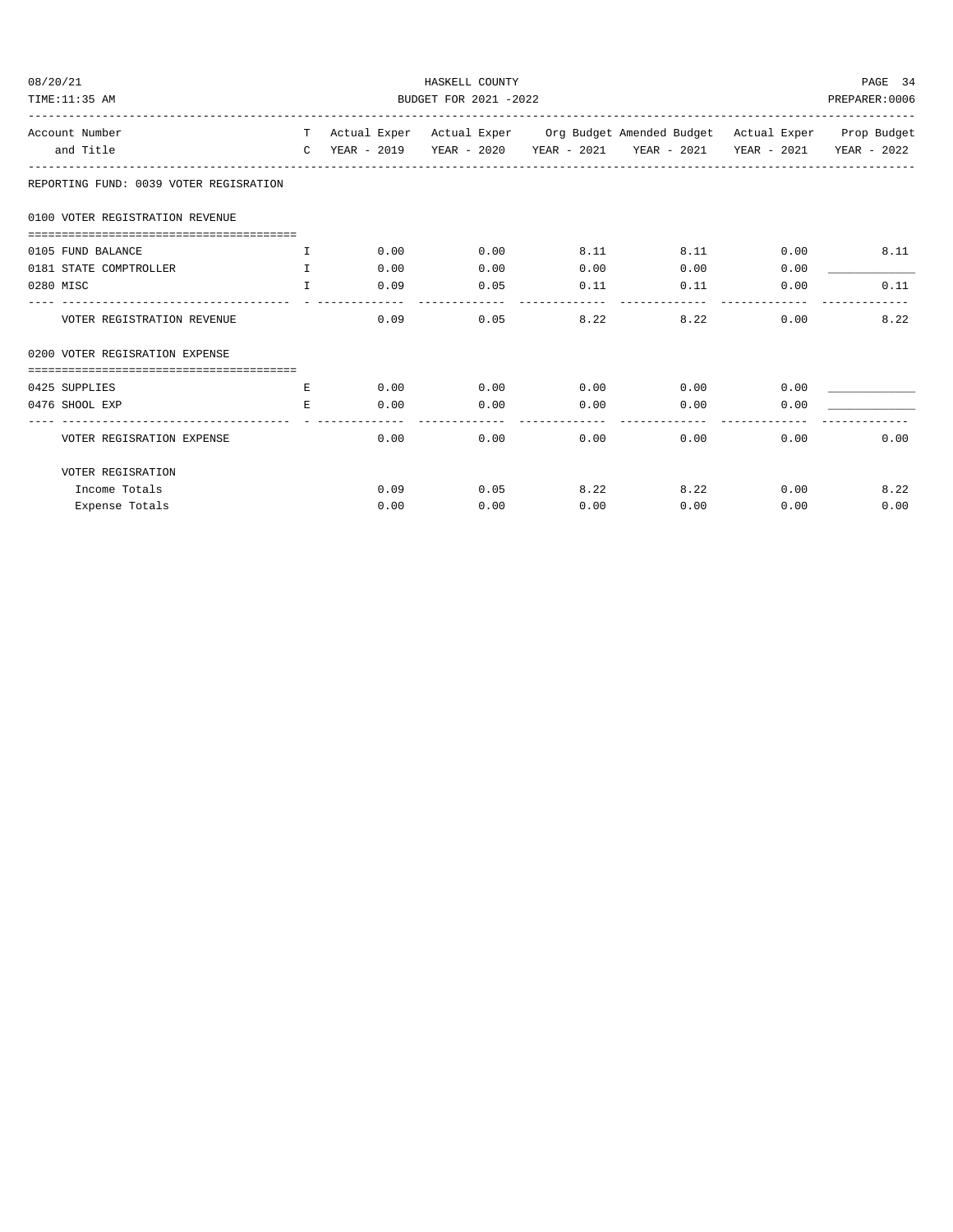HASKELL COUNTY
BUDGET FOR 2021 -2022

08/20/21
TIME:11:35 AM
PREPARER:0006

| Account Number and Title | T C | Actual Exper YEAR - 2019 | Actual Exper YEAR - 2020 | Org Budget YEAR - 2021 | Amended Budget YEAR - 2021 | Actual Exper YEAR - 2021 | Prop Budget YEAR - 2022 |
|---|---|---|---|---|---|---|---|
| **REPORTING FUND: 0039 VOTER REGISRATION** | | | | | | | |
| **0100 VOTER REGISTRATION REVENUE** | | | | | | | |
| 0105 FUND BALANCE | I | 0.00 | 0.00 | 8.11 | 8.11 | 0.00 | 8.11 |
| 0181 STATE COMPTROLLER | I | 0.00 | 0.00 | 0.00 | 0.00 | 0.00 | ____________ |
| 0280 MISC | I | 0.09 | 0.05 | 0.11 | 0.11 | 0.00 | 0.11 |
| VOTER REGISTRATION REVENUE | | 0.09 | 0.05 | 8.22 | 8.22 | 0.00 | 8.22 |
| **0200 VOTER REGISRATION EXPENSE** | | | | | | | |
| 0425 SUPPLIES | E | 0.00 | 0.00 | 0.00 | 0.00 | 0.00 | ____________ |
| 0476 SHOOL EXP | E | 0.00 | 0.00 | 0.00 | 0.00 | 0.00 | ____________ |
| VOTER REGISRATION EXPENSE | | 0.00 | 0.00 | 0.00 | 0.00 | 0.00 | 0.00 |
| VOTER REGISRATION | | | | | | | |
| Income Totals | | 0.09 | 0.05 | 8.22 | 8.22 | 0.00 | 8.22 |
| Expense Totals | | 0.00 | 0.00 | 0.00 | 0.00 | 0.00 | 0.00 |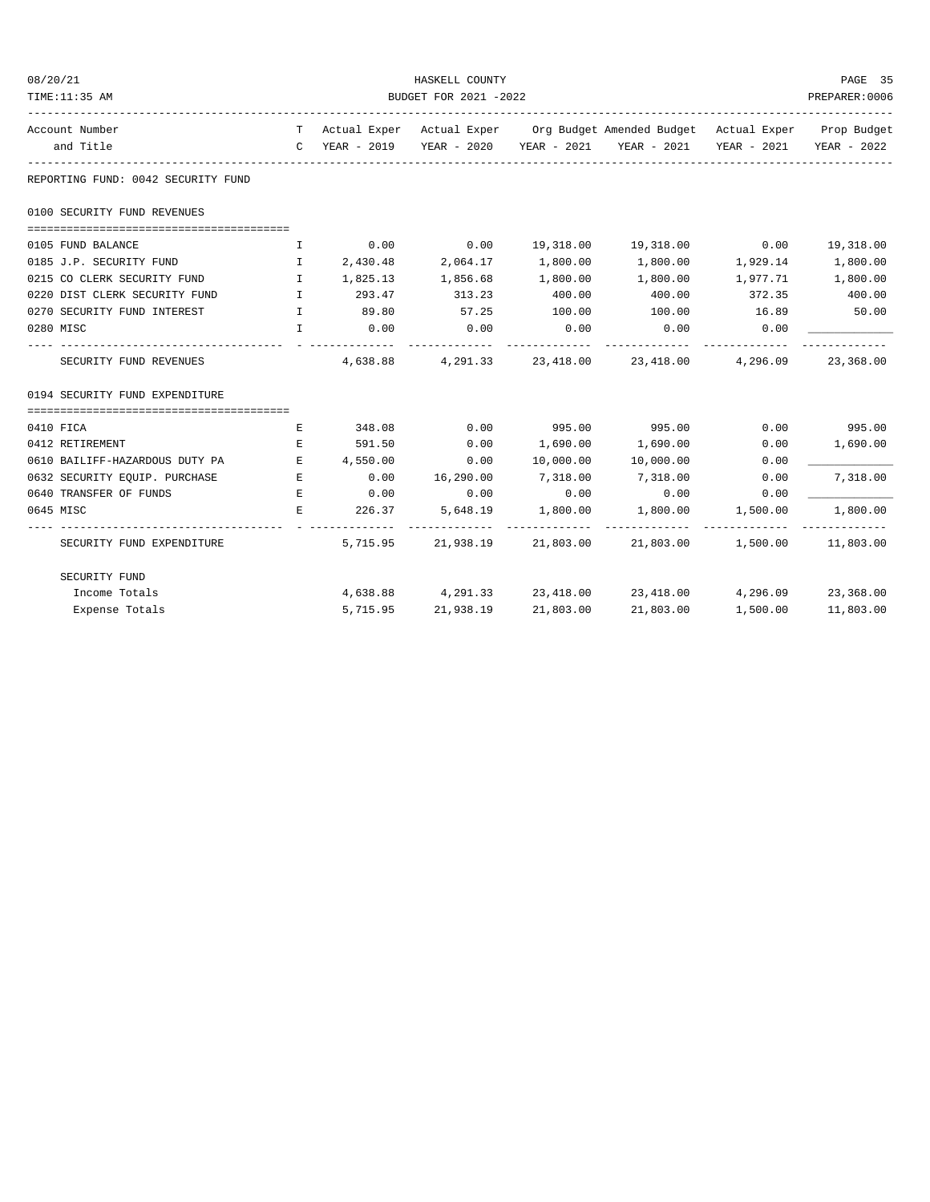HASKELL COUNTY

BUDGET FOR 2021 -2022

08/20/21
TIME:11:35 AM
PREPARER:0006

| Account Number and Title | T C | Actual Exper YEAR - 2019 | Actual Exper YEAR - 2020 | Org Budget YEAR - 2021 | Amended Budget YEAR - 2021 | Actual Exper YEAR - 2021 | Prop Budget YEAR - 2022 |
|---|---|---|---|---|---|---|---|
| **REPORTING FUND: 0042 SECURITY FUND** | | | | | | | |
| **0100 SECURITY FUND REVENUES** | | | | | | | |
| 0105 FUND BALANCE | I | 0.00 | 0.00 | 19,318.00 | 19,318.00 | 0.00 | 19,318.00 |
| 0185 J.P. SECURITY FUND | I | 2,430.48 | 2,064.17 | 1,800.00 | 1,800.00 | 1,929.14 | 1,800.00 |
| 0215 CO CLERK SECURITY FUND | I | 1,825.13 | 1,856.68 | 1,800.00 | 1,800.00 | 1,977.71 | 1,800.00 |
| 0220 DIST CLERK SECURITY FUND | I | 293.47 | 313.23 | 400.00 | 400.00 | 372.35 | 400.00 |
| 0270 SECURITY FUND INTEREST | I | 89.80 | 57.25 | 100.00 | 100.00 | 16.89 | 50.00 |
| 0280 MISC | I | 0.00 | 0.00 | 0.00 | 0.00 | 0.00 | ____________ |
| SECURITY FUND REVENUES | | 4,638.88 | 4,291.33 | 23,418.00 | 23,418.00 | 4,296.09 | 23,368.00 |
| **0194 SECURITY FUND EXPENDITURE** | | | | | | | |
| 0410 FICA | E | 348.08 | 0.00 | 995.00 | 995.00 | 0.00 | 995.00 |
| 0412 RETIREMENT | E | 591.50 | 0.00 | 1,690.00 | 1,690.00 | 0.00 | 1,690.00 |
| 0610 BAILIFF-HAZARDOUS DUTY PA | E | 4,550.00 | 0.00 | 10,000.00 | 10,000.00 | 0.00 | ____________ |
| 0632 SECURITY EQUIP. PURCHASE | E | 0.00 | 16,290.00 | 7,318.00 | 7,318.00 | 0.00 | 7,318.00 |
| 0640 TRANSFER OF FUNDS | E | 0.00 | 0.00 | 0.00 | 0.00 | 0.00 | ____________ |
| 0645 MISC | E | 226.37 | 5,648.19 | 1,800.00 | 1,800.00 | 1,500.00 | 1,800.00 |
| SECURITY FUND EXPENDITURE | | 5,715.95 | 21,938.19 | 21,803.00 | 21,803.00 | 1,500.00 | 11,803.00 |
| **SECURITY FUND** | | | | | | | |
| Income Totals | | 4,638.88 | 4,291.33 | 23,418.00 | 23,418.00 | 4,296.09 | 23,368.00 |
| Expense Totals | | 5,715.95 | 21,938.19 | 21,803.00 | 21,803.00 | 1,500.00 | 11,803.00 |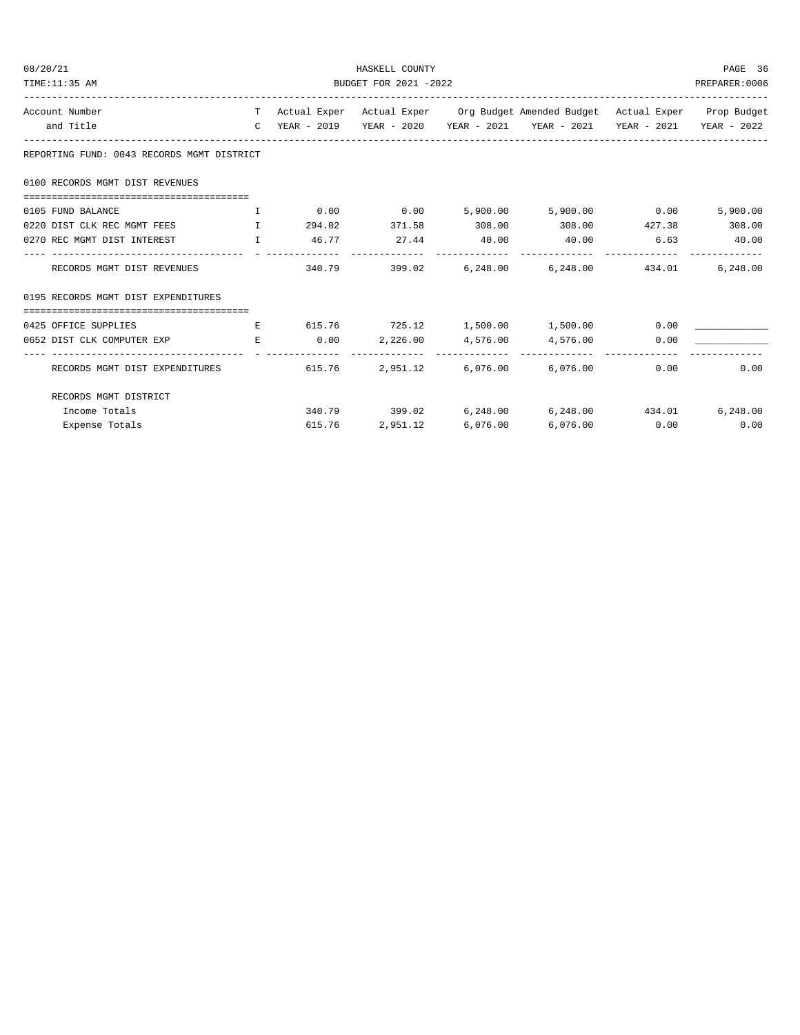HASKELL COUNTY

BUDGET FOR 2021 -2022

| Account Number and Title | TC | Actual Exper YEAR - 2019 | Actual Exper YEAR - 2020 | Org Budget YEAR - 2021 | Amended Budget YEAR - 2021 | Actual Exper YEAR - 2021 | Prop Budget YEAR - 2022 |
|---|---|---|---|---|---|---|---|
| **REPORTING FUND: 0043 RECORDS MGMT DISTRICT** | | | | | | | |
| **0100 RECORDS MGMT DIST REVENUES** | | | | | | | |
| 0105 FUND BALANCE | I | 0.00 | 0.00 | 5,900.00 | 5,900.00 | 0.00 | 5,900.00 |
| 0220 DIST CLK REC MGMT FEES | I | 294.02 | 371.58 | 308.00 | 308.00 | 427.38 | 308.00 |
| 0270 REC MGMT DIST INTEREST | I | 46.77 | 27.44 | 40.00 | 40.00 | 6.63 | 40.00 |
| RECORDS MGMT DIST REVENUES | | 340.79 | 399.02 | 6,248.00 | 6,248.00 | 434.01 | 6,248.00 |
| **0195 RECORDS MGMT DIST EXPENDITURES** | | | | | | | |
| 0425 OFFICE SUPPLIES | E | 615.76 | 725.12 | 1,500.00 | 1,500.00 | 0.00 | ____________ |
| 0652 DIST CLK COMPUTER EXP | E | 0.00 | 2,226.00 | 4,576.00 | 4,576.00 | 0.00 | ____________ |
| RECORDS MGMT DIST EXPENDITURES | | 615.76 | 2,951.12 | 6,076.00 | 6,076.00 | 0.00 | 0.00 |
| **RECORDS MGMT DISTRICT** | | | | | | | |
| Income Totals | | 340.79 | 399.02 | 6,248.00 | 6,248.00 | 434.01 | 6,248.00 |
| Expense Totals | | 615.76 | 2,951.12 | 6,076.00 | 6,076.00 | 0.00 | 0.00 |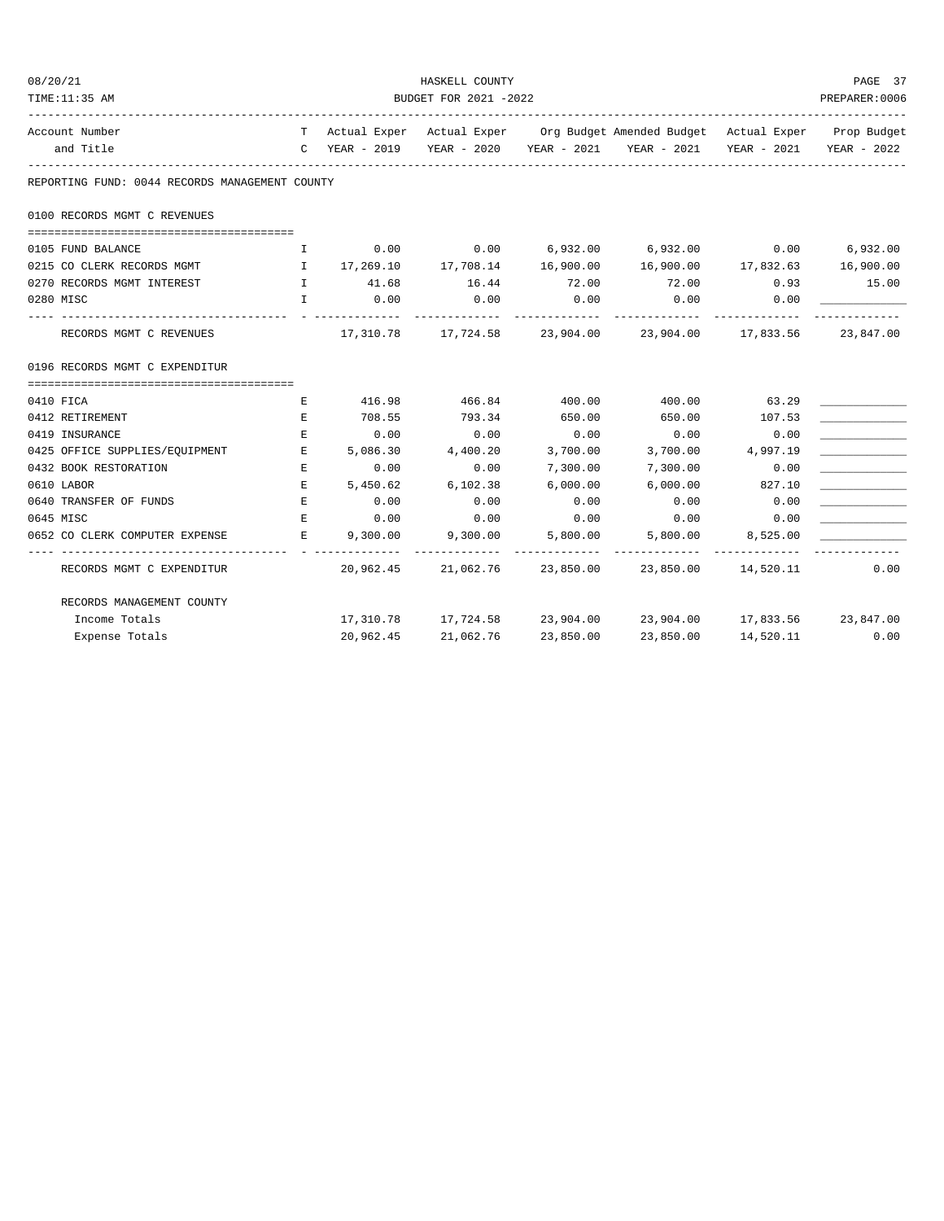HASKELL COUNTY

BUDGET FOR 2021 -2022

| Account Number and Title | T C | Actual Exper YEAR - 2019 | Actual Exper YEAR - 2020 | Org Budget YEAR - 2021 | Amended Budget YEAR - 2021 | Actual Exper YEAR - 2021 | Prop Budget YEAR - 2022 |
|---|---|---|---|---|---|---|---|
| **REPORTING FUND: 0044 RECORDS MANAGEMENT COUNTY** | | | | | | | |
| **0100 RECORDS MGMT C REVENUES** | | | | | | | |
| 0105 FUND BALANCE | I | 0.00 | 0.00 | 6,932.00 | 6,932.00 | 0.00 | 6,932.00 |
| 0215 CO CLERK RECORDS MGMT | I | 17,269.10 | 17,708.14 | 16,900.00 | 16,900.00 | 17,832.63 | 16,900.00 |
| 0270 RECORDS MGMT INTEREST | I | 41.68 | 16.44 | 72.00 | 72.00 | 0.93 | 15.00 |
| 0280 MISC | I | 0.00 | 0.00 | 0.00 | 0.00 | 0.00 | ____________ |
| RECORDS MGMT C REVENUES | | 17,310.78 | 17,724.58 | 23,904.00 | 23,904.00 | 17,833.56 | 23,847.00 |
| **0196 RECORDS MGMT C EXPENDITUR** | | | | | | | |
| 0410 FICA | E | 416.98 | 466.84 | 400.00 | 400.00 | 63.29 | ____________ |
| 0412 RETIREMENT | E | 708.55 | 793.34 | 650.00 | 650.00 | 107.53 | ____________ |
| 0419 INSURANCE | E | 0.00 | 0.00 | 0.00 | 0.00 | 0.00 | ____________ |
| 0425 OFFICE SUPPLIES/EQUIPMENT | E | 5,086.30 | 4,400.20 | 3,700.00 | 3,700.00 | 4,997.19 | ____________ |
| 0432 BOOK RESTORATION | E | 0.00 | 0.00 | 7,300.00 | 7,300.00 | 0.00 | ____________ |
| 0610 LABOR | E | 5,450.62 | 6,102.38 | 6,000.00 | 6,000.00 | 827.10 | ____________ |
| 0640 TRANSFER OF FUNDS | E | 0.00 | 0.00 | 0.00 | 0.00 | 0.00 | ____________ |
| 0645 MISC | E | 0.00 | 0.00 | 0.00 | 0.00 | 0.00 | ____________ |
| 0652 CO CLERK COMPUTER EXPENSE | E | 9,300.00 | 9,300.00 | 5,800.00 | 5,800.00 | 8,525.00 | ____________ |
| RECORDS MGMT C EXPENDITUR | | 20,962.45 | 21,062.76 | 23,850.00 | 23,850.00 | 14,520.11 | 0.00 |
| **RECORDS MANAGEMENT COUNTY** | | | | | | | |
| Income Totals | | 17,310.78 | 17,724.58 | 23,904.00 | 23,904.00 | 17,833.56 | 23,847.00 |
| Expense Totals | | 20,962.45 | 21,062.76 | 23,850.00 | 23,850.00 | 14,520.11 | 0.00 |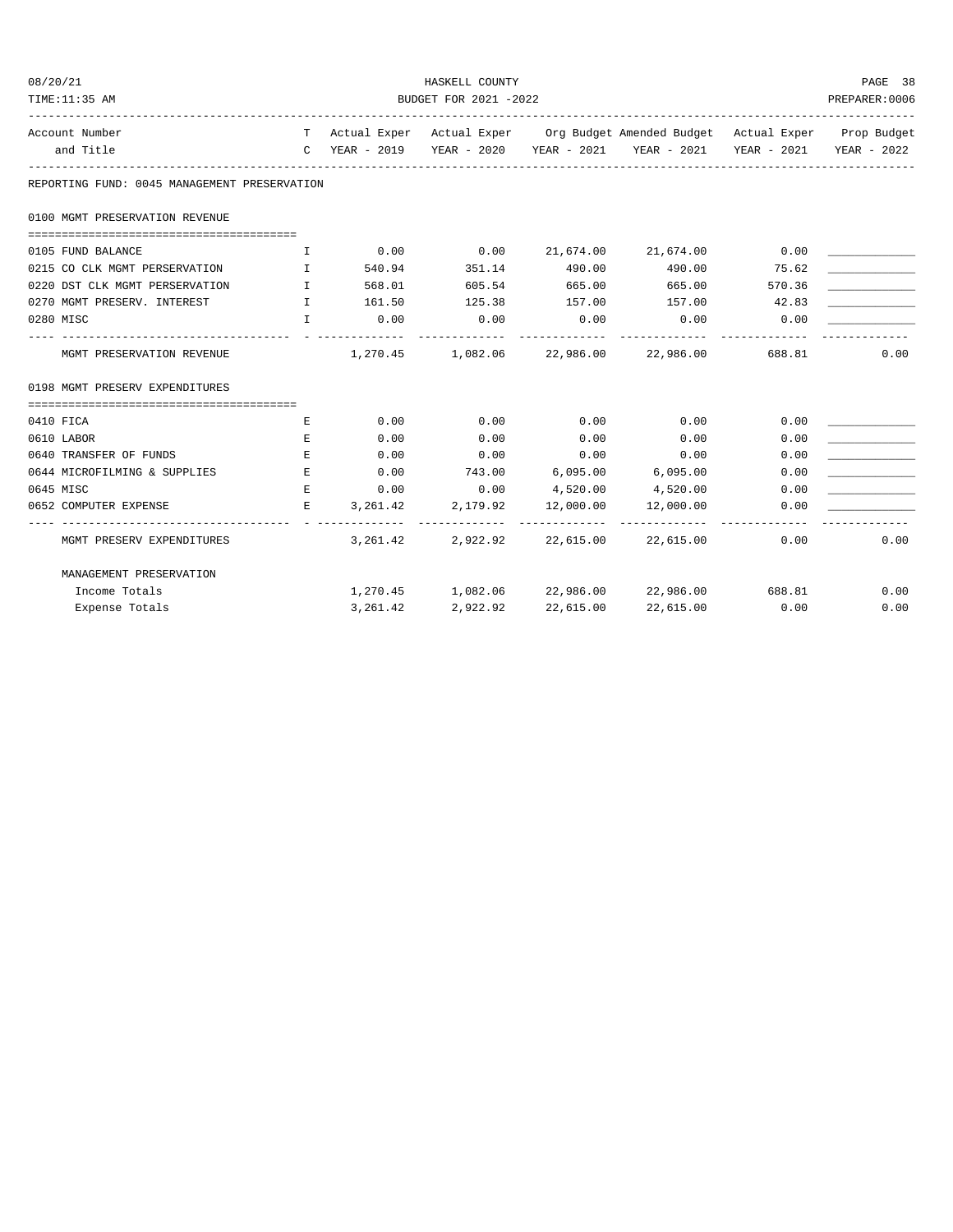HASKELL COUNTY

BUDGET FOR 2021 -2022

| Account Number and Title | TC | Actual Exper YEAR - 2019 | Actual Exper YEAR - 2020 | Org Budget YEAR - 2021 | Amended Budget YEAR - 2021 | Actual Exper YEAR - 2021 | Prop Budget YEAR - 2022 |
|---|---|---|---|---|---|---|---|
| **REPORTING FUND: 0045 MANAGEMENT PRESERVATION** | | | | | | | |
| **0100 MGMT PRESERVATION REVENUE** | | | | | | | |
| 0105 FUND BALANCE | I | 0.00 | 0.00 | 21,674.00 | 21,674.00 | 0.00 | ____________ |
| 0215 CO CLK MGMT PERSERVATION | I | 540.94 | 351.14 | 490.00 | 490.00 | 75.62 | ____________ |
| 0220 DST CLK MGMT PERSERVATION | I | 568.01 | 605.54 | 665.00 | 665.00 | 570.36 | ____________ |
| 0270 MGMT PRESERV. INTEREST | I | 161.50 | 125.38 | 157.00 | 157.00 | 42.83 | ____________ |
| 0280 MISC | I | 0.00 | 0.00 | 0.00 | 0.00 | 0.00 | ____________ |
| MGMT PRESERVATION REVENUE | | 1,270.45 | 1,082.06 | 22,986.00 | 22,986.00 | 688.81 | 0.00 |
| **0198 MGMT PRESERV EXPENDITURES** | | | | | | | |
| 0410 FICA | E | 0.00 | 0.00 | 0.00 | 0.00 | 0.00 | ____________ |
| 0610 LABOR | E | 0.00 | 0.00 | 0.00 | 0.00 | 0.00 | ____________ |
| 0640 TRANSFER OF FUNDS | E | 0.00 | 0.00 | 0.00 | 0.00 | 0.00 | ____________ |
| 0644 MICROFILMING & SUPPLIES | E | 0.00 | 743.00 | 6,095.00 | 6,095.00 | 0.00 | ____________ |
| 0645 MISC | E | 0.00 | 0.00 | 4,520.00 | 4,520.00 | 0.00 | ____________ |
| 0652 COMPUTER EXPENSE | E | 3,261.42 | 2,179.92 | 12,000.00 | 12,000.00 | 0.00 | ____________ |
| MGMT PRESERV EXPENDITURES | | 3,261.42 | 2,922.92 | 22,615.00 | 22,615.00 | 0.00 | 0.00 |
| **MANAGEMENT PRESERVATION** | | | | | | | |
| Income Totals | | 1,270.45 | 1,082.06 | 22,986.00 | 22,986.00 | 688.81 | 0.00 |
| Expense Totals | | 3,261.42 | 2,922.92 | 22,615.00 | 22,615.00 | 0.00 | 0.00 |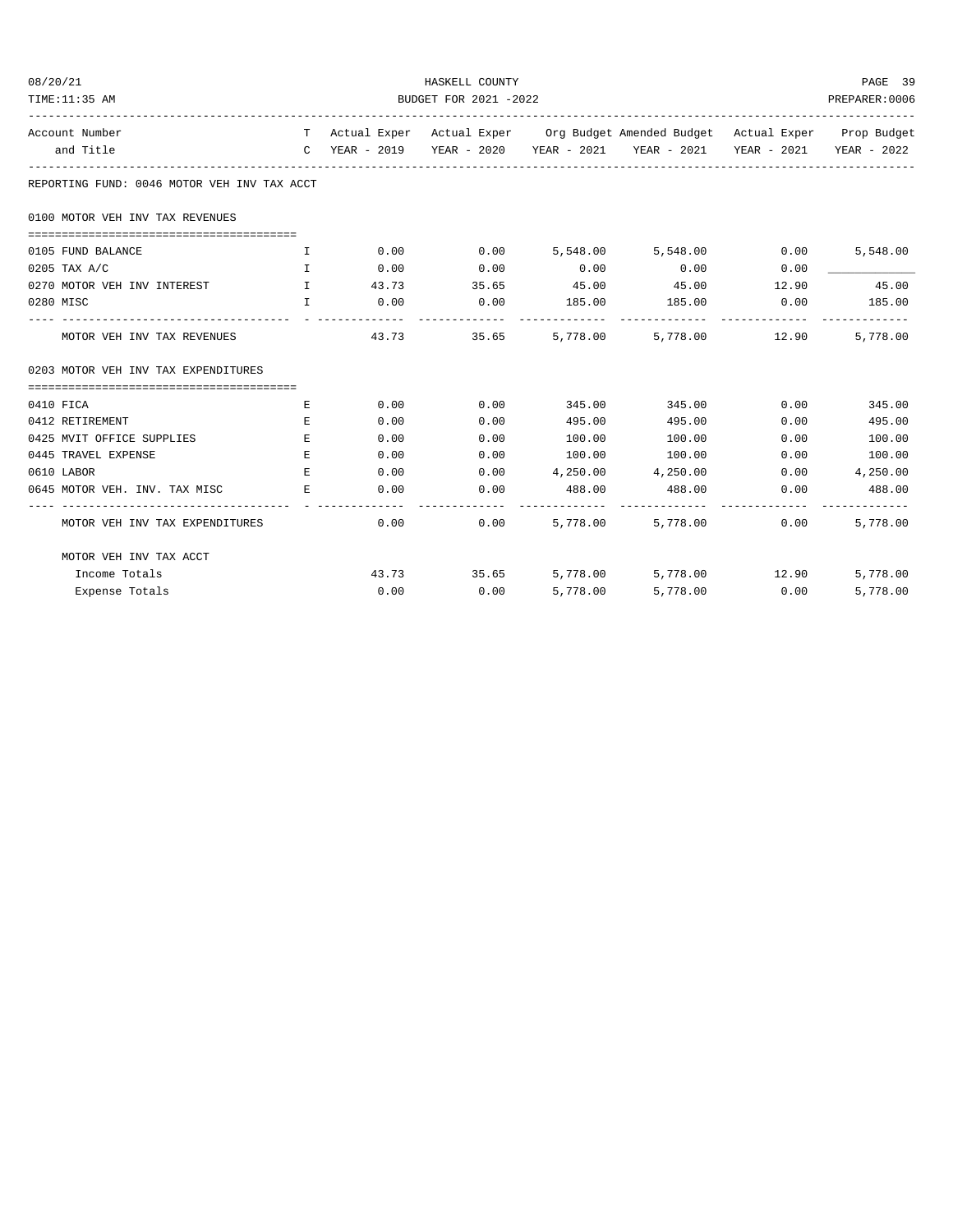HASKELL COUNTY

BUDGET FOR 2021 -2022

| Account Number and Title | T C | Actual Exper YEAR - 2019 | Actual Exper YEAR - 2020 | Org Budget YEAR - 2021 | Amended Budget YEAR - 2021 | Actual Exper YEAR - 2021 | Prop Budget YEAR - 2022 |
|---|---|---|---|---|---|---|---|
| **REPORTING FUND: 0046 MOTOR VEH INV TAX ACCT** | | | | | | | |
| **0100 MOTOR VEH INV TAX REVENUES** | | | | | | | |
| 0105 FUND BALANCE | I | 0.00 | 0.00 | 5,548.00 | 5,548.00 | 0.00 | 5,548.00 |
| 0205 TAX A/C | I | 0.00 | 0.00 | 0.00 | 0.00 | 0.00 | ___________ |
| 0270 MOTOR VEH INV INTEREST | I | 43.73 | 35.65 | 45.00 | 45.00 | 12.90 | 45.00 |
| 0280 MISC | I | 0.00 | 0.00 | 185.00 | 185.00 | 0.00 | 185.00 |
| MOTOR VEH INV TAX REVENUES | | 43.73 | 35.65 | 5,778.00 | 5,778.00 | 12.90 | 5,778.00 |
| **0203 MOTOR VEH INV TAX EXPENDITURES** | | | | | | | |
| 0410 FICA | E | 0.00 | 0.00 | 345.00 | 345.00 | 0.00 | 345.00 |
| 0412 RETIREMENT | E | 0.00 | 0.00 | 495.00 | 495.00 | 0.00 | 495.00 |
| 0425 MVIT OFFICE SUPPLIES | E | 0.00 | 0.00 | 100.00 | 100.00 | 0.00 | 100.00 |
| 0445 TRAVEL EXPENSE | E | 0.00 | 0.00 | 100.00 | 100.00 | 0.00 | 100.00 |
| 0610 LABOR | E | 0.00 | 0.00 | 4,250.00 | 4,250.00 | 0.00 | 4,250.00 |
| 0645 MOTOR VEH. INV. TAX MISC | E | 0.00 | 0.00 | 488.00 | 488.00 | 0.00 | 488.00 |
| MOTOR VEH INV TAX EXPENDITURES | | 0.00 | 0.00 | 5,778.00 | 5,778.00 | 0.00 | 5,778.00 |
| **MOTOR VEH INV TAX ACCT** | | | | | | | |
| Income Totals | | 43.73 | 35.65 | 5,778.00 | 5,778.00 | 12.90 | 5,778.00 |
| Expense Totals | | 0.00 | 0.00 | 5,778.00 | 5,778.00 | 0.00 | 5,778.00 |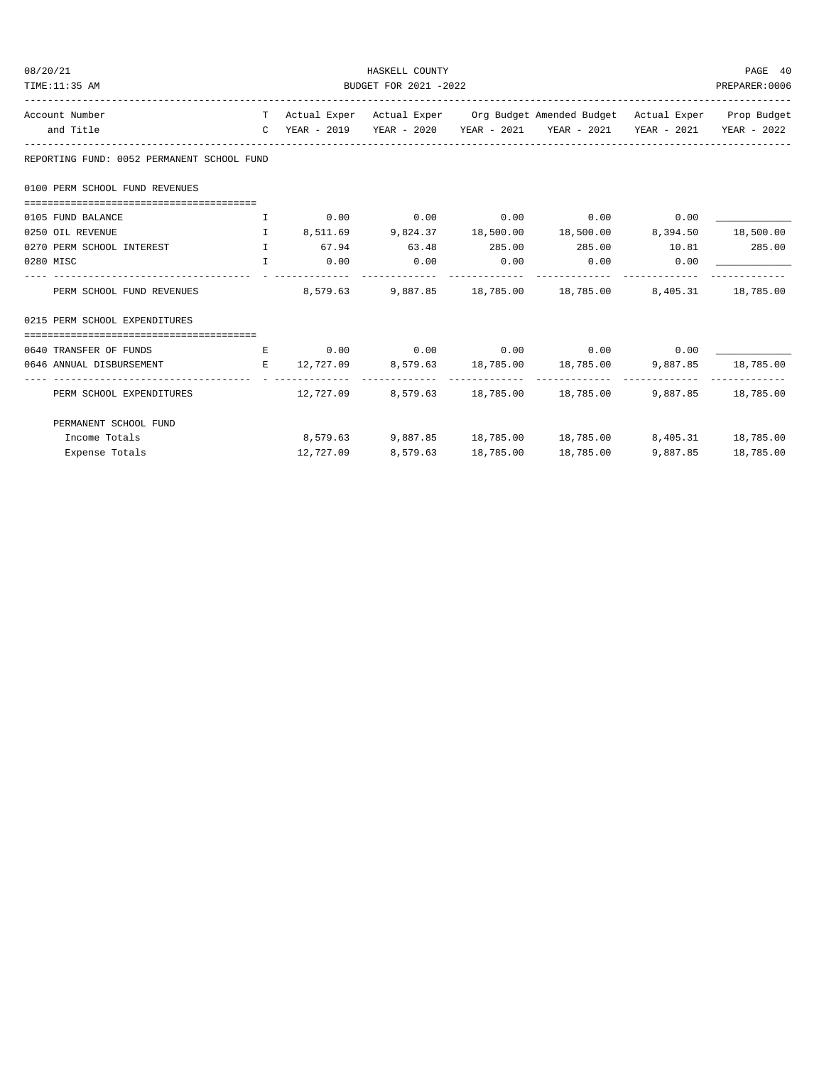REPORTING FUND: 0052 PERMANENT SCHOOL FUND

| Account Number and Title | T C | Actual Exper YEAR - 2019 | Actual Exper YEAR - 2020 | Org Budget YEAR - 2021 | Amended Budget YEAR - 2021 | Actual Exper YEAR - 2021 | Prop Budget YEAR - 2022 |
|---|---|---|---|---|---|---|---|
| **0100 PERM SCHOOL FUND REVENUES** | | | | | | | |
| 0105 FUND BALANCE | I | 0.00 | 0.00 | 0.00 | 0.00 | 0.00 | ____________ |
| 0250 OIL REVENUE | I | 8,511.69 | 9,824.37 | 18,500.00 | 18,500.00 | 8,394.50 | 18,500.00 |
| 0270 PERM SCHOOL INTEREST | I | 67.94 | 63.48 | 285.00 | 285.00 | 10.81 | 285.00 |
| 0280 MISC | I | 0.00 | 0.00 | 0.00 | 0.00 | 0.00 | ____________ |
| PERM SCHOOL FUND REVENUES | | 8,579.63 | 9,887.85 | 18,785.00 | 18,785.00 | 8,405.31 | 18,785.00 |
| **0215 PERM SCHOOL EXPENDITURES** | | | | | | | |
| 0640 TRANSFER OF FUNDS | E | 0.00 | 0.00 | 0.00 | 0.00 | 0.00 | ____________ |
| 0646 ANNUAL DISBURSEMENT | E | 12,727.09 | 8,579.63 | 18,785.00 | 18,785.00 | 9,887.85 | 18,785.00 |
| PERM SCHOOL EXPENDITURES | | 12,727.09 | 8,579.63 | 18,785.00 | 18,785.00 | 9,887.85 | 18,785.00 |
| **PERMANENT SCHOOL FUND** | | | | | | | |
| Income Totals | | 8,579.63 | 9,887.85 | 18,785.00 | 18,785.00 | 8,405.31 | 18,785.00 |
| Expense Totals | | 12,727.09 | 8,579.63 | 18,785.00 | 18,785.00 | 9,887.85 | 18,785.00 |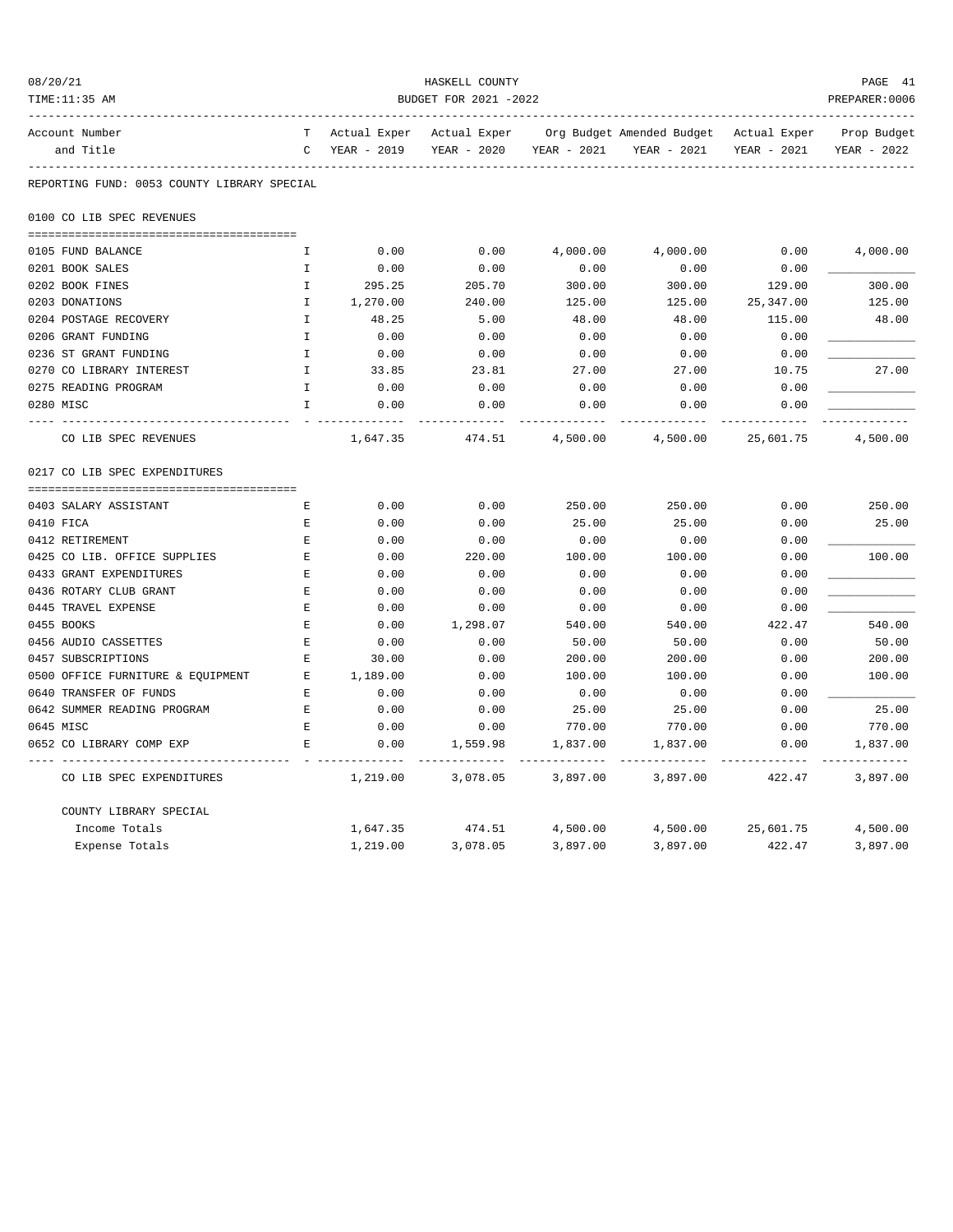HASKELL COUNTY
BUDGET FOR 2021 -2022

| Account Number and Title | TC | Actual Exper YEAR - 2019 | Actual Exper YEAR - 2020 | Org Budget YEAR - 2021 | Amended Budget YEAR - 2021 | Actual Exper YEAR - 2021 | Prop Budget YEAR - 2022 |
|---|---|---|---|---|---|---|---|
| REPORTING FUND: 0053 COUNTY LIBRARY SPECIAL | | | | | | | |
| 0100 CO LIB SPEC REVENUES | | | | | | | |
| 0105 FUND BALANCE | I | 0.00 | 0.00 | 4,000.00 | 4,000.00 | 0.00 | 4,000.00 |
| 0201 BOOK SALES | I | 0.00 | 0.00 | 0.00 | 0.00 | 0.00 | ____________ |
| 0202 BOOK FINES | I | 295.25 | 205.70 | 300.00 | 300.00 | 129.00 | 300.00 |
| 0203 DONATIONS | I | 1,270.00 | 240.00 | 125.00 | 125.00 | 25,347.00 | 125.00 |
| 0204 POSTAGE RECOVERY | I | 48.25 | 5.00 | 48.00 | 48.00 | 115.00 | 48.00 |
| 0206 GRANT FUNDING | I | 0.00 | 0.00 | 0.00 | 0.00 | 0.00 | ____________ |
| 0236 ST GRANT FUNDING | I | 0.00 | 0.00 | 0.00 | 0.00 | 0.00 | ____________ |
| 0270 CO LIBRARY INTEREST | I | 33.85 | 23.81 | 27.00 | 27.00 | 10.75 | 27.00 |
| 0275 READING PROGRAM | I | 0.00 | 0.00 | 0.00 | 0.00 | 0.00 | ____________ |
| 0280 MISC | I | 0.00 | 0.00 | 0.00 | 0.00 | 0.00 | ____________ |
| CO LIB SPEC REVENUES | | 1,647.35 | 474.51 | 4,500.00 | 4,500.00 | 25,601.75 | 4,500.00 |
| 0217 CO LIB SPEC EXPENDITURES | | | | | | | |
| 0403 SALARY ASSISTANT | E | 0.00 | 0.00 | 250.00 | 250.00 | 0.00 | 250.00 |
| 0410 FICA | E | 0.00 | 0.00 | 25.00 | 25.00 | 0.00 | 25.00 |
| 0412 RETIREMENT | E | 0.00 | 0.00 | 0.00 | 0.00 | 0.00 | ____________ |
| 0425 CO LIB. OFFICE SUPPLIES | E | 0.00 | 220.00 | 100.00 | 100.00 | 0.00 | 100.00 |
| 0433 GRANT EXPENDITURES | E | 0.00 | 0.00 | 0.00 | 0.00 | 0.00 | ____________ |
| 0436 ROTARY CLUB GRANT | E | 0.00 | 0.00 | 0.00 | 0.00 | 0.00 | ____________ |
| 0445 TRAVEL EXPENSE | E | 0.00 | 0.00 | 0.00 | 0.00 | 0.00 | ____________ |
| 0455 BOOKS | E | 0.00 | 1,298.07 | 540.00 | 540.00 | 422.47 | 540.00 |
| 0456 AUDIO CASSETTES | E | 0.00 | 0.00 | 50.00 | 50.00 | 0.00 | 50.00 |
| 0457 SUBSCRIPTIONS | E | 30.00 | 0.00 | 200.00 | 200.00 | 0.00 | 200.00 |
| 0500 OFFICE FURNITURE & EQUIPMENT | E | 1,189.00 | 0.00 | 100.00 | 100.00 | 0.00 | 100.00 |
| 0640 TRANSFER OF FUNDS | E | 0.00 | 0.00 | 0.00 | 0.00 | 0.00 | ____________ |
| 0642 SUMMER READING PROGRAM | E | 0.00 | 0.00 | 25.00 | 25.00 | 0.00 | 25.00 |
| 0645 MISC | E | 0.00 | 0.00 | 770.00 | 770.00 | 0.00 | 770.00 |
| 0652 CO LIBRARY COMP EXP | E | 0.00 | 1,559.98 | 1,837.00 | 1,837.00 | 0.00 | 1,837.00 |
| CO LIB SPEC EXPENDITURES | | 1,219.00 | 3,078.05 | 3,897.00 | 3,897.00 | 422.47 | 3,897.00 |
| COUNTY LIBRARY SPECIAL | | | | | | | |
| Income Totals | | 1,647.35 | 474.51 | 4,500.00 | 4,500.00 | 25,601.75 | 4,500.00 |
| Expense Totals | | 1,219.00 | 3,078.05 | 3,897.00 | 3,897.00 | 422.47 | 3,897.00 |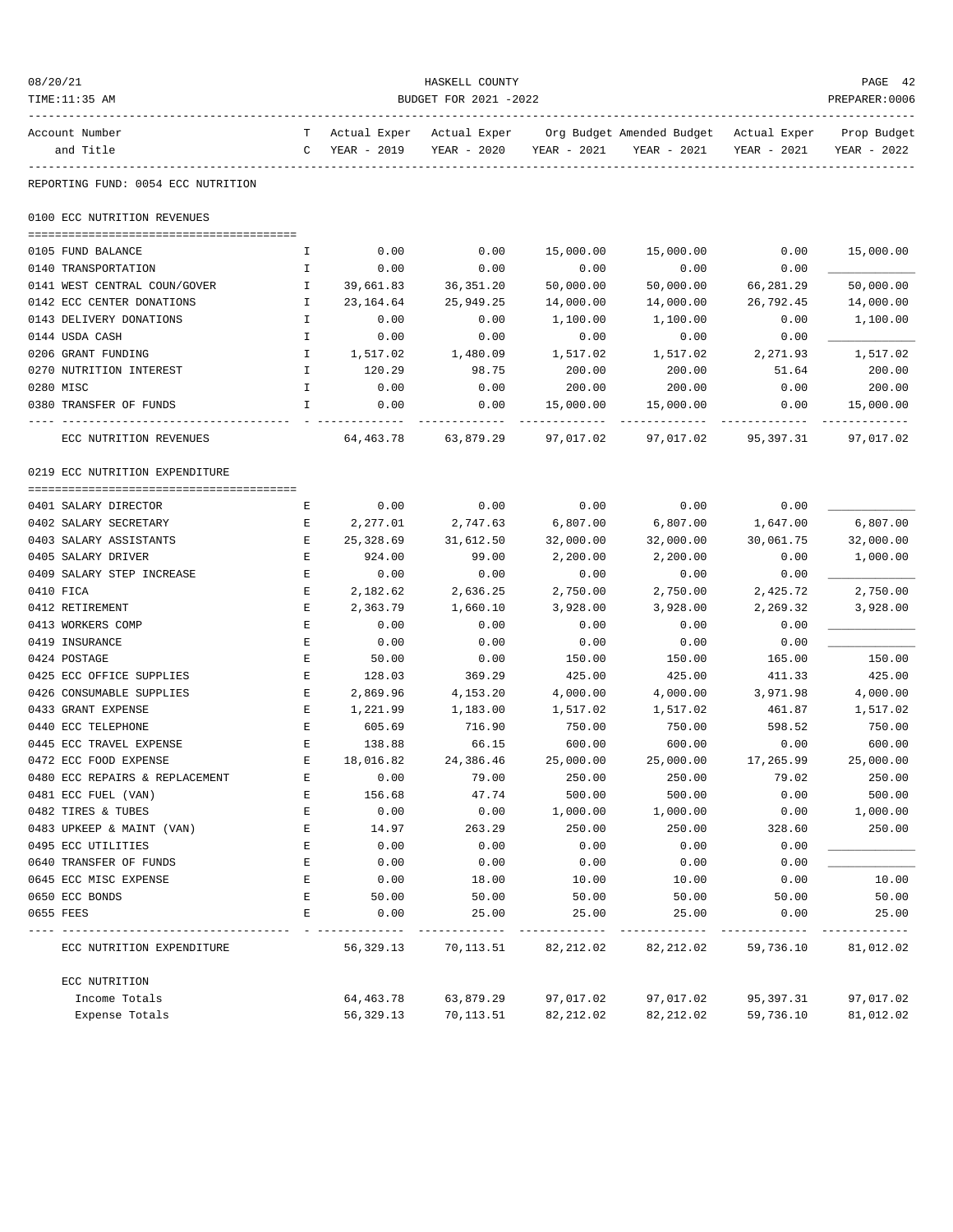HASKELL COUNTY

BUDGET FOR 2021 -2022

| Account Number and Title | T C | Actual Exper YEAR - 2019 | Actual Exper YEAR - 2020 | Org Budget YEAR - 2021 | Amended Budget YEAR - 2021 | Actual Exper YEAR - 2021 | Prop Budget YEAR - 2022 |
|---|---|---|---|---|---|---|---|
| **REPORTING FUND: 0054 ECC NUTRITION** | | | | | | | |
| **0100 ECC NUTRITION REVENUES** | | | | | | | |
| 0105 FUND BALANCE | I | 0.00 | 0.00 | 15,000.00 | 15,000.00 | 0.00 | 15,000.00 |
| 0140 TRANSPORTATION | I | 0.00 | 0.00 | 0.00 | 0.00 | 0.00 | ____________ |
| 0141 WEST CENTRAL COUN/GOVER | I | 39,661.83 | 36,351.20 | 50,000.00 | 50,000.00 | 66,281.29 | 50,000.00 |
| 0142 ECC CENTER DONATIONS | I | 23,164.64 | 25,949.25 | 14,000.00 | 14,000.00 | 26,792.45 | 14,000.00 |
| 0143 DELIVERY DONATIONS | I | 0.00 | 0.00 | 1,100.00 | 1,100.00 | 0.00 | 1,100.00 |
| 0144 USDA CASH | I | 0.00 | 0.00 | 0.00 | 0.00 | 0.00 | ____________ |
| 0206 GRANT FUNDING | I | 1,517.02 | 1,480.09 | 1,517.02 | 1,517.02 | 2,271.93 | 1,517.02 |
| 0270 NUTRITION INTEREST | I | 120.29 | 98.75 | 200.00 | 200.00 | 51.64 | 200.00 |
| 0280 MISC | I | 0.00 | 0.00 | 200.00 | 200.00 | 0.00 | 200.00 |
| 0380 TRANSFER OF FUNDS | I | 0.00 | 0.00 | 15,000.00 | 15,000.00 | 0.00 | 15,000.00 |
| ECC NUTRITION REVENUES | | 64,463.78 | 63,879.29 | 97,017.02 | 97,017.02 | 95,397.31 | 97,017.02 |
| **0219 ECC NUTRITION EXPENDITURE** | | | | | | | |
| 0401 SALARY DIRECTOR | E | 0.00 | 0.00 | 0.00 | 0.00 | 0.00 | ____________ |
| 0402 SALARY SECRETARY | E | 2,277.01 | 2,747.63 | 6,807.00 | 6,807.00 | 1,647.00 | 6,807.00 |
| 0403 SALARY ASSISTANTS | E | 25,328.69 | 31,612.50 | 32,000.00 | 32,000.00 | 30,061.75 | 32,000.00 |
| 0405 SALARY DRIVER | E | 924.00 | 99.00 | 2,200.00 | 2,200.00 | 0.00 | 1,000.00 |
| 0409 SALARY STEP INCREASE | E | 0.00 | 0.00 | 0.00 | 0.00 | 0.00 | ____________ |
| 0410 FICA | E | 2,182.62 | 2,636.25 | 2,750.00 | 2,750.00 | 2,425.72 | 2,750.00 |
| 0412 RETIREMENT | E | 2,363.79 | 1,660.10 | 3,928.00 | 3,928.00 | 2,269.32 | 3,928.00 |
| 0413 WORKERS COMP | E | 0.00 | 0.00 | 0.00 | 0.00 | 0.00 | ____________ |
| 0419 INSURANCE | E | 0.00 | 0.00 | 0.00 | 0.00 | 0.00 | ____________ |
| 0424 POSTAGE | E | 50.00 | 0.00 | 150.00 | 150.00 | 165.00 | 150.00 |
| 0425 ECC OFFICE SUPPLIES | E | 128.03 | 369.29 | 425.00 | 425.00 | 411.33 | 425.00 |
| 0426 CONSUMABLE SUPPLIES | E | 2,869.96 | 4,153.20 | 4,000.00 | 4,000.00 | 3,971.98 | 4,000.00 |
| 0433 GRANT EXPENSE | E | 1,221.99 | 1,183.00 | 1,517.02 | 1,517.02 | 461.87 | 1,517.02 |
| 0440 ECC TELEPHONE | E | 605.69 | 716.90 | 750.00 | 750.00 | 598.52 | 750.00 |
| 0445 ECC TRAVEL EXPENSE | E | 138.88 | 66.15 | 600.00 | 600.00 | 0.00 | 600.00 |
| 0472 ECC FOOD EXPENSE | E | 18,016.82 | 24,386.46 | 25,000.00 | 25,000.00 | 17,265.99 | 25,000.00 |
| 0480 ECC REPAIRS & REPLACEMENT | E | 0.00 | 79.00 | 250.00 | 250.00 | 79.02 | 250.00 |
| 0481 ECC FUEL (VAN) | E | 156.68 | 47.74 | 500.00 | 500.00 | 0.00 | 500.00 |
| 0482 TIRES & TUBES | E | 0.00 | 0.00 | 1,000.00 | 1,000.00 | 0.00 | 1,000.00 |
| 0483 UPKEEP & MAINT (VAN) | E | 14.97 | 263.29 | 250.00 | 250.00 | 328.60 | 250.00 |
| 0495 ECC UTILITIES | E | 0.00 | 0.00 | 0.00 | 0.00 | 0.00 | ____________ |
| 0640 TRANSFER OF FUNDS | E | 0.00 | 0.00 | 0.00 | 0.00 | 0.00 | ____________ |
| 0645 ECC MISC EXPENSE | E | 0.00 | 18.00 | 10.00 | 10.00 | 0.00 | 10.00 |
| 0650 ECC BONDS | E | 50.00 | 50.00 | 50.00 | 50.00 | 50.00 | 50.00 |
| 0655 FEES | E | 0.00 | 25.00 | 25.00 | 25.00 | 0.00 | 25.00 |
| ECC NUTRITION EXPENDITURE | | 56,329.13 | 70,113.51 | 82,212.02 | 82,212.02 | 59,736.10 | 81,012.02 |
| **ECC NUTRITION** | | | | | | | |
| Income Totals | | 64,463.78 | 63,879.29 | 97,017.02 | 97,017.02 | 95,397.31 | 97,017.02 |
| Expense Totals | | 56,329.13 | 70,113.51 | 82,212.02 | 82,212.02 | 59,736.10 | 81,012.02 |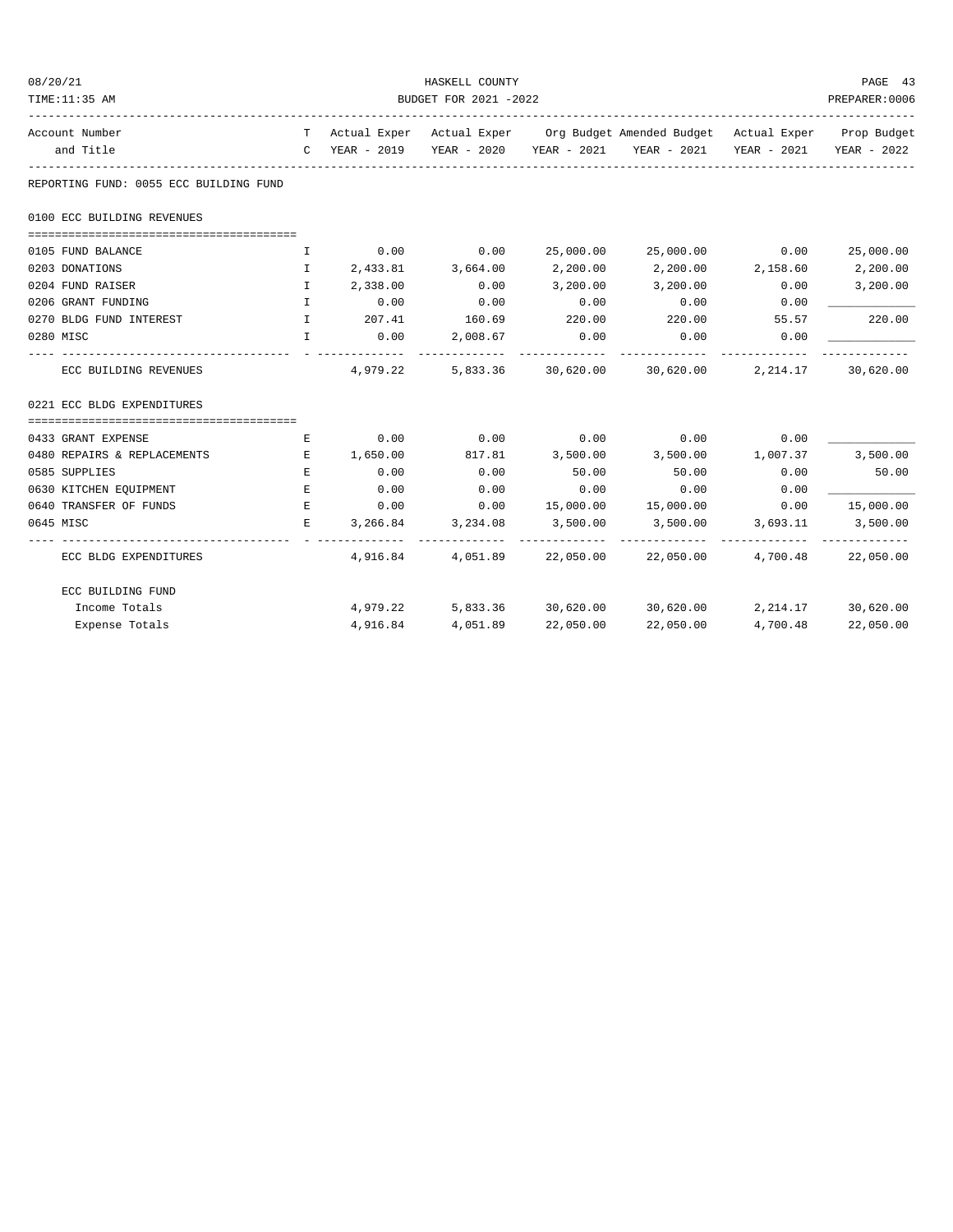HASKELL COUNTY
BUDGET FOR 2021 -2022

08/20/21
TIME:11:35 AM
PREPARER:0006

| Account Number and Title | TC | Actual Exper YEAR - 2019 | Actual Exper YEAR - 2020 | Org Budget YEAR - 2021 | Amended Budget YEAR - 2021 | Actual Exper YEAR - 2021 | Prop Budget YEAR - 2022 |
|---|---|---|---|---|---|---|---|
| **REPORTING FUND: 0055 ECC BUILDING FUND** | | | | | | | |
| **0100 ECC BUILDING REVENUES** | | | | | | | |
| 0105 FUND BALANCE | I | 0.00 | 0.00 | 25,000.00 | 25,000.00 | 0.00 | 25,000.00 |
| 0203 DONATIONS | I | 2,433.81 | 3,664.00 | 2,200.00 | 2,200.00 | 2,158.60 | 2,200.00 |
| 0204 FUND RAISER | I | 2,338.00 | 0.00 | 3,200.00 | 3,200.00 | 0.00 | 3,200.00 |
| 0206 GRANT FUNDING | I | 0.00 | 0.00 | 0.00 | 0.00 | 0.00 | ____________ |
| 0270 BLDG FUND INTEREST | I | 207.41 | 160.69 | 220.00 | 220.00 | 55.57 | 220.00 |
| 0280 MISC | I | 0.00 | 2,008.67 | 0.00 | 0.00 | 0.00 | ____________ |
| ECC BUILDING REVENUES | | 4,979.22 | 5,833.36 | 30,620.00 | 30,620.00 | 2,214.17 | 30,620.00 |
| **0221 ECC BLDG EXPENDITURES** | | | | | | | |
| 0433 GRANT EXPENSE | E | 0.00 | 0.00 | 0.00 | 0.00 | 0.00 | ____________ |
| 0480 REPAIRS & REPLACEMENTS | E | 1,650.00 | 817.81 | 3,500.00 | 3,500.00 | 1,007.37 | 3,500.00 |
| 0585 SUPPLIES | E | 0.00 | 0.00 | 50.00 | 50.00 | 0.00 | 50.00 |
| 0630 KITCHEN EQUIPMENT | E | 0.00 | 0.00 | 0.00 | 0.00 | 0.00 | ____________ |
| 0640 TRANSFER OF FUNDS | E | 0.00 | 0.00 | 15,000.00 | 15,000.00 | 0.00 | 15,000.00 |
| 0645 MISC | E | 3,266.84 | 3,234.08 | 3,500.00 | 3,500.00 | 3,693.11 | 3,500.00 |
| ECC BLDG EXPENDITURES | | 4,916.84 | 4,051.89 | 22,050.00 | 22,050.00 | 4,700.48 | 22,050.00 |
| **ECC BUILDING FUND** | | | | | | | |
| Income Totals | | 4,979.22 | 5,833.36 | 30,620.00 | 30,620.00 | 2,214.17 | 30,620.00 |
| Expense Totals | | 4,916.84 | 4,051.89 | 22,050.00 | 22,050.00 | 4,700.48 | 22,050.00 |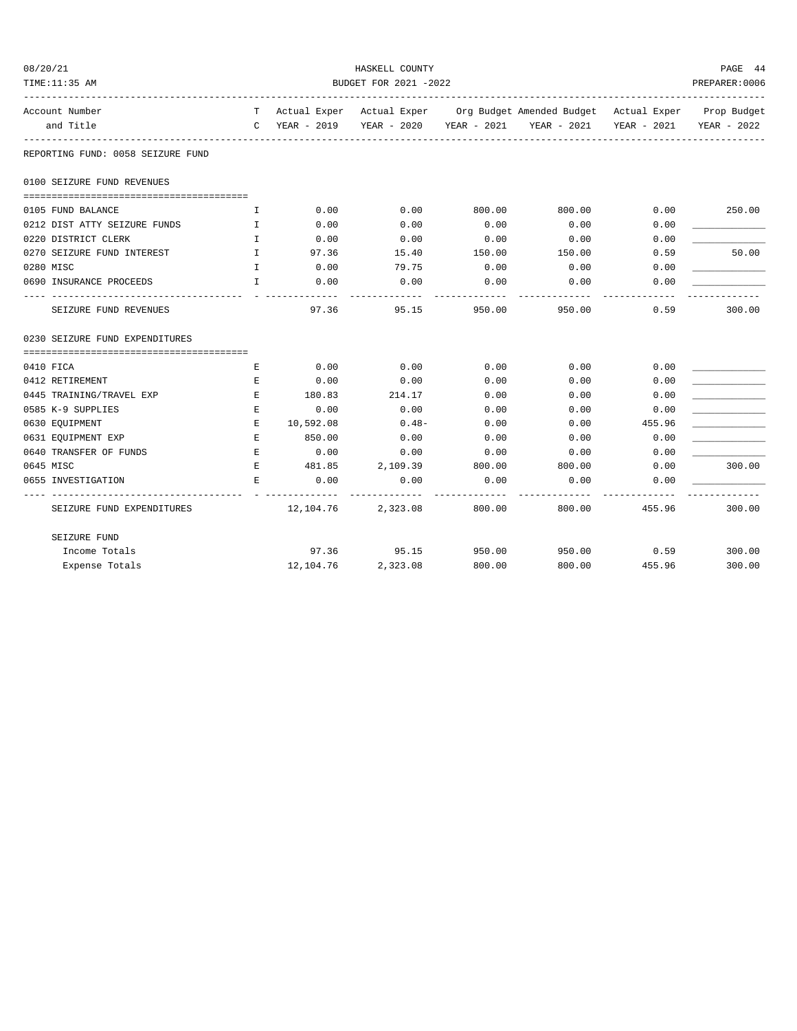HASKELL COUNTY

BUDGET FOR 2021 -2022

| Account Number and Title | T C | Actual Exper YEAR - 2019 | Actual Exper YEAR - 2020 | Org Budget YEAR - 2021 | Amended Budget YEAR - 2021 | Actual Exper YEAR - 2021 | Prop Budget YEAR - 2022 |
|---|---|---|---|---|---|---|---|
| **REPORTING FUND: 0058 SEIZURE FUND** | | | | | | | |
| **0100 SEIZURE FUND REVENUES** | | | | | | | |
| 0105 FUND BALANCE | I | 0.00 | 0.00 | 800.00 | 800.00 | 0.00 | 250.00 |
| 0212 DIST ATTY SEIZURE FUNDS | I | 0.00 | 0.00 | 0.00 | 0.00 | 0.00 | ____________ |
| 0220 DISTRICT CLERK | I | 0.00 | 0.00 | 0.00 | 0.00 | 0.00 | ____________ |
| 0270 SEIZURE FUND INTEREST | I | 97.36 | 15.40 | 150.00 | 150.00 | 0.59 | 50.00 |
| 0280 MISC | I | 0.00 | 79.75 | 0.00 | 0.00 | 0.00 | ____________ |
| 0690 INSURANCE PROCEEDS | I | 0.00 | 0.00 | 0.00 | 0.00 | 0.00 | ____________ |
| SEIZURE FUND REVENUES | | 97.36 | 95.15 | 950.00 | 950.00 | 0.59 | 300.00 |
| **0230 SEIZURE FUND EXPENDITURES** | | | | | | | |
| 0410 FICA | E | 0.00 | 0.00 | 0.00 | 0.00 | 0.00 | ____________ |
| 0412 RETIREMENT | E | 0.00 | 0.00 | 0.00 | 0.00 | 0.00 | ____________ |
| 0445 TRAINING/TRAVEL EXP | E | 180.83 | 214.17 | 0.00 | 0.00 | 0.00 | ____________ |
| 0585 K-9 SUPPLIES | E | 0.00 | 0.00 | 0.00 | 0.00 | 0.00 | ____________ |
| 0630 EQUIPMENT | E | 10,592.08 | 0.48- | 0.00 | 0.00 | 455.96 | ____________ |
| 0631 EQUIPMENT EXP | E | 850.00 | 0.00 | 0.00 | 0.00 | 0.00 | ____________ |
| 0640 TRANSFER OF FUNDS | E | 0.00 | 0.00 | 0.00 | 0.00 | 0.00 | ____________ |
| 0645 MISC | E | 481.85 | 2,109.39 | 800.00 | 800.00 | 0.00 | 300.00 |
| 0655 INVESTIGATION | E | 0.00 | 0.00 | 0.00 | 0.00 | 0.00 | ____________ |
| SEIZURE FUND EXPENDITURES | | 12,104.76 | 2,323.08 | 800.00 | 800.00 | 455.96 | 300.00 |
| **SEIZURE FUND** | | | | | | | |
| Income Totals | | 97.36 | 95.15 | 950.00 | 950.00 | 0.59 | 300.00 |
| Expense Totals | | 12,104.76 | 2,323.08 | 800.00 | 800.00 | 455.96 | 300.00 |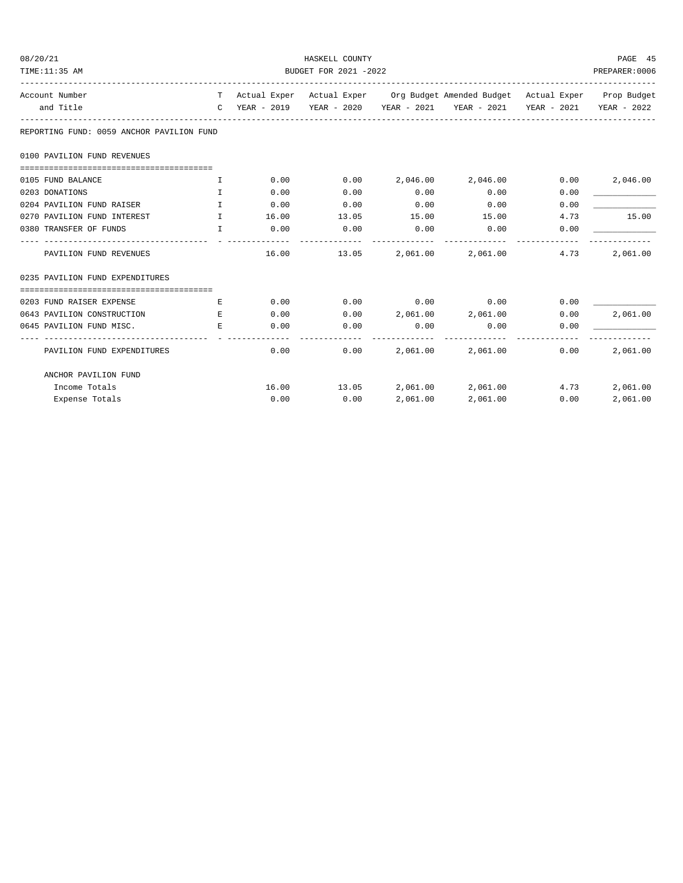REPORTING FUND: 0059 ANCHOR PAVILION FUND

| Account Number and Title | T C | Actual Exper YEAR - 2019 | Actual Exper YEAR - 2020 | Org Budget YEAR - 2021 | Amended Budget YEAR - 2021 | Actual Exper YEAR - 2021 | Prop Budget YEAR - 2022 |
|---|---|---|---|---|---|---|---|
| **0100 PAVILION FUND REVENUES** | | | | | | | |
| 0105 FUND BALANCE | I | 0.00 | 0.00 | 2,046.00 | 2,046.00 | 0.00 | 2,046.00 |
| 0203 DONATIONS | I | 0.00 | 0.00 | 0.00 | 0.00 | 0.00 | ____________ |
| 0204 PAVILION FUND RAISER | I | 0.00 | 0.00 | 0.00 | 0.00 | 0.00 | ____________ |
| 0270 PAVILION FUND INTEREST | I | 16.00 | 13.05 | 15.00 | 15.00 | 4.73 | 15.00 |
| 0380 TRANSFER OF FUNDS | I | 0.00 | 0.00 | 0.00 | 0.00 | 0.00 | ____________ |
| PAVILION FUND REVENUES | | 16.00 | 13.05 | 2,061.00 | 2,061.00 | 4.73 | 2,061.00 |
| **0235 PAVILION FUND EXPENDITURES** | | | | | | | |
| 0203 FUND RAISER EXPENSE | E | 0.00 | 0.00 | 0.00 | 0.00 | 0.00 | ____________ |
| 0643 PAVILION CONSTRUCTION | E | 0.00 | 0.00 | 2,061.00 | 2,061.00 | 0.00 | 2,061.00 |
| 0645 PAVILION FUND MISC. | E | 0.00 | 0.00 | 0.00 | 0.00 | 0.00 | ____________ |
| PAVILION FUND EXPENDITURES | | 0.00 | 0.00 | 2,061.00 | 2,061.00 | 0.00 | 2,061.00 |
| **ANCHOR PAVILION FUND** | | | | | | | |
| Income Totals | | 16.00 | 13.05 | 2,061.00 | 2,061.00 | 4.73 | 2,061.00 |
| Expense Totals | | 0.00 | 0.00 | 2,061.00 | 2,061.00 | 0.00 | 2,061.00 |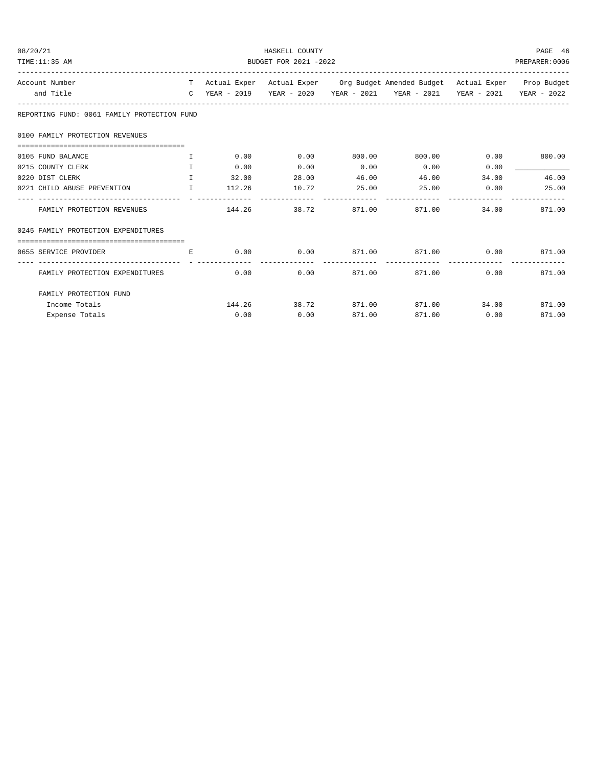REPORTING FUND: 0061 FAMILY PROTECTION FUND

| Account Number and Title | TC | Actual Exper YEAR - 2019 | Actual Exper YEAR - 2020 | Org Budget YEAR - 2021 | Amended Budget YEAR - 2021 | Actual Exper YEAR - 2021 | Prop Budget YEAR - 2022 |
|---|---|---|---|---|---|---|---|
| **0100 FAMILY PROTECTION REVENUES** | | | | | | | |
| 0105 FUND BALANCE | I | 0.00 | 0.00 | 800.00 | 800.00 | 0.00 | 800.00 |
| 0215 COUNTY CLERK | I | 0.00 | 0.00 | 0.00 | 0.00 | 0.00 | ____________ |
| 0220 DIST CLERK | I | 32.00 | 28.00 | 46.00 | 46.00 | 34.00 | 46.00 |
| 0221 CHILD ABUSE PREVENTION | I | 112.26 | 10.72 | 25.00 | 25.00 | 0.00 | 25.00 |
| FAMILY PROTECTION REVENUES | | 144.26 | 38.72 | 871.00 | 871.00 | 34.00 | 871.00 |
| **0245 FAMILY PROTECTION EXPENDITURES** | | | | | | | |
| 0655 SERVICE PROVIDER | E | 0.00 | 0.00 | 871.00 | 871.00 | 0.00 | 871.00 |
| FAMILY PROTECTION EXPENDITURES | | 0.00 | 0.00 | 871.00 | 871.00 | 0.00 | 871.00 |
| **FAMILY PROTECTION FUND** | | | | | | | |
| Income Totals | | 144.26 | 38.72 | 871.00 | 871.00 | 34.00 | 871.00 |
| Expense Totals | | 0.00 | 0.00 | 871.00 | 871.00 | 0.00 | 871.00 |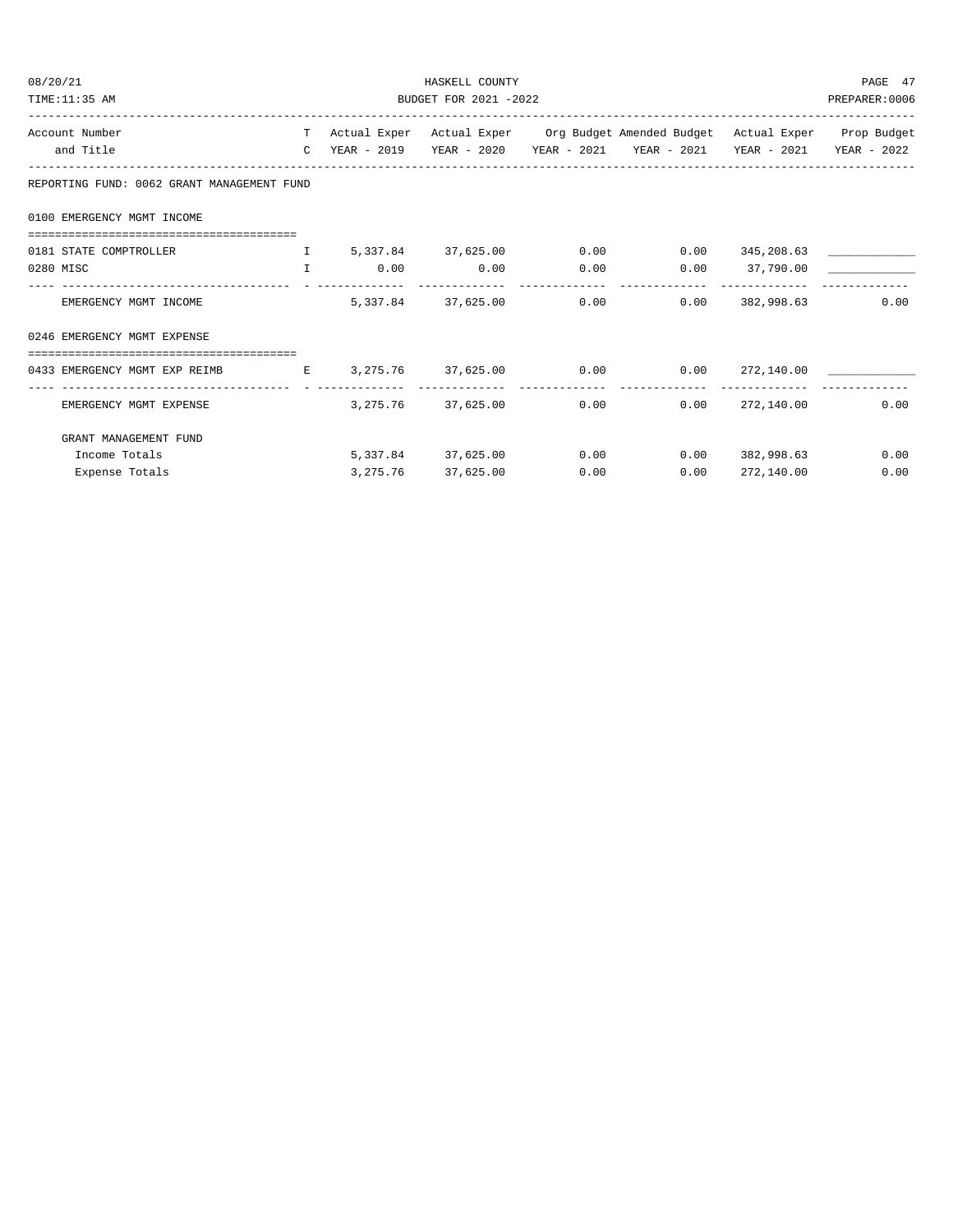HASKELL COUNTY

BUDGET FOR 2021 -2022

| Account Number and Title | T C | Actual Exper YEAR - 2019 | Actual Exper YEAR - 2020 | Org Budget YEAR - 2021 | Amended Budget YEAR - 2021 | Actual Exper YEAR - 2021 | Prop Budget YEAR - 2022 |
|---|---|---|---|---|---|---|---|
| **REPORTING FUND: 0062 GRANT MANAGEMENT FUND** | | | | | | | |
| **0100 EMERGENCY MGMT INCOME** | | | | | | | |
| 0181 STATE COMPTROLLER | I | 5,337.84 | 37,625.00 | 0.00 | 0.00 | 345,208.63 | ____________ |
| 0280 MISC | I | 0.00 | 0.00 | 0.00 | 0.00 | 37,790.00 | ____________ |
| EMERGENCY MGMT INCOME | | 5,337.84 | 37,625.00 | 0.00 | 0.00 | 382,998.63 | 0.00 |
| **0246 EMERGENCY MGMT EXPENSE** | | | | | | | |
| 0433 EMERGENCY MGMT EXP REIMB | E | 3,275.76 | 37,625.00 | 0.00 | 0.00 | 272,140.00 | ____________ |
| EMERGENCY MGMT EXPENSE | | 3,275.76 | 37,625.00 | 0.00 | 0.00 | 272,140.00 | 0.00 |
| **GRANT MANAGEMENT FUND** | | | | | | | |
| Income Totals | | 5,337.84 | 37,625.00 | 0.00 | 0.00 | 382,998.63 | 0.00 |
| Expense Totals | | 3,275.76 | 37,625.00 | 0.00 | 0.00 | 272,140.00 | 0.00 |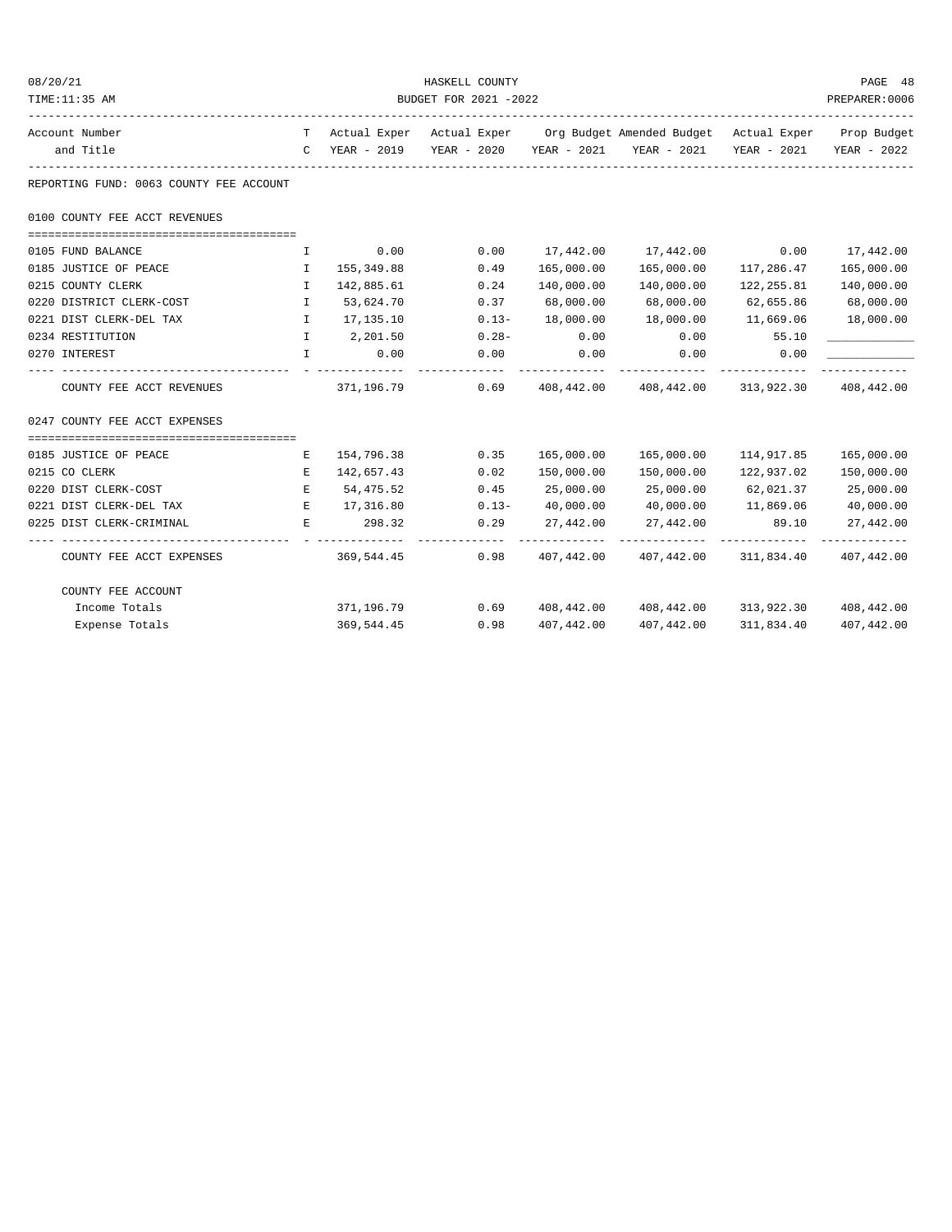HASKELL COUNTY
BUDGET FOR 2021 -2022

08/20/21
TIME:11:35 AM
PREPARER:0006

| Account Number and Title | TC | Actual Exper YEAR - 2019 | Actual Exper YEAR - 2020 | Org Budget YEAR - 2021 | Amended Budget YEAR - 2021 | Actual Exper YEAR - 2021 | Prop Budget YEAR - 2022 |
|---|---|---|---|---|---|---|---|
| **REPORTING FUND: 0063 COUNTY FEE ACCOUNT** | | | | | | | |
| **0100 COUNTY FEE ACCT REVENUES** | | | | | | | |
| 0105 FUND BALANCE | I | 0.00 | 0.00 | 17,442.00 | 17,442.00 | 0.00 | 17,442.00 |
| 0185 JUSTICE OF PEACE | I | 155,349.88 | 0.49 | 165,000.00 | 165,000.00 | 117,286.47 | 165,000.00 |
| 0215 COUNTY CLERK | I | 142,885.61 | 0.24 | 140,000.00 | 140,000.00 | 122,255.81 | 140,000.00 |
| 0220 DISTRICT CLERK-COST | I | 53,624.70 | 0.37 | 68,000.00 | 68,000.00 | 62,655.86 | 68,000.00 |
| 0221 DIST CLERK-DEL TAX | I | 17,135.10 | 0.13- | 18,000.00 | 18,000.00 | 11,669.06 | 18,000.00 |
| 0234 RESTITUTION | I | 2,201.50 | 0.28- | 0.00 | 0.00 | 55.10 | ____________ |
| 0270 INTEREST | I | 0.00 | 0.00 | 0.00 | 0.00 | 0.00 | ____________ |
| COUNTY FEE ACCT REVENUES | | 371,196.79 | 0.69 | 408,442.00 | 408,442.00 | 313,922.30 | 408,442.00 |
| **0247 COUNTY FEE ACCT EXPENSES** | | | | | | | |
| 0185 JUSTICE OF PEACE | E | 154,796.38 | 0.35 | 165,000.00 | 165,000.00 | 114,917.85 | 165,000.00 |
| 0215 CO CLERK | E | 142,657.43 | 0.02 | 150,000.00 | 150,000.00 | 122,937.02 | 150,000.00 |
| 0220 DIST CLERK-COST | E | 54,475.52 | 0.45 | 25,000.00 | 25,000.00 | 62,021.37 | 25,000.00 |
| 0221 DIST CLERK-DEL TAX | E | 17,316.80 | 0.13- | 40,000.00 | 40,000.00 | 11,869.06 | 40,000.00 |
| 0225 DIST CLERK-CRIMINAL | E | 298.32 | 0.29 | 27,442.00 | 27,442.00 | 89.10 | 27,442.00 |
| COUNTY FEE ACCT EXPENSES | | 369,544.45 | 0.98 | 407,442.00 | 407,442.00 | 311,834.40 | 407,442.00 |
| **COUNTY FEE ACCOUNT** | | | | | | | |
| Income Totals | | 371,196.79 | 0.69 | 408,442.00 | 408,442.00 | 313,922.30 | 408,442.00 |
| Expense Totals | | 369,544.45 | 0.98 | 407,442.00 | 407,442.00 | 311,834.40 | 407,442.00 |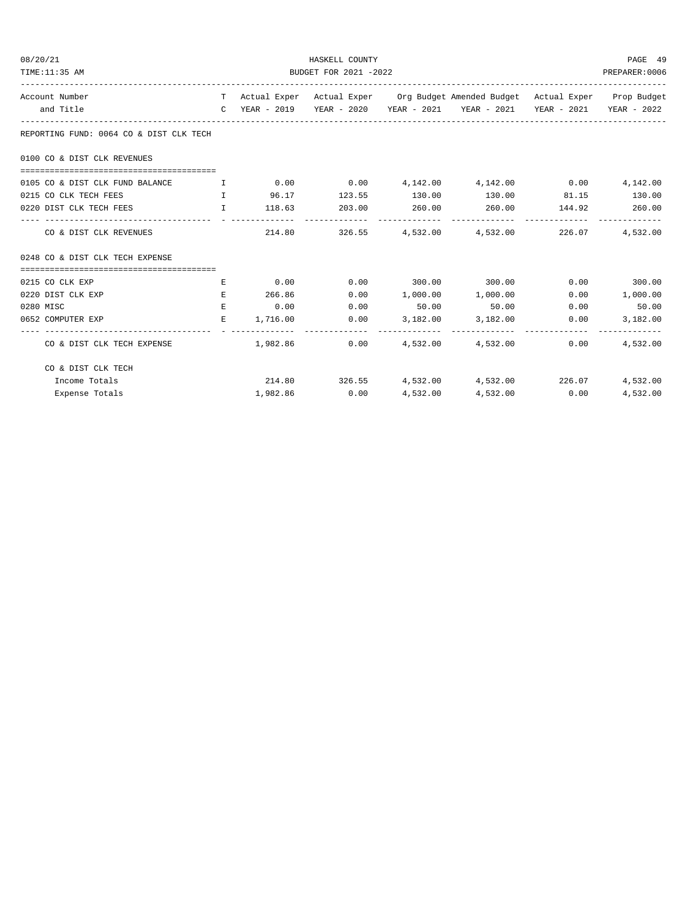REPORTING FUND: 0064 CO & DIST CLK TECH

| Account Number and Title | TC | Actual Exper YEAR - 2019 | Actual Exper YEAR - 2020 | Org Budget YEAR - 2021 | Amended Budget YEAR - 2021 | Actual Exper YEAR - 2021 | Prop Budget YEAR - 2022 |
|---|---|---|---|---|---|---|---|
| **0100 CO & DIST CLK REVENUES** | | | | | | | |
| 0105 CO & DIST CLK FUND BALANCE | I | 0.00 | 0.00 | 4,142.00 | 4,142.00 | 0.00 | 4,142.00 |
| 0215 CO CLK TECH FEES | I | 96.17 | 123.55 | 130.00 | 130.00 | 81.15 | 130.00 |
| 0220 DIST CLK TECH FEES | I | 118.63 | 203.00 | 260.00 | 260.00 | 144.92 | 260.00 |
| CO & DIST CLK REVENUES | | 214.80 | 326.55 | 4,532.00 | 4,532.00 | 226.07 | 4,532.00 |
| **0248 CO & DIST CLK TECH EXPENSE** | | | | | | | |
| 0215 CO CLK EXP | E | 0.00 | 0.00 | 300.00 | 300.00 | 0.00 | 300.00 |
| 0220 DIST CLK EXP | E | 266.86 | 0.00 | 1,000.00 | 1,000.00 | 0.00 | 1,000.00 |
| 0280 MISC | E | 0.00 | 0.00 | 50.00 | 50.00 | 0.00 | 50.00 |
| 0652 COMPUTER EXP | E | 1,716.00 | 0.00 | 3,182.00 | 3,182.00 | 0.00 | 3,182.00 |
| CO & DIST CLK TECH EXPENSE | | 1,982.86 | 0.00 | 4,532.00 | 4,532.00 | 0.00 | 4,532.00 |
| **CO & DIST CLK TECH** | | | | | | | |
| Income Totals | | 214.80 | 326.55 | 4,532.00 | 4,532.00 | 226.07 | 4,532.00 |
| Expense Totals | | 1,982.86 | 0.00 | 4,532.00 | 4,532.00 | 0.00 | 4,532.00 |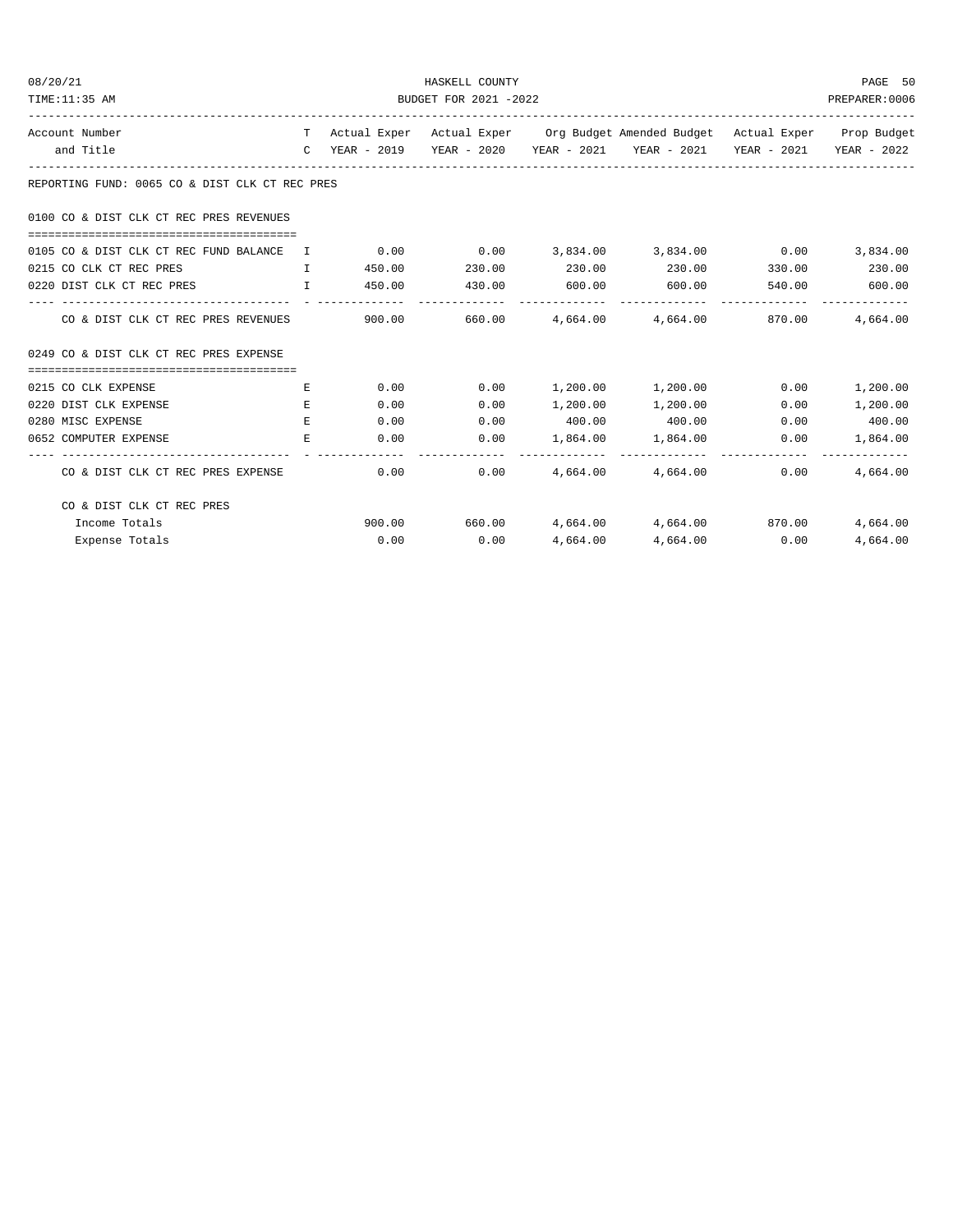HASKELL COUNTY

BUDGET FOR 2021 -2022

| Account Number and Title | T C | Actual Exper YEAR - 2019 | Actual Exper YEAR - 2020 | Org Budget YEAR - 2021 | Amended Budget YEAR - 2021 | Actual Exper YEAR - 2021 | Prop Budget YEAR - 2022 |
|---|---|---|---|---|---|---|---|
| **REPORTING FUND: 0065 CO & DIST CLK CT REC PRES** | | | | | | | |
| **0100 CO & DIST CLK CT REC PRES REVENUES** | | | | | | | |
| 0105 CO & DIST CLK CT REC FUND BALANCE | I | 0.00 | 0.00 | 3,834.00 | 3,834.00 | 0.00 | 3,834.00 |
| 0215 CO CLK CT REC PRES | I | 450.00 | 230.00 | 230.00 | 230.00 | 330.00 | 230.00 |
| 0220 DIST CLK CT REC PRES | I | 450.00 | 430.00 | 600.00 | 600.00 | 540.00 | 600.00 |
| CO & DIST CLK CT REC PRES REVENUES | | 900.00 | 660.00 | 4,664.00 | 4,664.00 | 870.00 | 4,664.00 |
| **0249 CO & DIST CLK CT REC PRES EXPENSE** | | | | | | | |
| 0215 CO CLK EXPENSE | E | 0.00 | 0.00 | 1,200.00 | 1,200.00 | 0.00 | 1,200.00 |
| 0220 DIST CLK EXPENSE | E | 0.00 | 0.00 | 1,200.00 | 1,200.00 | 0.00 | 1,200.00 |
| 0280 MISC EXPENSE | E | 0.00 | 0.00 | 400.00 | 400.00 | 0.00 | 400.00 |
| 0652 COMPUTER EXPENSE | E | 0.00 | 0.00 | 1,864.00 | 1,864.00 | 0.00 | 1,864.00 |
| CO & DIST CLK CT REC PRES EXPENSE | | 0.00 | 0.00 | 4,664.00 | 4,664.00 | 0.00 | 4,664.00 |
| **CO & DIST CLK CT REC PRES** | | | | | | | |
| Income Totals | | 900.00 | 660.00 | 4,664.00 | 4,664.00 | 870.00 | 4,664.00 |
| Expense Totals | | 0.00 | 0.00 | 4,664.00 | 4,664.00 | 0.00 | 4,664.00 |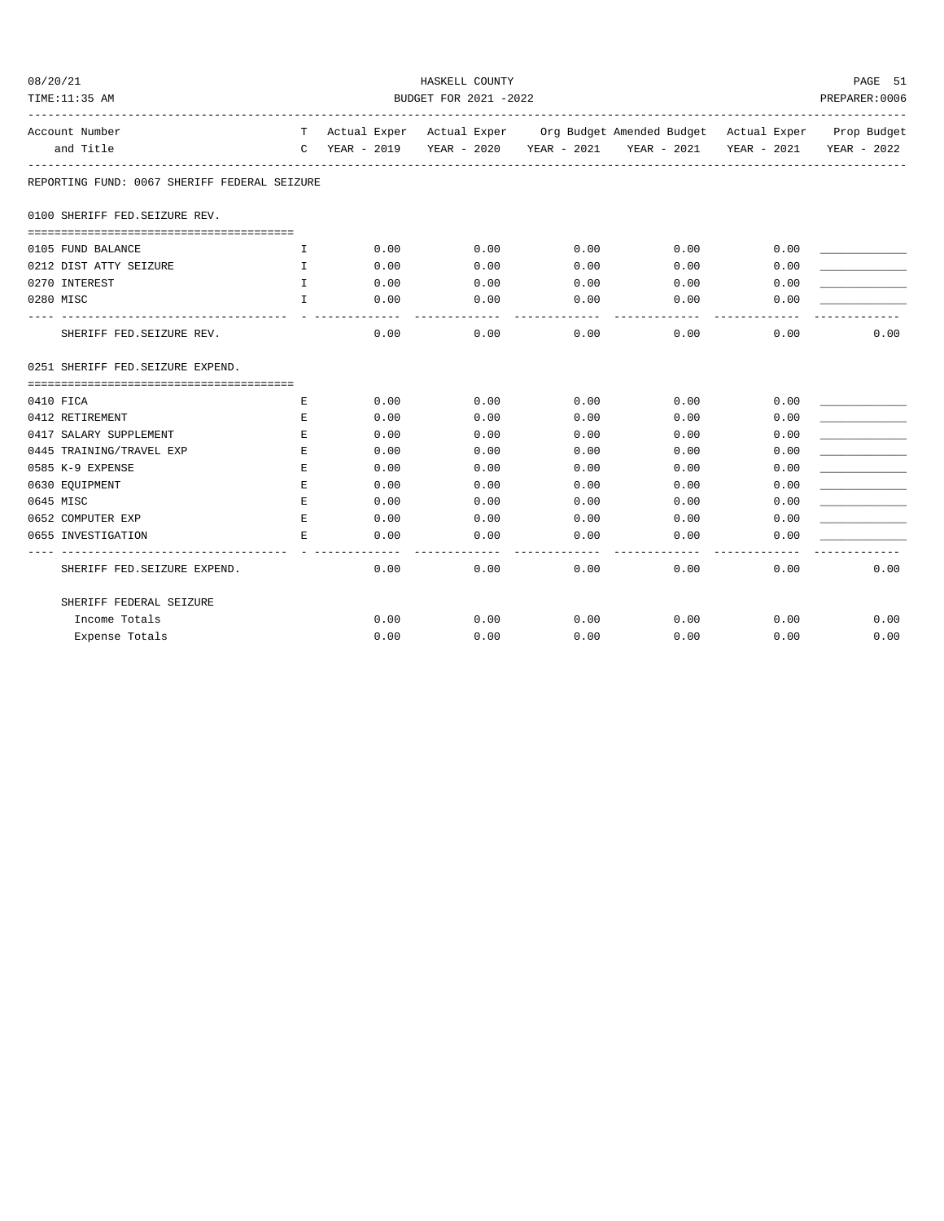HASKELL COUNTY
BUDGET FOR 2021 -2022

| Account Number and Title | TC | Actual Exper YEAR - 2019 | Actual Exper YEAR - 2020 | Org Budget YEAR - 2021 | Amended Budget YEAR - 2021 | Actual Exper YEAR - 2021 | Prop Budget YEAR - 2022 |
|---|---|---|---|---|---|---|---|
| **REPORTING FUND: 0067 SHERIFF FEDERAL SEIZURE** | | | | | | | |
| **0100 SHERIFF FED.SEIZURE REV.** | | | | | | | |
| 0105 FUND BALANCE | I | 0.00 | 0.00 | 0.00 | 0.00 | 0.00 | ____________ |
| 0212 DIST ATTY SEIZURE | I | 0.00 | 0.00 | 0.00 | 0.00 | 0.00 | ____________ |
| 0270 INTEREST | I | 0.00 | 0.00 | 0.00 | 0.00 | 0.00 | ____________ |
| 0280 MISC | I | 0.00 | 0.00 | 0.00 | 0.00 | 0.00 | ____________ |
| SHERIFF FED.SEIZURE REV. | | 0.00 | 0.00 | 0.00 | 0.00 | 0.00 | 0.00 |
| **0251 SHERIFF FED.SEIZURE EXPEND.** | | | | | | | |
| 0410 FICA | E | 0.00 | 0.00 | 0.00 | 0.00 | 0.00 | ____________ |
| 0412 RETIREMENT | E | 0.00 | 0.00 | 0.00 | 0.00 | 0.00 | ____________ |
| 0417 SALARY SUPPLEMENT | E | 0.00 | 0.00 | 0.00 | 0.00 | 0.00 | ____________ |
| 0445 TRAINING/TRAVEL EXP | E | 0.00 | 0.00 | 0.00 | 0.00 | 0.00 | ____________ |
| 0585 K-9 EXPENSE | E | 0.00 | 0.00 | 0.00 | 0.00 | 0.00 | ____________ |
| 0630 EQUIPMENT | E | 0.00 | 0.00 | 0.00 | 0.00 | 0.00 | ____________ |
| 0645 MISC | E | 0.00 | 0.00 | 0.00 | 0.00 | 0.00 | ____________ |
| 0652 COMPUTER EXP | E | 0.00 | 0.00 | 0.00 | 0.00 | 0.00 | ____________ |
| 0655 INVESTIGATION | E | 0.00 | 0.00 | 0.00 | 0.00 | 0.00 | ____________ |
| SHERIFF FED.SEIZURE EXPEND. | | 0.00 | 0.00 | 0.00 | 0.00 | 0.00 | 0.00 |
| **SHERIFF FEDERAL SEIZURE** | | | | | | | |
| Income Totals | | 0.00 | 0.00 | 0.00 | 0.00 | 0.00 | 0.00 |
| Expense Totals | | 0.00 | 0.00 | 0.00 | 0.00 | 0.00 | 0.00 |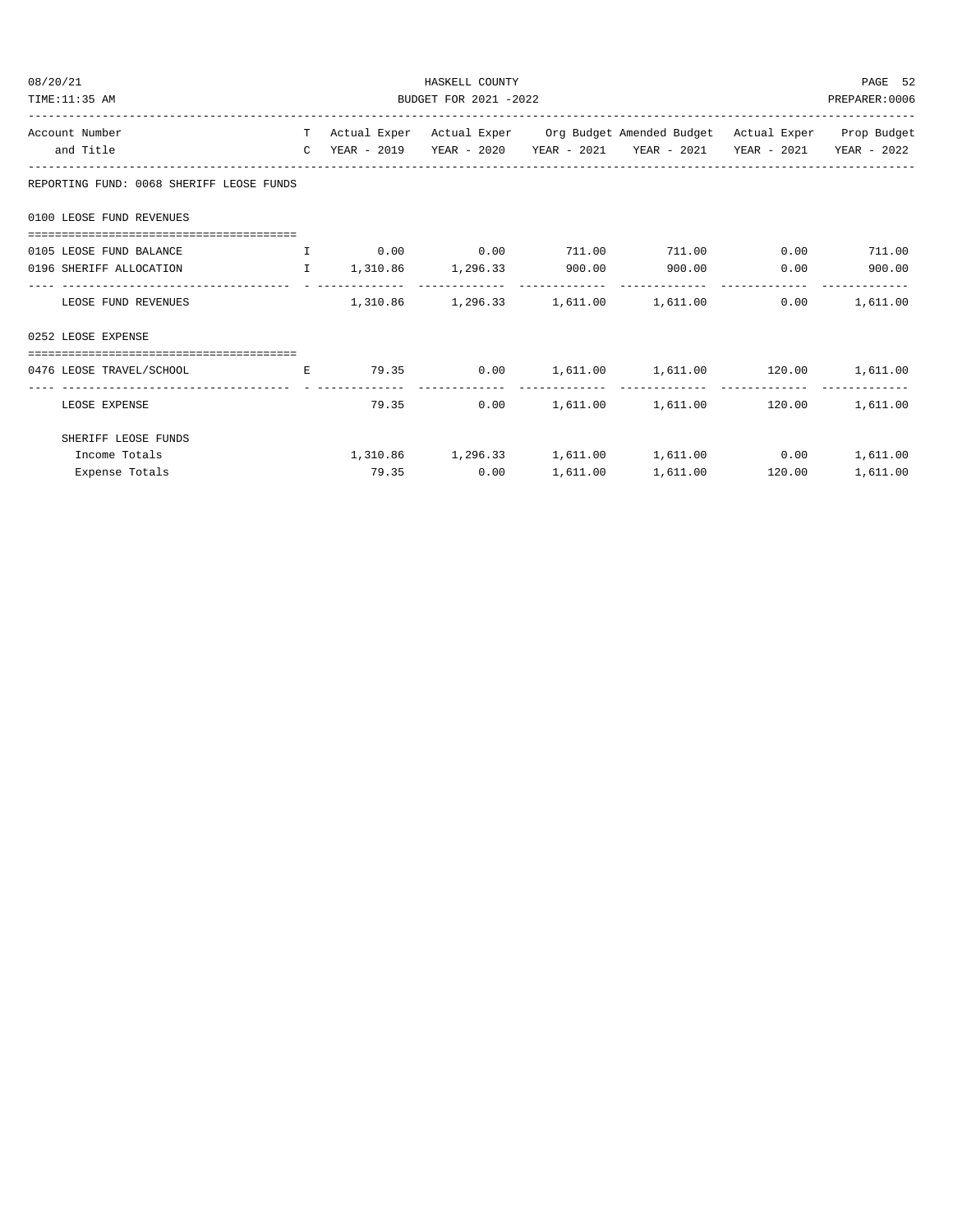REPORTING FUND: 0068 SHERIFF LEOSE FUNDS

| Account Number and Title | TC | Actual Exper YEAR - 2019 | Actual Exper YEAR - 2020 | Org Budget YEAR - 2021 | Amended Budget YEAR - 2021 | Actual Exper YEAR - 2021 | Prop Budget YEAR - 2022 |
|---|---|---|---|---|---|---|---|
| **0100 LEOSE FUND REVENUES** | | | | | | | |
| 0105 LEOSE FUND BALANCE | I | 0.00 | 0.00 | 711.00 | 711.00 | 0.00 | 711.00 |
| 0196 SHERIFF ALLOCATION | I | 1,310.86 | 1,296.33 | 900.00 | 900.00 | 0.00 | 900.00 |
| LEOSE FUND REVENUES | | 1,310.86 | 1,296.33 | 1,611.00 | 1,611.00 | 0.00 | 1,611.00 |
| **0252 LEOSE EXPENSE** | | | | | | | |
| 0476 LEOSE TRAVEL/SCHOOL | E | 79.35 | 0.00 | 1,611.00 | 1,611.00 | 120.00 | 1,611.00 |
| LEOSE EXPENSE | | 79.35 | 0.00 | 1,611.00 | 1,611.00 | 120.00 | 1,611.00 |
| **SHERIFF LEOSE FUNDS** | | | | | | | |
| Income Totals | | 1,310.86 | 1,296.33 | 1,611.00 | 1,611.00 | 0.00 | 1,611.00 |
| Expense Totals | | 79.35 | 0.00 | 1,611.00 | 1,611.00 | 120.00 | 1,611.00 |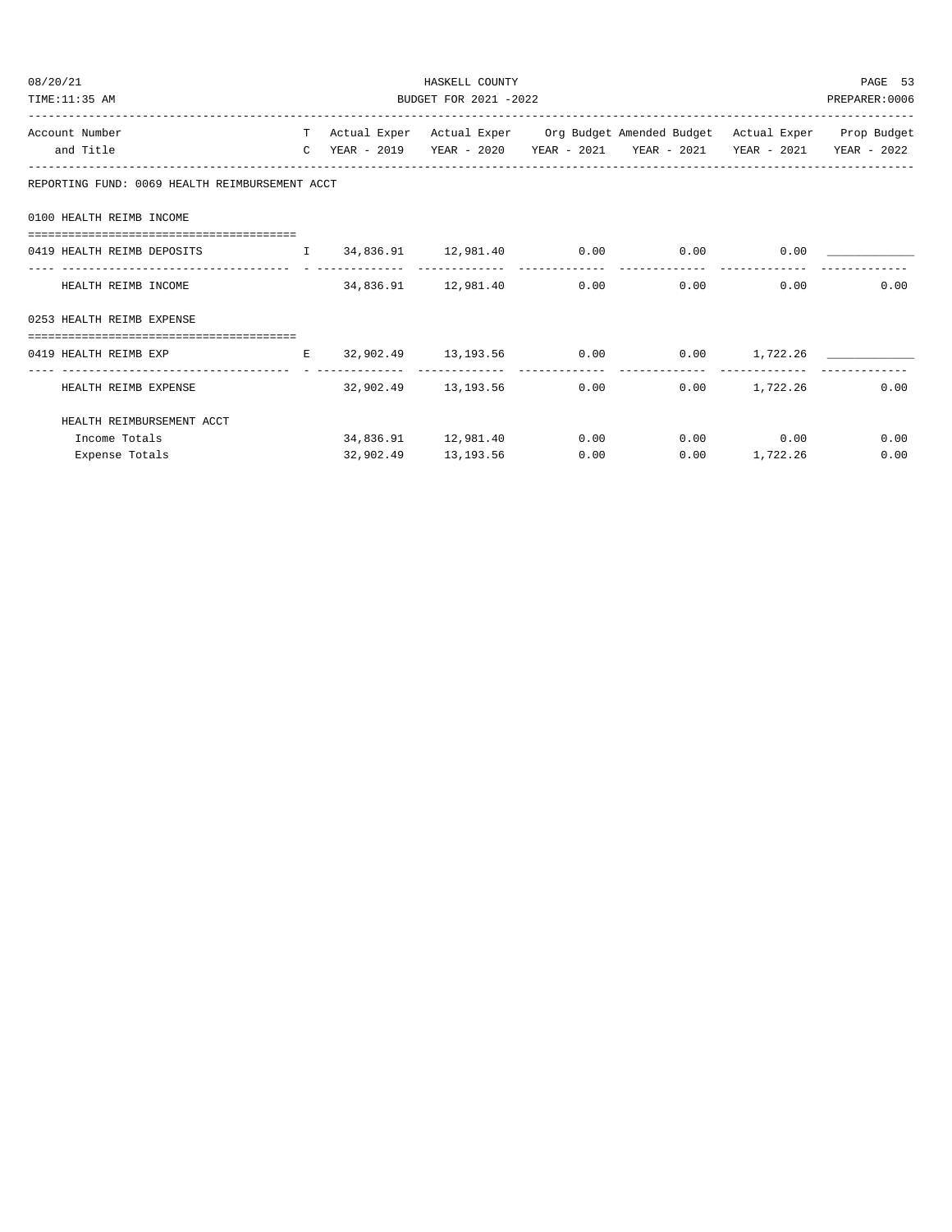REPORTING FUND: 0069 HEALTH REIMBURSEMENT ACCT

| Account Number and Title | TC | Actual Exper YEAR - 2019 | Actual Exper YEAR - 2020 | Org Budget YEAR - 2021 | Amended Budget YEAR - 2021 | Actual Exper YEAR - 2021 | Prop Budget YEAR - 2022 |
|---|---|---|---|---|---|---|---|
| **0100 HEALTH REIMB INCOME** | | | | | | | |
| 0419 HEALTH REIMB DEPOSITS | I | 34,836.91 | 12,981.40 | 0.00 | 0.00 | 0.00 | ____________ |
| HEALTH REIMB INCOME | | 34,836.91 | 12,981.40 | 0.00 | 0.00 | 0.00 | 0.00 |
| **0253 HEALTH REIMB EXPENSE** | | | | | | | |
| 0419 HEALTH REIMB EXP | E | 32,902.49 | 13,193.56 | 0.00 | 0.00 | 1,722.26 | ____________ |
| HEALTH REIMB EXPENSE | | 32,902.49 | 13,193.56 | 0.00 | 0.00 | 1,722.26 | 0.00 |
| **HEALTH REIMBURSEMENT ACCT** | | | | | | | |
| Income Totals | | 34,836.91 | 12,981.40 | 0.00 | 0.00 | 0.00 | 0.00 |
| Expense Totals | | 32,902.49 | 13,193.56 | 0.00 | 0.00 | 1,722.26 | 0.00 |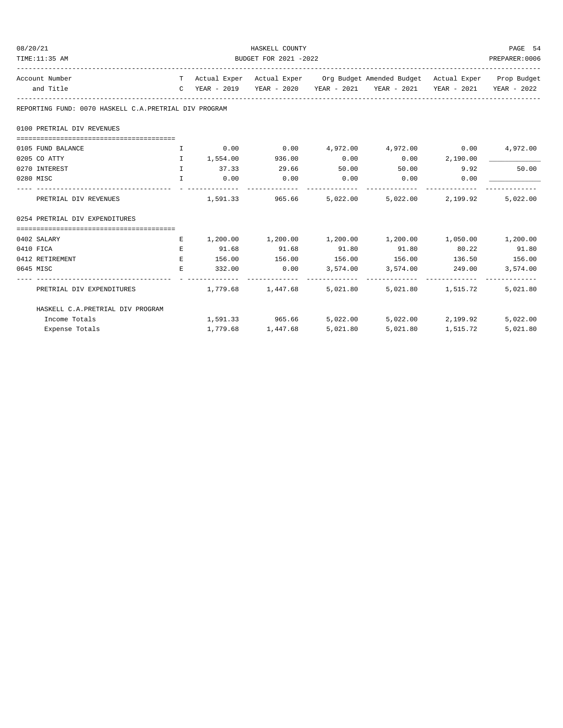REPORTING FUND: 0070 HASKELL C.A.PRETRIAL DIV PROGRAM

| Account Number and Title | TC | Actual Exper YEAR - 2019 | Actual Exper YEAR - 2020 | Org Budget YEAR - 2021 | Amended Budget YEAR - 2021 | Actual Exper YEAR - 2021 | Prop Budget YEAR - 2022 |
|---|---|---|---|---|---|---|---|
| **0100 PRETRIAL DIV REVENUES** | | | | | | | |
| 0105 FUND BALANCE | I | 0.00 | 0.00 | 4,972.00 | 4,972.00 | 0.00 | 4,972.00 |
| 0205 CO ATTY | I | 1,554.00 | 936.00 | 0.00 | 0.00 | 2,190.00 | ____________ |
| 0270 INTEREST | I | 37.33 | 29.66 | 50.00 | 50.00 | 9.92 | 50.00 |
| 0280 MISC | I | 0.00 | 0.00 | 0.00 | 0.00 | 0.00 | ____________ |
| PRETRIAL DIV REVENUES | | 1,591.33 | 965.66 | 5,022.00 | 5,022.00 | 2,199.92 | 5,022.00 |
| **0254 PRETRIAL DIV EXPENDITURES** | | | | | | | |
| 0402 SALARY | E | 1,200.00 | 1,200.00 | 1,200.00 | 1,200.00 | 1,050.00 | 1,200.00 |
| 0410 FICA | E | 91.68 | 91.68 | 91.80 | 91.80 | 80.22 | 91.80 |
| 0412 RETIREMENT | E | 156.00 | 156.00 | 156.00 | 156.00 | 136.50 | 156.00 |
| 0645 MISC | E | 332.00 | 0.00 | 3,574.00 | 3,574.00 | 249.00 | 3,574.00 |
| PRETRIAL DIV EXPENDITURES | | 1,779.68 | 1,447.68 | 5,021.80 | 5,021.80 | 1,515.72 | 5,021.80 |
| **HASKELL C.A.PRETRIAL DIV PROGRAM** | | | | | | | |
| Income Totals | | 1,591.33 | 965.66 | 5,022.00 | 5,022.00 | 2,199.92 | 5,022.00 |
| Expense Totals | | 1,779.68 | 1,447.68 | 5,021.80 | 5,021.80 | 1,515.72 | 5,021.80 |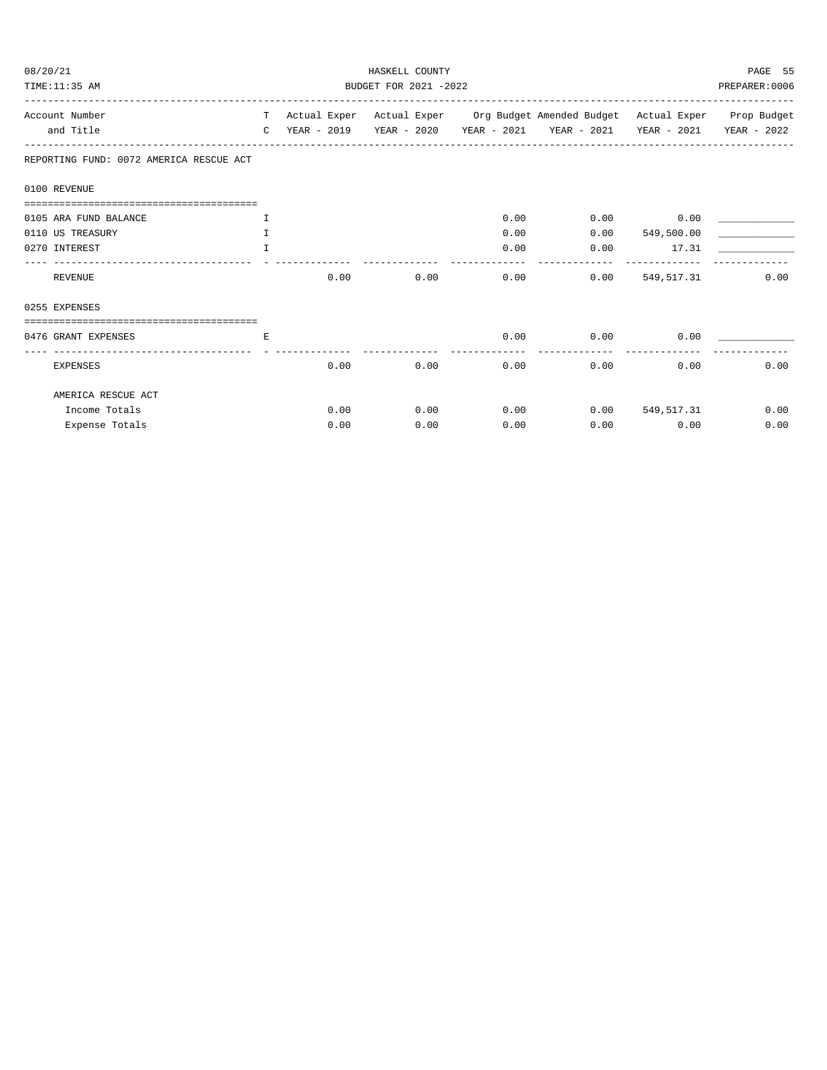REPORTING FUND: 0072 AMERICA RESCUE ACT

| Account Number and Title | T C | Actual Exper YEAR - 2019 | Actual Exper YEAR - 2020 | Org Budget YEAR - 2021 | Amended Budget YEAR - 2021 | Actual Exper YEAR - 2021 | Prop Budget YEAR - 2022 |
|---|---|---|---|---|---|---|---|
| **0100 REVENUE** | | | | | | | |
| 0105 ARA FUND BALANCE | I | | | 0.00 | 0.00 | 0.00 | ____________ |
| 0110 US TREASURY | I | | | 0.00 | 0.00 | 549,500.00 | ____________ |
| 0270 INTEREST | I | | | 0.00 | 0.00 | 17.31 | ____________ |
| REVENUE | | 0.00 | 0.00 | 0.00 | 0.00 | 549,517.31 | 0.00 |
| **0255 EXPENSES** | | | | | | | |
| 0476 GRANT EXPENSES | E | | | 0.00 | 0.00 | 0.00 | ____________ |
| EXPENSES | | 0.00 | 0.00 | 0.00 | 0.00 | 0.00 | 0.00 |
| AMERICA RESCUE ACT | | | | | | | |
| Income Totals | | 0.00 | 0.00 | 0.00 | 0.00 | 549,517.31 | 0.00 |
| Expense Totals | | 0.00 | 0.00 | 0.00 | 0.00 | 0.00 | 0.00 |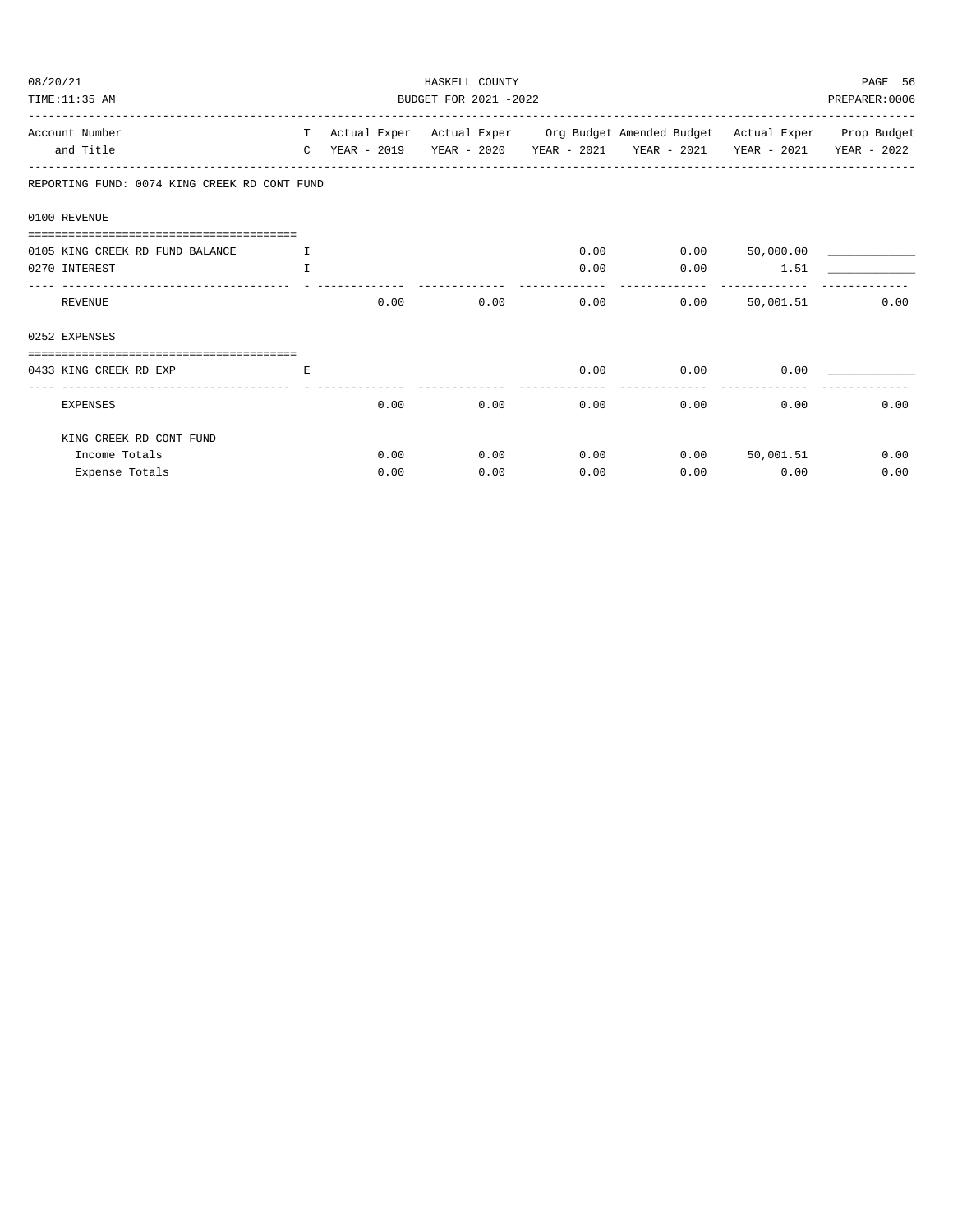HASKELL COUNTY
BUDGET FOR 2021 -2022

08/20/21
TIME:11:35 AM
PREPARER:0006

| Account Number and Title | TC | Actual Exper YEAR - 2019 | Actual Exper YEAR - 2020 | Org Budget YEAR - 2021 | Amended Budget YEAR - 2021 | Actual Exper YEAR - 2021 | Prop Budget YEAR - 2022 |
|---|---|---|---|---|---|---|---|
| **REPORTING FUND: 0074 KING CREEK RD CONT FUND** | | | | | | | |
| **0100 REVENUE** | | | | | | | |
| 0105 KING CREEK RD FUND BALANCE | I | | | 0.00 | 0.00 | 50,000.00 | ____________ |
| 0270 INTEREST | I | | | 0.00 | 0.00 | 1.51 | ____________ |
| REVENUE | | 0.00 | 0.00 | 0.00 | 0.00 | 50,001.51 | 0.00 |
| **0252 EXPENSES** | | | | | | | |
| 0433 KING CREEK RD EXP | E | | | 0.00 | 0.00 | 0.00 | ____________ |
| EXPENSES | | 0.00 | 0.00 | 0.00 | 0.00 | 0.00 | 0.00 |
| KING CREEK RD CONT FUND | | | | | | | |
| Income Totals | | 0.00 | 0.00 | 0.00 | 0.00 | 50,001.51 | 0.00 |
| Expense Totals | | 0.00 | 0.00 | 0.00 | 0.00 | 0.00 | 0.00 |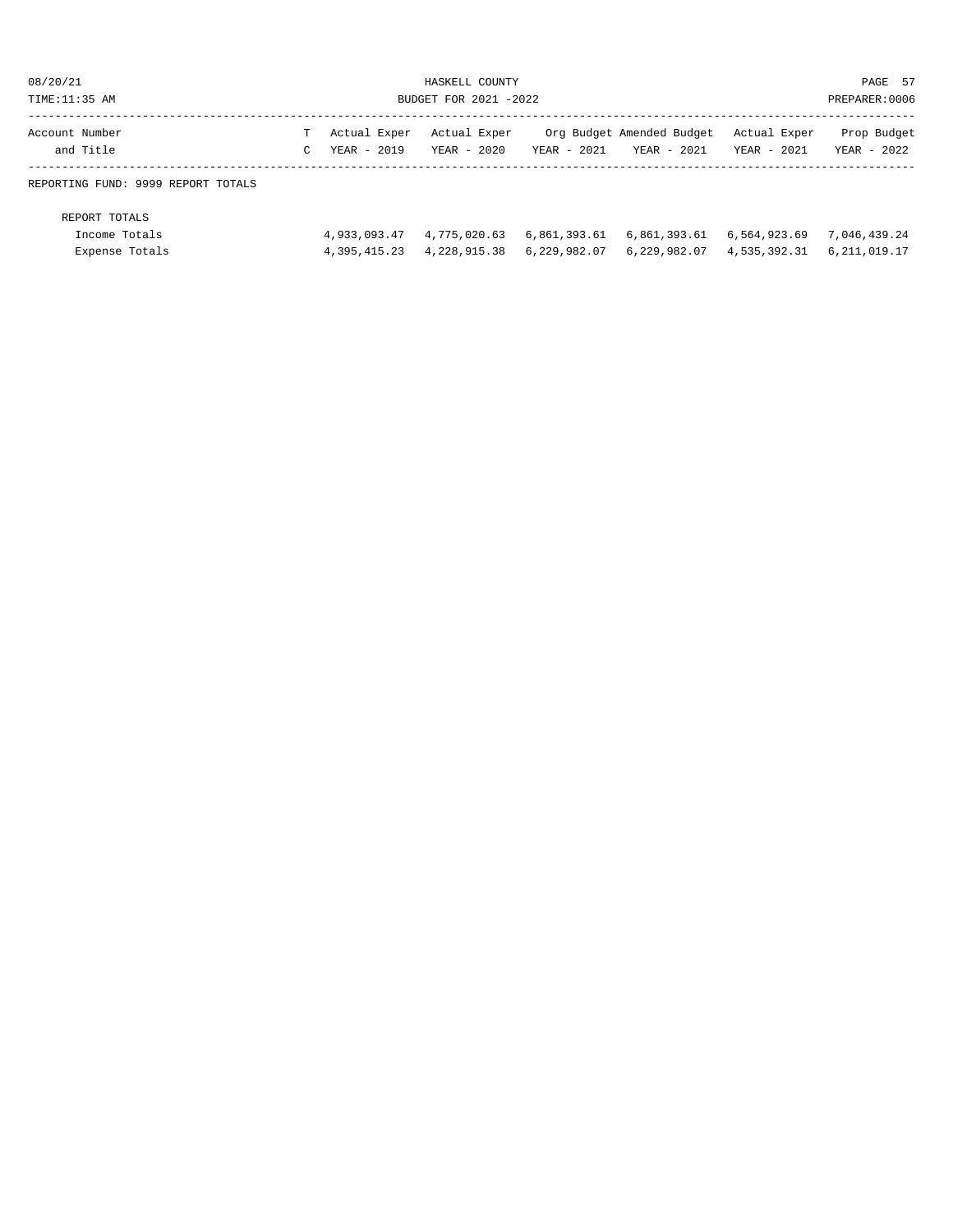| Account Number and Title | T C | Actual Exper YEAR - 2019 | Actual Exper YEAR - 2020 | Org Budget YEAR - 2021 | Amended Budget YEAR - 2021 | Actual Exper YEAR - 2021 | Prop Budget YEAR - 2022 |
|---|---|---|---|---|---|---|---|
| REPORTING FUND: 9999 REPORT TOTALS | | | | | | | |
| REPORT TOTALS | | | | | | | |
| Income Totals | | 4,933,093.47 | 4,775,020.63 | 6,861,393.61 | 6,861,393.61 | 6,564,923.69 | 7,046,439.24 |
| Expense Totals | | 4,395,415.23 | 4,228,915.38 | 6,229,982.07 | 6,229,982.07 | 4,535,392.31 | 6,211,019.17 |